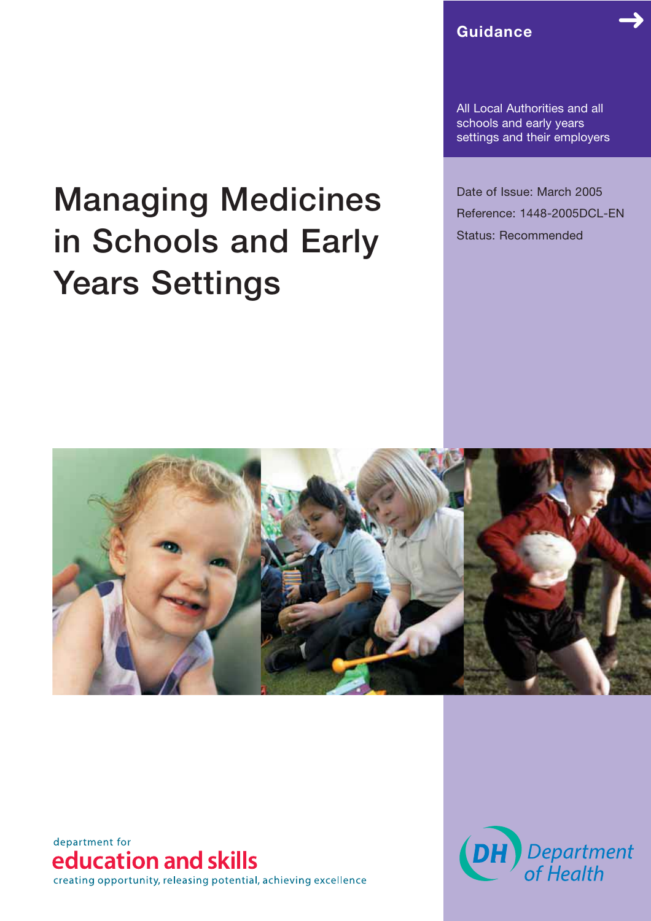**Guidance**

All Local Authorities and all schools and early years settings and their employers

# Managing Medicines in Schools and Early Years Settings

Date of Issue: March 2005

Reference: 1448-2005DCL-EN

Status: Recommended

department for
education and skills
creating opportunity, releasing potential, achieving excellence

DH Department of Health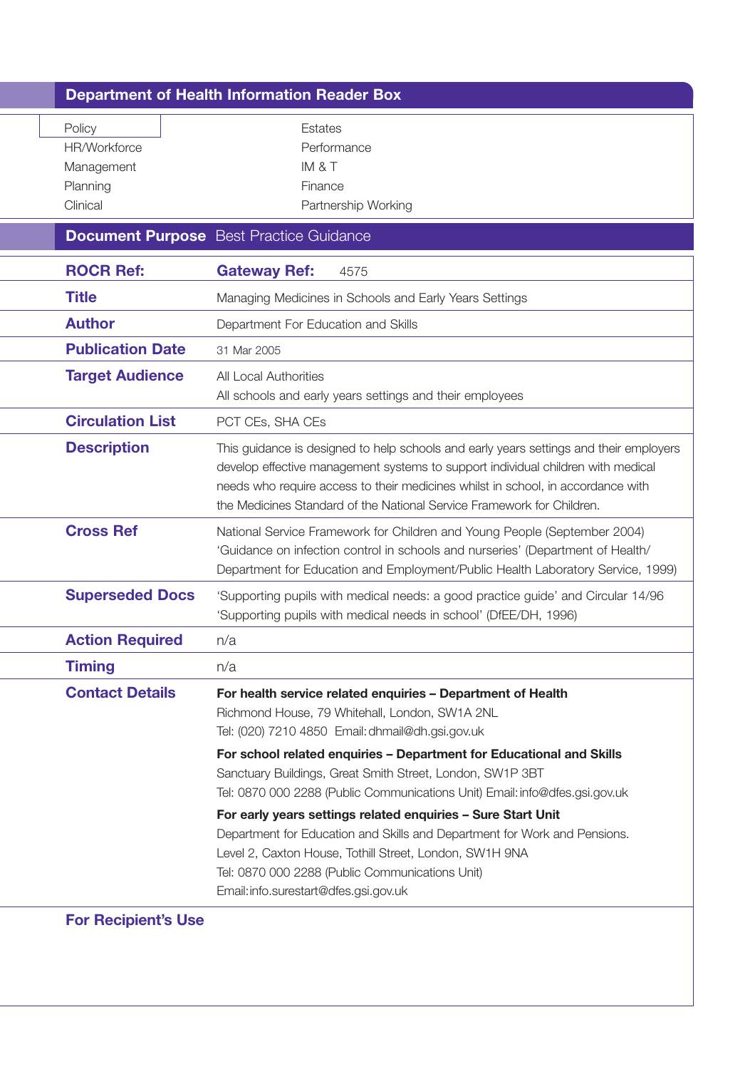## Department of Health Information Reader Box

| | |
|---|---|
| Policy | Estates |
| HR/Workforce | Performance |
| Management | IM & T |
| Planning | Finance |
| Clinical | Partnership Working |

| **Document Purpose** | Best Practice Guidance |
|---|---|
| **ROCR Ref:** | **Gateway Ref:** 4575 |
| **Title** | Managing Medicines in Schools and Early Years Settings |
| **Author** | Department For Education and Skills |
| **Publication Date** | 31 Mar 2005 |
| **Target Audience** | All Local Authorities<br>All schools and early years settings and their employees |
| **Circulation List** | PCT CEs, SHA CEs |
| **Description** | This guidance is designed to help schools and early years settings and their employers develop effective management systems to support individual children with medical needs who require access to their medicines whilst in school, in accordance with the Medicines Standard of the National Service Framework for Children. |
| **Cross Ref** | National Service Framework for Children and Young People (September 2004)<br>'Guidance on infection control in schools and nurseries' (Department of Health/ Department for Education and Employment/Public Health Laboratory Service, 1999) |
| **Superseded Docs** | 'Supporting pupils with medical needs: a good practice guide' and Circular 14/96 'Supporting pupils with medical needs in school' (DfEE/DH, 1996) |
| **Action Required** | n/a |
| **Timing** | n/a |
| **Contact Details** | **For health service related enquiries – Department of Health**<br>Richmond House, 79 Whitehall, London, SW1A 2NL<br>Tel: (020) 7210 4850 Email: dhmail@dh.gsi.gov.uk<br><br>**For school related enquiries – Department for Educational and Skills**<br>Sanctuary Buildings, Great Smith Street, London, SW1P 3BT<br>Tel: 0870 000 2288 (Public Communications Unit) Email: info@dfes.gsi.gov.uk<br><br>**For early years settings related enquiries – Sure Start Unit**<br>Department for Education and Skills and Department for Work and Pensions.<br>Level 2, Caxton House, Tothill Street, London, SW1H 9NA<br>Tel: 0870 000 2288 (Public Communications Unit)<br>Email: info.surestart@dfes.gsi.gov.uk |
| **For Recipient's Use** | |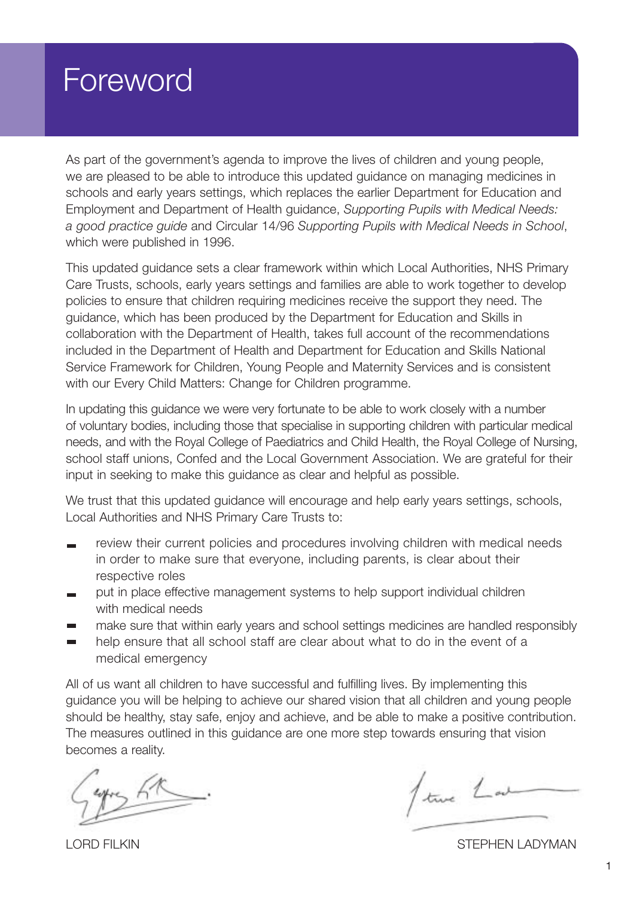# Foreword

As part of the government's agenda to improve the lives of children and young people, we are pleased to be able to introduce this updated guidance on managing medicines in schools and early years settings, which replaces the earlier Department for Education and Employment and Department of Health guidance, *Supporting Pupils with Medical Needs: a good practice guide* and Circular 14/96 *Supporting Pupils with Medical Needs in School*, which were published in 1996.

This updated guidance sets a clear framework within which Local Authorities, NHS Primary Care Trusts, schools, early years settings and families are able to work together to develop policies to ensure that children requiring medicines receive the support they need. The guidance, which has been produced by the Department for Education and Skills in collaboration with the Department of Health, takes full account of the recommendations included in the Department of Health and Department for Education and Skills National Service Framework for Children, Young People and Maternity Services and is consistent with our Every Child Matters: Change for Children programme.

In updating this guidance we were very fortunate to be able to work closely with a number of voluntary bodies, including those that specialise in supporting children with particular medical needs, and with the Royal College of Paediatrics and Child Health, the Royal College of Nursing, school staff unions, Confed and the Local Government Association. We are grateful for their input in seeking to make this guidance as clear and helpful as possible.

We trust that this updated guidance will encourage and help early years settings, schools, Local Authorities and NHS Primary Care Trusts to:

- review their current policies and procedures involving children with medical needs in order to make sure that everyone, including parents, is clear about their respective roles
- put in place effective management systems to help support individual children with medical needs
- make sure that within early years and school settings medicines are handled responsibly
- help ensure that all school staff are clear about what to do in the event of a medical emergency

All of us want all children to have successful and fulfilling lives. By implementing this guidance you will be helping to achieve our shared vision that all children and young people should be healthy, stay safe, enjoy and achieve, and be able to make a positive contribution. The measures outlined in this guidance are one more step towards ensuring that vision becomes a reality.

LORD FILKIN

STEPHEN LADYMAN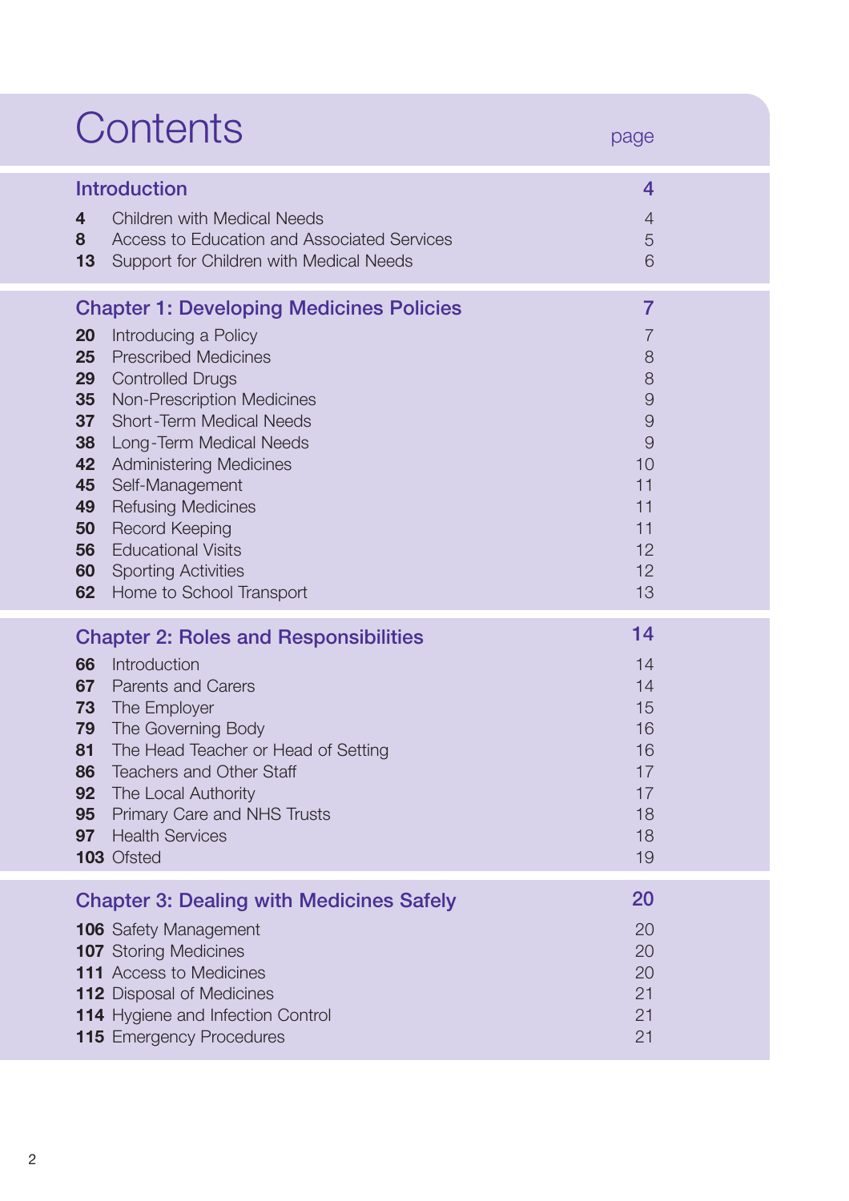# Contents

| | | page |
|---|---|---|
| **Introduction** | | **4** |
| **4** | Children with Medical Needs | 4 |
| **8** | Access to Education and Associated Services | 5 |
| **13** | Support for Children with Medical Needs | 6 |
| **Chapter 1: Developing Medicines Policies** | | **7** |
| **20** | Introducing a Policy | 7 |
| **25** | Prescribed Medicines | 8 |
| **29** | Controlled Drugs | 8 |
| **35** | Non-Prescription Medicines | 9 |
| **37** | Short-Term Medical Needs | 9 |
| **38** | Long-Term Medical Needs | 9 |
| **42** | Administering Medicines | 10 |
| **45** | Self-Management | 11 |
| **49** | Refusing Medicines | 11 |
| **50** | Record Keeping | 11 |
| **56** | Educational Visits | 12 |
| **60** | Sporting Activities | 12 |
| **62** | Home to School Transport | 13 |
| **Chapter 2: Roles and Responsibilities** | | **14** |
| **66** | Introduction | 14 |
| **67** | Parents and Carers | 14 |
| **73** | The Employer | 15 |
| **79** | The Governing Body | 16 |
| **81** | The Head Teacher or Head of Setting | 16 |
| **86** | Teachers and Other Staff | 17 |
| **92** | The Local Authority | 17 |
| **95** | Primary Care and NHS Trusts | 18 |
| **97** | Health Services | 18 |
| **103** | Ofsted | 19 |
| **Chapter 3: Dealing with Medicines Safely** | | **20** |
| **106** | Safety Management | 20 |
| **107** | Storing Medicines | 20 |
| **111** | Access to Medicines | 20 |
| **112** | Disposal of Medicines | 21 |
| **114** | Hygiene and Infection Control | 21 |
| **115** | Emergency Procedures | 21 |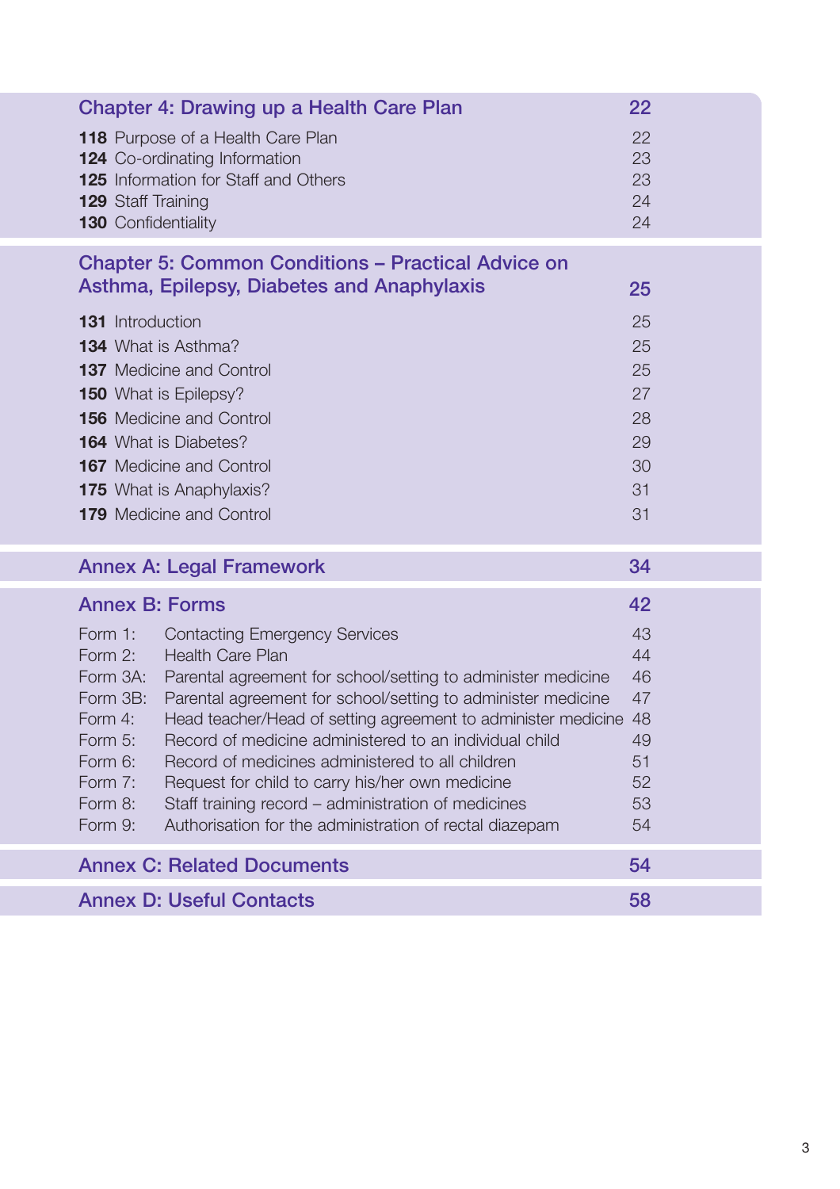## Chapter 4: Drawing up a Health Care Plan — 22

| | |
|---|---|
| **118** Purpose of a Health Care Plan | 22 |
| **124** Co-ordinating Information | 23 |
| **125** Information for Staff and Others | 23 |
| **129** Staff Training | 24 |
| **130** Confidentiality | 24 |

## Chapter 5: Common Conditions – Practical Advice on Asthma, Epilepsy, Diabetes and Anaphylaxis — 25

| | |
|---|---|
| **131** Introduction | 25 |
| **134** What is Asthma? | 25 |
| **137** Medicine and Control | 25 |
| **150** What is Epilepsy? | 27 |
| **156** Medicine and Control | 28 |
| **164** What is Diabetes? | 29 |
| **167** Medicine and Control | 30 |
| **175** What is Anaphylaxis? | 31 |
| **179** Medicine and Control | 31 |

## Annex A: Legal Framework — 34

## Annex B: Forms — 42

| | | |
|---|---|---|
| Form 1: | Contacting Emergency Services | 43 |
| Form 2: | Health Care Plan | 44 |
| Form 3A: | Parental agreement for school/setting to administer medicine | 46 |
| Form 3B: | Parental agreement for school/setting to administer medicine | 47 |
| Form 4: | Head teacher/Head of setting agreement to administer medicine | 48 |
| Form 5: | Record of medicine administered to an individual child | 49 |
| Form 6: | Record of medicines administered to all children | 51 |
| Form 7: | Request for child to carry his/her own medicine | 52 |
| Form 8: | Staff training record – administration of medicines | 53 |
| Form 9: | Authorisation for the administration of rectal diazepam | 54 |

## Annex C: Related Documents — 54

## Annex D: Useful Contacts — 58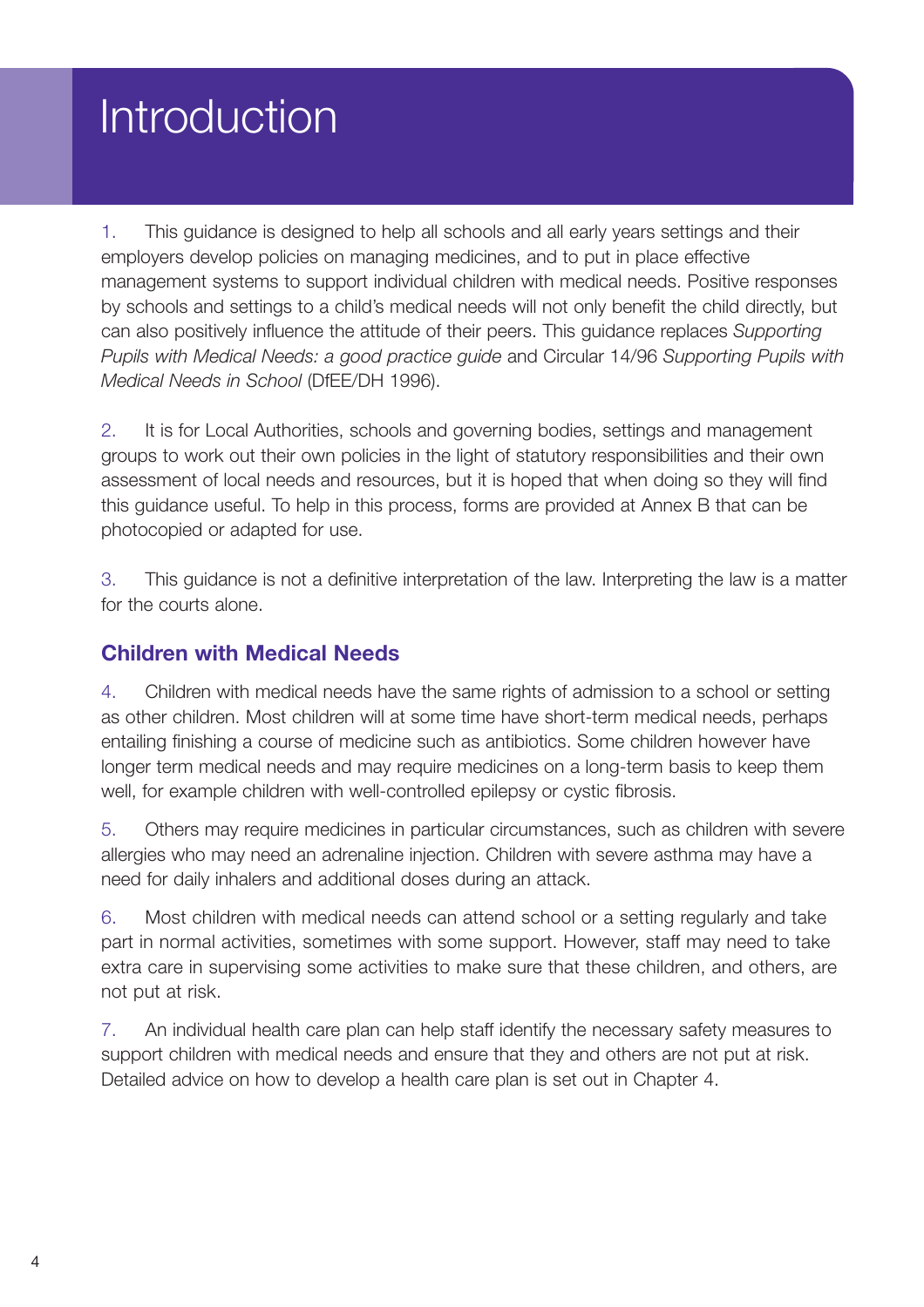# Introduction

1. This guidance is designed to help all schools and all early years settings and their employers develop policies on managing medicines, and to put in place effective management systems to support individual children with medical needs. Positive responses by schools and settings to a child's medical needs will not only benefit the child directly, but can also positively influence the attitude of their peers. This guidance replaces *Supporting Pupils with Medical Needs: a good practice guide* and Circular 14/96 *Supporting Pupils with Medical Needs in School* (DfEE/DH 1996).

2. It is for Local Authorities, schools and governing bodies, settings and management groups to work out their own policies in the light of statutory responsibilities and their own assessment of local needs and resources, but it is hoped that when doing so they will find this guidance useful. To help in this process, forms are provided at Annex B that can be photocopied or adapted for use.

3. This guidance is not a definitive interpretation of the law. Interpreting the law is a matter for the courts alone.

## Children with Medical Needs

4. Children with medical needs have the same rights of admission to a school or setting as other children. Most children will at some time have short-term medical needs, perhaps entailing finishing a course of medicine such as antibiotics. Some children however have longer term medical needs and may require medicines on a long-term basis to keep them well, for example children with well-controlled epilepsy or cystic fibrosis.

5. Others may require medicines in particular circumstances, such as children with severe allergies who may need an adrenaline injection. Children with severe asthma may have a need for daily inhalers and additional doses during an attack.

6. Most children with medical needs can attend school or a setting regularly and take part in normal activities, sometimes with some support. However, staff may need to take extra care in supervising some activities to make sure that these children, and others, are not put at risk.

7. An individual health care plan can help staff identify the necessary safety measures to support children with medical needs and ensure that they and others are not put at risk. Detailed advice on how to develop a health care plan is set out in Chapter 4.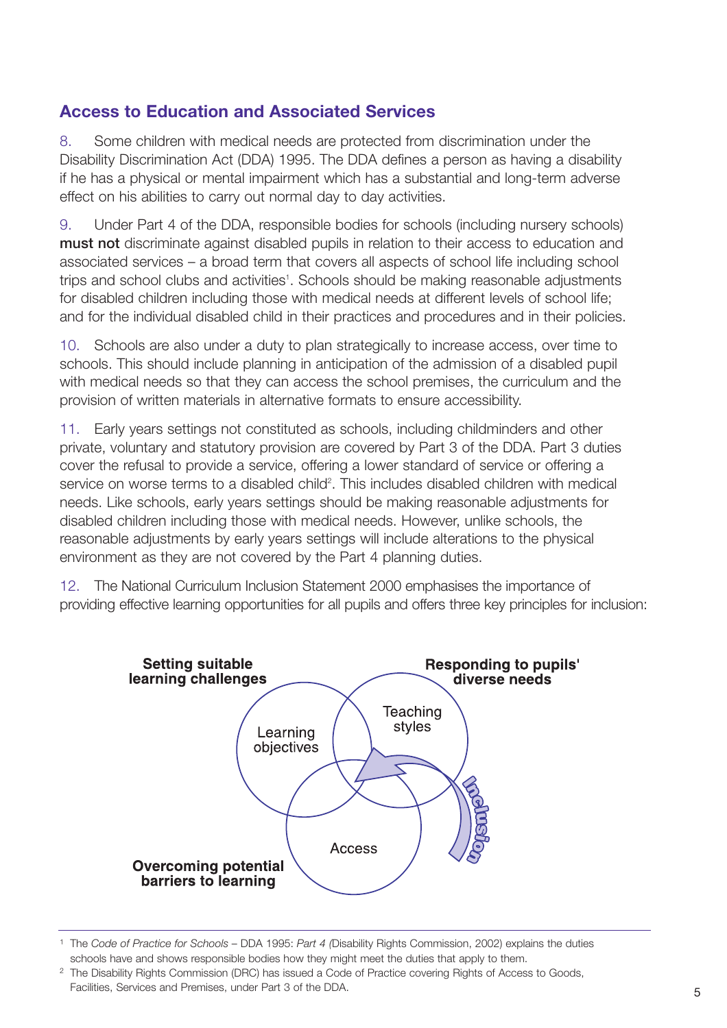## Access to Education and Associated Services

8. Some children with medical needs are protected from discrimination under the Disability Discrimination Act (DDA) 1995. The DDA defines a person as having a disability if he has a physical or mental impairment which has a substantial and long-term adverse effect on his abilities to carry out normal day to day activities.

9. Under Part 4 of the DDA, responsible bodies for schools (including nursery schools) **must not** discriminate against disabled pupils in relation to their access to education and associated services – a broad term that covers all aspects of school life including school trips and school clubs and activities[1]. Schools should be making reasonable adjustments for disabled children including those with medical needs at different levels of school life; and for the individual disabled child in their practices and procedures and in their policies.

10. Schools are also under a duty to plan strategically to increase access, over time to schools. This should include planning in anticipation of the admission of a disabled pupil with medical needs so that they can access the school premises, the curriculum and the provision of written materials in alternative formats to ensure accessibility.

11. Early years settings not constituted as schools, including childminders and other private, voluntary and statutory provision are covered by Part 3 of the DDA. Part 3 duties cover the refusal to provide a service, offering a lower standard of service or offering a service on worse terms to a disabled child[2]. This includes disabled children with medical needs. Like schools, early years settings should be making reasonable adjustments for disabled children including those with medical needs. However, unlike schools, the reasonable adjustments by early years settings will include alterations to the physical environment as they are not covered by the Part 4 planning duties.

12. The National Curriculum Inclusion Statement 2000 emphasises the importance of providing effective learning opportunities for all pupils and offers three key principles for inclusion:

- **Setting suitable learning challenges** – Learning objectives
- **Responding to pupils' diverse needs** – Teaching styles
- **Overcoming potential barriers to learning** – Access

Inclusion

---

[1] The *Code of Practice for Schools* – DDA 1995: *Part 4 (*Disability Rights Commission, 2002) explains the duties schools have and shows responsible bodies how they might meet the duties that apply to them.

[2] The Disability Rights Commission (DRC) has issued a Code of Practice covering Rights of Access to Goods, Facilities, Services and Premises, under Part 3 of the DDA.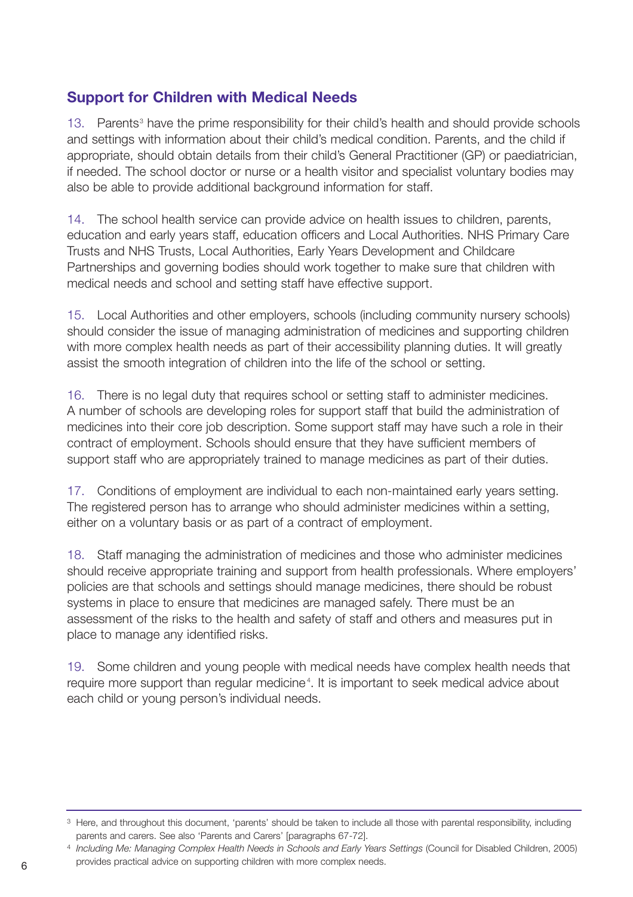## Support for Children with Medical Needs

13. Parents[3] have the prime responsibility for their child's health and should provide schools and settings with information about their child's medical condition. Parents, and the child if appropriate, should obtain details from their child's General Practitioner (GP) or paediatrician, if needed. The school doctor or nurse or a health visitor and specialist voluntary bodies may also be able to provide additional background information for staff.

14. The school health service can provide advice on health issues to children, parents, education and early years staff, education officers and Local Authorities. NHS Primary Care Trusts and NHS Trusts, Local Authorities, Early Years Development and Childcare Partnerships and governing bodies should work together to make sure that children with medical needs and school and setting staff have effective support.

15. Local Authorities and other employers, schools (including community nursery schools) should consider the issue of managing administration of medicines and supporting children with more complex health needs as part of their accessibility planning duties. It will greatly assist the smooth integration of children into the life of the school or setting.

16. There is no legal duty that requires school or setting staff to administer medicines. A number of schools are developing roles for support staff that build the administration of medicines into their core job description. Some support staff may have such a role in their contract of employment. Schools should ensure that they have sufficient members of support staff who are appropriately trained to manage medicines as part of their duties.

17. Conditions of employment are individual to each non-maintained early years setting. The registered person has to arrange who should administer medicines within a setting, either on a voluntary basis or as part of a contract of employment.

18. Staff managing the administration of medicines and those who administer medicines should receive appropriate training and support from health professionals. Where employers' policies are that schools and settings should manage medicines, there should be robust systems in place to ensure that medicines are managed safely. There must be an assessment of the risks to the health and safety of staff and others and measures put in place to manage any identified risks.

19. Some children and young people with medical needs have complex health needs that require more support than regular medicine[4]. It is important to seek medical advice about each child or young person's individual needs.

---

[3] Here, and throughout this document, 'parents' should be taken to include all those with parental responsibility, including parents and carers. See also 'Parents and Carers' [paragraphs 67-72].

[4] *Including Me: Managing Complex Health Needs in Schools and Early Years Settings* (Council for Disabled Children, 2005) provides practical advice on supporting children with more complex needs.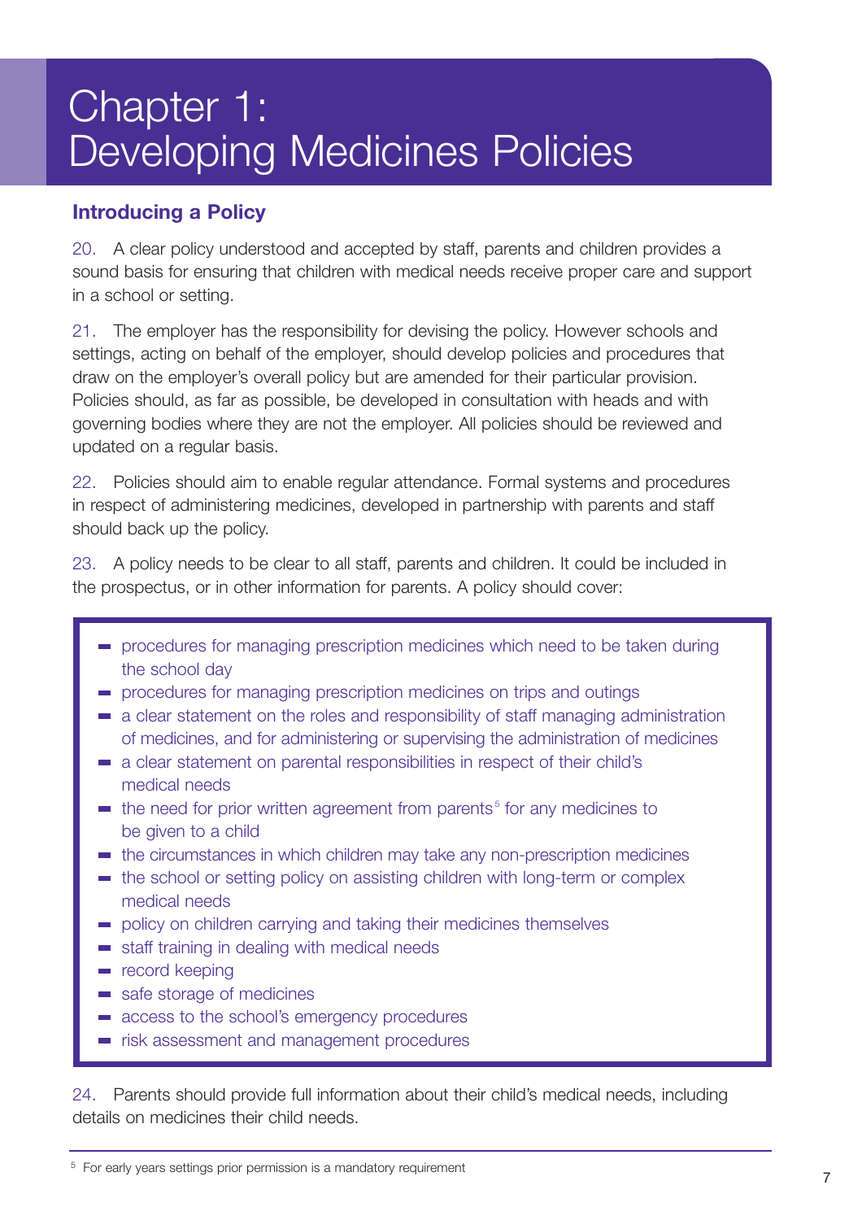# Chapter 1: Developing Medicines Policies

## Introducing a Policy

20. A clear policy understood and accepted by staff, parents and children provides a sound basis for ensuring that children with medical needs receive proper care and support in a school or setting.

21. The employer has the responsibility for devising the policy. However schools and settings, acting on behalf of the employer, should develop policies and procedures that draw on the employer's overall policy but are amended for their particular provision. Policies should, as far as possible, be developed in consultation with heads and with governing bodies where they are not the employer. All policies should be reviewed and updated on a regular basis.

22. Policies should aim to enable regular attendance. Formal systems and procedures in respect of administering medicines, developed in partnership with parents and staff should back up the policy.

23. A policy needs to be clear to all staff, parents and children. It could be included in the prospectus, or in other information for parents. A policy should cover:

- procedures for managing prescription medicines which need to be taken during the school day
- procedures for managing prescription medicines on trips and outings
- a clear statement on the roles and responsibility of staff managing administration of medicines, and for administering or supervising the administration of medicines
- a clear statement on parental responsibilities in respect of their child's medical needs
- the need for prior written agreement from parents[5] for any medicines to be given to a child
- the circumstances in which children may take any non-prescription medicines
- the school or setting policy on assisting children with long-term or complex medical needs
- policy on children carrying and taking their medicines themselves
- staff training in dealing with medical needs
- record keeping
- safe storage of medicines
- access to the school's emergency procedures
- risk assessment and management procedures

24. Parents should provide full information about their child's medical needs, including details on medicines their child needs.

[5] For early years settings prior permission is a mandatory requirement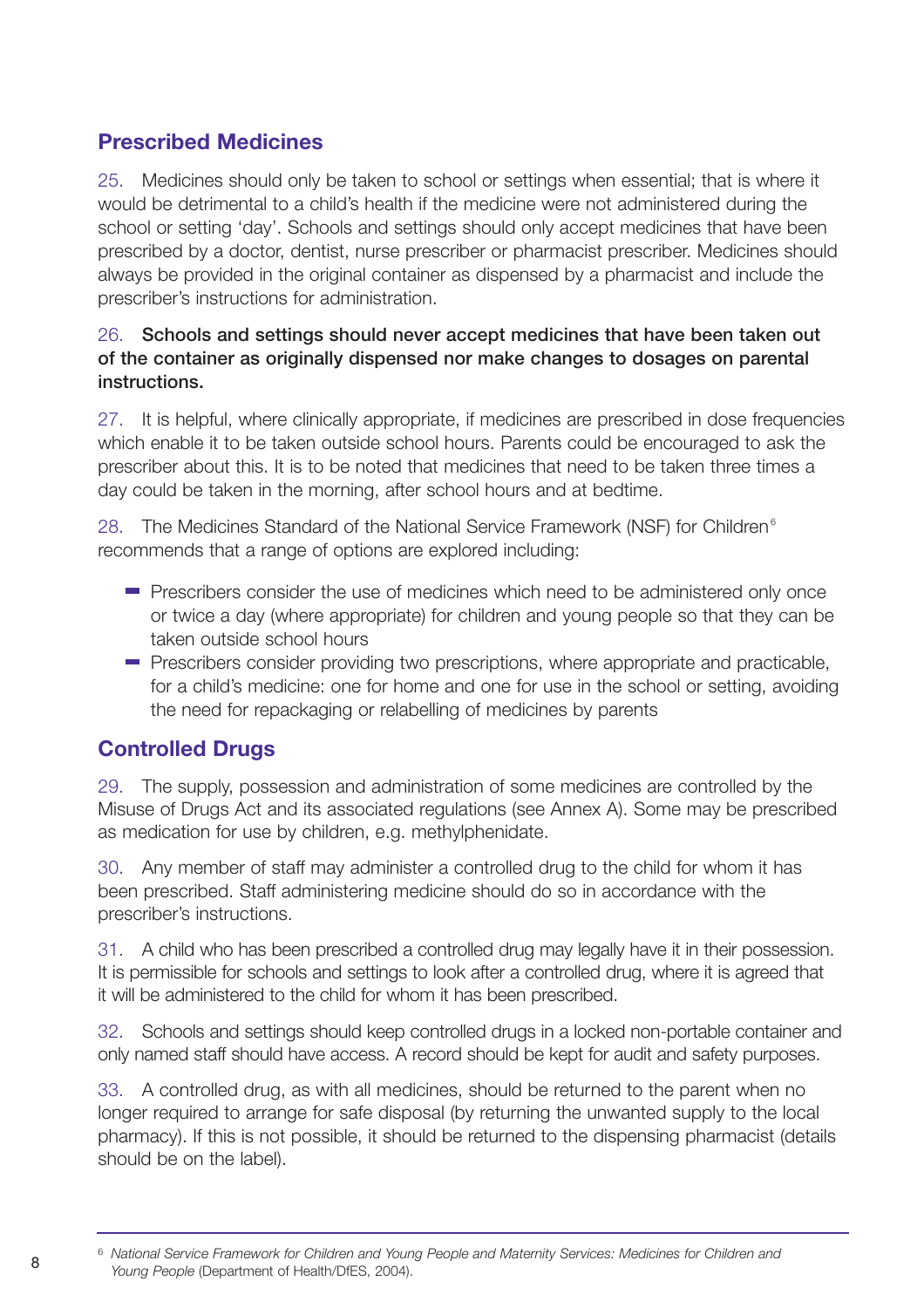## Prescribed Medicines

25. Medicines should only be taken to school or settings when essential; that is where it would be detrimental to a child's health if the medicine were not administered during the school or setting 'day'. Schools and settings should only accept medicines that have been prescribed by a doctor, dentist, nurse prescriber or pharmacist prescriber. Medicines should always be provided in the original container as dispensed by a pharmacist and include the prescriber's instructions for administration.

26. **Schools and settings should never accept medicines that have been taken out of the container as originally dispensed nor make changes to dosages on parental instructions.**

27. It is helpful, where clinically appropriate, if medicines are prescribed in dose frequencies which enable it to be taken outside school hours. Parents could be encouraged to ask the prescriber about this. It is to be noted that medicines that need to be taken three times a day could be taken in the morning, after school hours and at bedtime.

28. The Medicines Standard of the National Service Framework (NSF) for Children[6] recommends that a range of options are explored including:

- Prescribers consider the use of medicines which need to be administered only once or twice a day (where appropriate) for children and young people so that they can be taken outside school hours
- Prescribers consider providing two prescriptions, where appropriate and practicable, for a child's medicine: one for home and one for use in the school or setting, avoiding the need for repackaging or relabelling of medicines by parents

## Controlled Drugs

29. The supply, possession and administration of some medicines are controlled by the Misuse of Drugs Act and its associated regulations (see Annex A). Some may be prescribed as medication for use by children, e.g. methylphenidate.

30. Any member of staff may administer a controlled drug to the child for whom it has been prescribed. Staff administering medicine should do so in accordance with the prescriber's instructions.

31. A child who has been prescribed a controlled drug may legally have it in their possession. It is permissible for schools and settings to look after a controlled drug, where it is agreed that it will be administered to the child for whom it has been prescribed.

32. Schools and settings should keep controlled drugs in a locked non-portable container and only named staff should have access. A record should be kept for audit and safety purposes.

33. A controlled drug, as with all medicines, should be returned to the parent when no longer required to arrange for safe disposal (by returning the unwanted supply to the local pharmacy). If this is not possible, it should be returned to the dispensing pharmacist (details should be on the label).

---

[6] *National Service Framework for Children and Young People and Maternity Services: Medicines for Children and Young People* (Department of Health/DfES, 2004).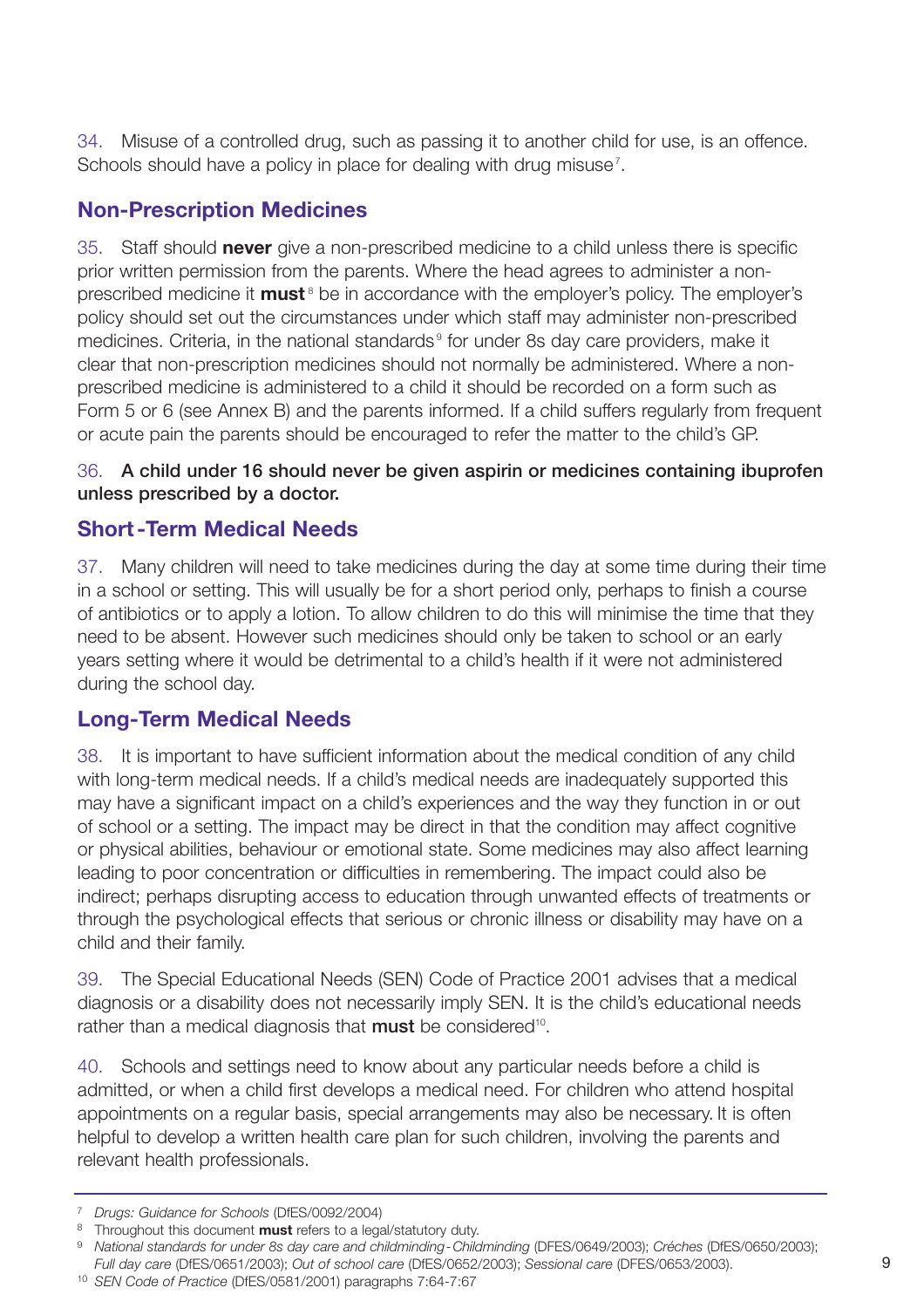34. Misuse of a controlled drug, such as passing it to another child for use, is an offence. Schools should have a policy in place for dealing with drug misuse[7].

## Non-Prescription Medicines

35. Staff should **never** give a non-prescribed medicine to a child unless there is specific prior written permission from the parents. Where the head agrees to administer a non-prescribed medicine it **must**[8] be in accordance with the employer's policy. The employer's policy should set out the circumstances under which staff may administer non-prescribed medicines. Criteria, in the national standards[9] for under 8s day care providers, make it clear that non-prescription medicines should not normally be administered. Where a non-prescribed medicine is administered to a child it should be recorded on a form such as Form 5 or 6 (see Annex B) and the parents informed. If a child suffers regularly from frequent or acute pain the parents should be encouraged to refer the matter to the child's GP.

36. **A child under 16 should never be given aspirin or medicines containing ibuprofen unless prescribed by a doctor.**

## Short-Term Medical Needs

37. Many children will need to take medicines during the day at some time during their time in a school or setting. This will usually be for a short period only, perhaps to finish a course of antibiotics or to apply a lotion. To allow children to do this will minimise the time that they need to be absent. However such medicines should only be taken to school or an early years setting where it would be detrimental to a child's health if it were not administered during the school day.

## Long-Term Medical Needs

38. It is important to have sufficient information about the medical condition of any child with long-term medical needs. If a child's medical needs are inadequately supported this may have a significant impact on a child's experiences and the way they function in or out of school or a setting. The impact may be direct in that the condition may affect cognitive or physical abilities, behaviour or emotional state. Some medicines may also affect learning leading to poor concentration or difficulties in remembering. The impact could also be indirect; perhaps disrupting access to education through unwanted effects of treatments or through the psychological effects that serious or chronic illness or disability may have on a child and their family.

39. The Special Educational Needs (SEN) Code of Practice 2001 advises that a medical diagnosis or a disability does not necessarily imply SEN. It is the child's educational needs rather than a medical diagnosis that **must** be considered[10].

40. Schools and settings need to know about any particular needs before a child is admitted, or when a child first develops a medical need. For children who attend hospital appointments on a regular basis, special arrangements may also be necessary. It is often helpful to develop a written health care plan for such children, involving the parents and relevant health professionals.

---

[7] *Drugs: Guidance for Schools* (DfES/0092/2004)

[8] Throughout this document **must** refers to a legal/statutory duty.

[9] *National standards for under 8s day care and childminding - Childminding* (DFES/0649/2003); *Créches* (DfES/0650/2003); *Full day care* (DfES/0651/2003); *Out of school care* (DfES/0652/2003); *Sessional care* (DFES/0653/2003).

[10] *SEN Code of Practice* (DfES/0581/2001) paragraphs 7:64-7:67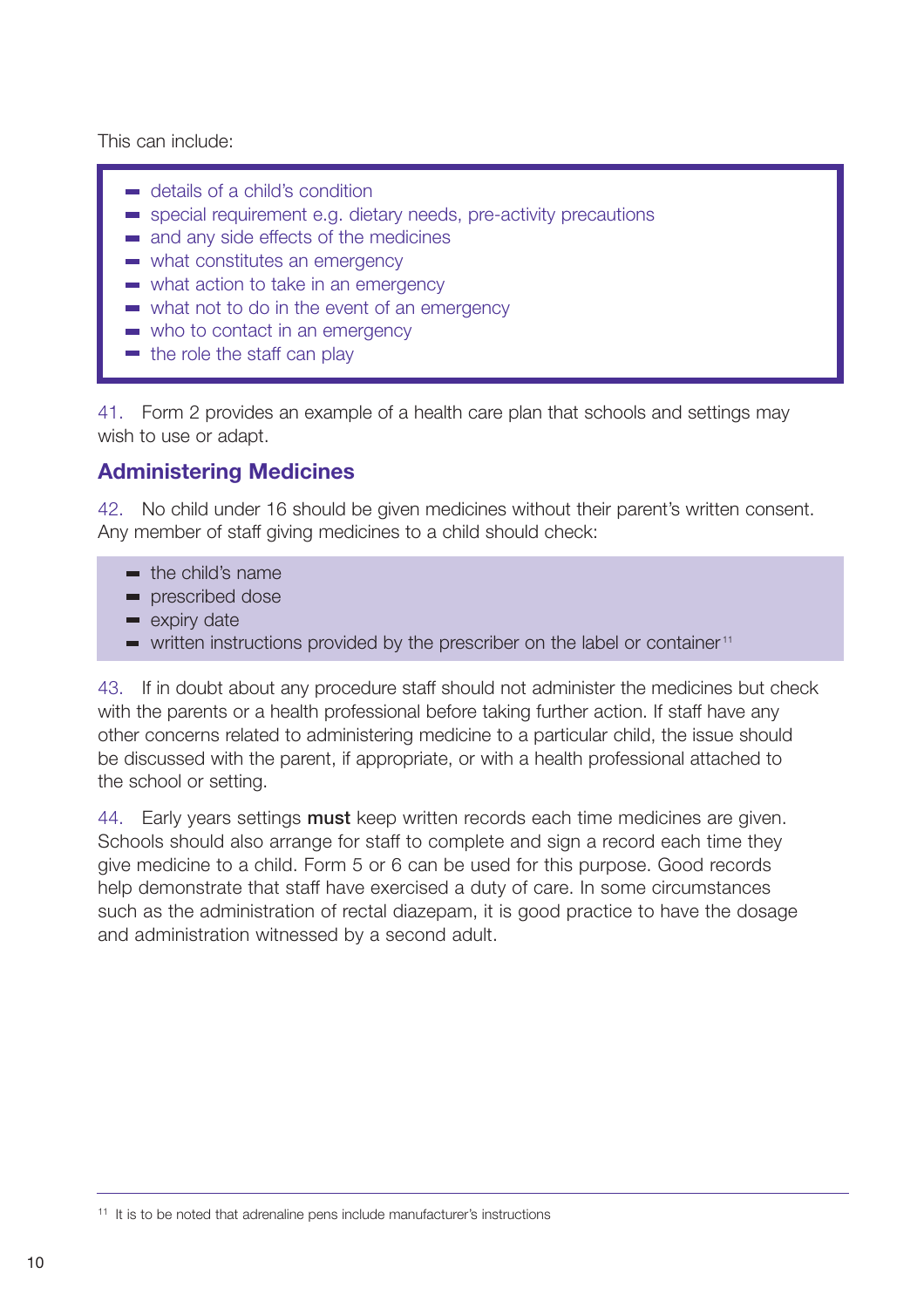This can include:

- details of a child's condition
- special requirement e.g. dietary needs, pre-activity precautions
- and any side effects of the medicines
- what constitutes an emergency
- what action to take in an emergency
- what not to do in the event of an emergency
- who to contact in an emergency
- the role the staff can play

41. Form 2 provides an example of a health care plan that schools and settings may wish to use or adapt.

## Administering Medicines

42. No child under 16 should be given medicines without their parent's written consent. Any member of staff giving medicines to a child should check:

- the child's name
- prescribed dose
- expiry date
- written instructions provided by the prescriber on the label or container[11]

43. If in doubt about any procedure staff should not administer the medicines but check with the parents or a health professional before taking further action. If staff have any other concerns related to administering medicine to a particular child, the issue should be discussed with the parent, if appropriate, or with a health professional attached to the school or setting.

44. Early years settings **must** keep written records each time medicines are given. Schools should also arrange for staff to complete and sign a record each time they give medicine to a child. Form 5 or 6 can be used for this purpose. Good records help demonstrate that staff have exercised a duty of care. In some circumstances such as the administration of rectal diazepam, it is good practice to have the dosage and administration witnessed by a second adult.

[11] It is to be noted that adrenaline pens include manufacturer's instructions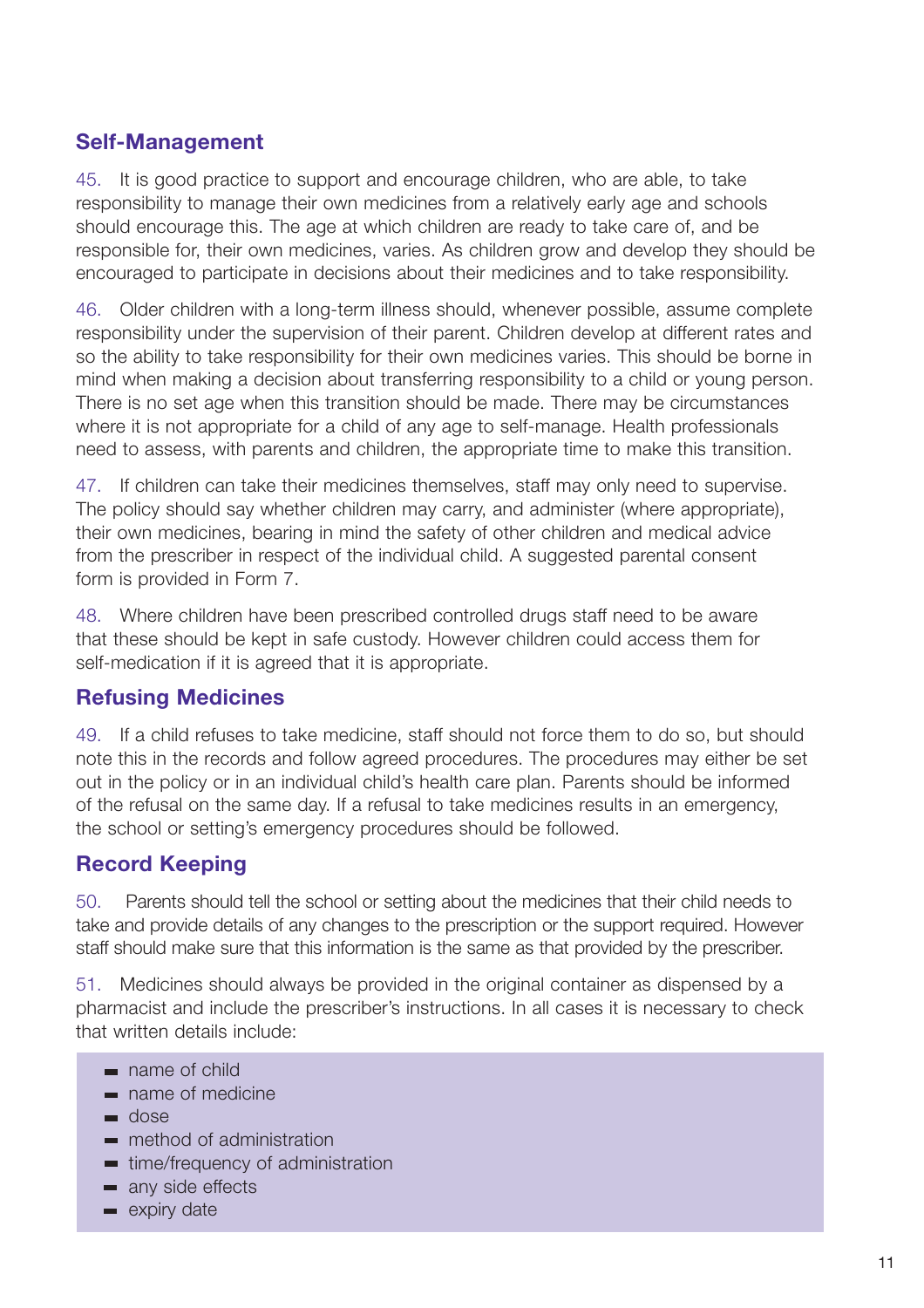## Self-Management

45. It is good practice to support and encourage children, who are able, to take responsibility to manage their own medicines from a relatively early age and schools should encourage this. The age at which children are ready to take care of, and be responsible for, their own medicines, varies. As children grow and develop they should be encouraged to participate in decisions about their medicines and to take responsibility.

46. Older children with a long-term illness should, whenever possible, assume complete responsibility under the supervision of their parent. Children develop at different rates and so the ability to take responsibility for their own medicines varies. This should be borne in mind when making a decision about transferring responsibility to a child or young person. There is no set age when this transition should be made. There may be circumstances where it is not appropriate for a child of any age to self-manage. Health professionals need to assess, with parents and children, the appropriate time to make this transition.

47. If children can take their medicines themselves, staff may only need to supervise. The policy should say whether children may carry, and administer (where appropriate), their own medicines, bearing in mind the safety of other children and medical advice from the prescriber in respect of the individual child. A suggested parental consent form is provided in Form 7.

48. Where children have been prescribed controlled drugs staff need to be aware that these should be kept in safe custody. However children could access them for self-medication if it is agreed that it is appropriate.

## Refusing Medicines

49. If a child refuses to take medicine, staff should not force them to do so, but should note this in the records and follow agreed procedures. The procedures may either be set out in the policy or in an individual child's health care plan. Parents should be informed of the refusal on the same day. If a refusal to take medicines results in an emergency, the school or setting's emergency procedures should be followed.

## Record Keeping

50. Parents should tell the school or setting about the medicines that their child needs to take and provide details of any changes to the prescription or the support required. However staff should make sure that this information is the same as that provided by the prescriber.

51. Medicines should always be provided in the original container as dispensed by a pharmacist and include the prescriber's instructions. In all cases it is necessary to check that written details include:

- name of child
- name of medicine
- dose
- method of administration
- time/frequency of administration
- any side effects
- expiry date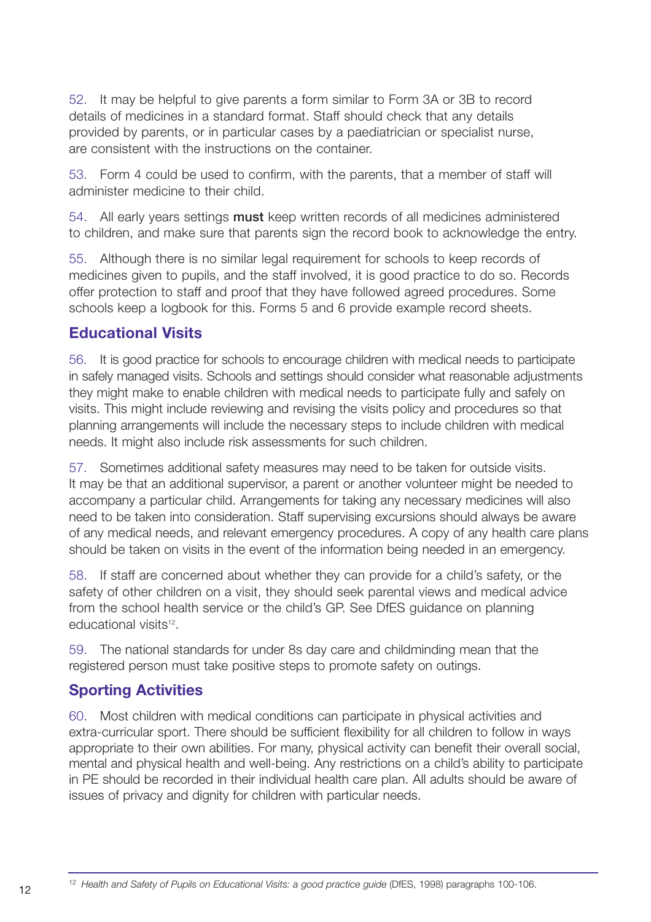52. It may be helpful to give parents a form similar to Form 3A or 3B to record details of medicines in a standard format. Staff should check that any details provided by parents, or in particular cases by a paediatrician or specialist nurse, are consistent with the instructions on the container.

53. Form 4 could be used to confirm, with the parents, that a member of staff will administer medicine to their child.

54. All early years settings **must** keep written records of all medicines administered to children, and make sure that parents sign the record book to acknowledge the entry.

55. Although there is no similar legal requirement for schools to keep records of medicines given to pupils, and the staff involved, it is good practice to do so. Records offer protection to staff and proof that they have followed agreed procedures. Some schools keep a logbook for this. Forms 5 and 6 provide example record sheets.

## Educational Visits

56. It is good practice for schools to encourage children with medical needs to participate in safely managed visits. Schools and settings should consider what reasonable adjustments they might make to enable children with medical needs to participate fully and safely on visits. This might include reviewing and revising the visits policy and procedures so that planning arrangements will include the necessary steps to include children with medical needs. It might also include risk assessments for such children.

57. Sometimes additional safety measures may need to be taken for outside visits. It may be that an additional supervisor, a parent or another volunteer might be needed to accompany a particular child. Arrangements for taking any necessary medicines will also need to be taken into consideration. Staff supervising excursions should always be aware of any medical needs, and relevant emergency procedures. A copy of any health care plans should be taken on visits in the event of the information being needed in an emergency.

58. If staff are concerned about whether they can provide for a child's safety, or the safety of other children on a visit, they should seek parental views and medical advice from the school health service or the child's GP. See DfES guidance on planning educational visits[12].

59. The national standards for under 8s day care and childminding mean that the registered person must take positive steps to promote safety on outings.

## Sporting Activities

60. Most children with medical conditions can participate in physical activities and extra-curricular sport. There should be sufficient flexibility for all children to follow in ways appropriate to their own abilities. For many, physical activity can benefit their overall social, mental and physical health and well-being. Any restrictions on a child's ability to participate in PE should be recorded in their individual health care plan. All adults should be aware of issues of privacy and dignity for children with particular needs.

---

[12] *Health and Safety of Pupils on Educational Visits: a good practice guide* (DfES, 1998) paragraphs 100-106.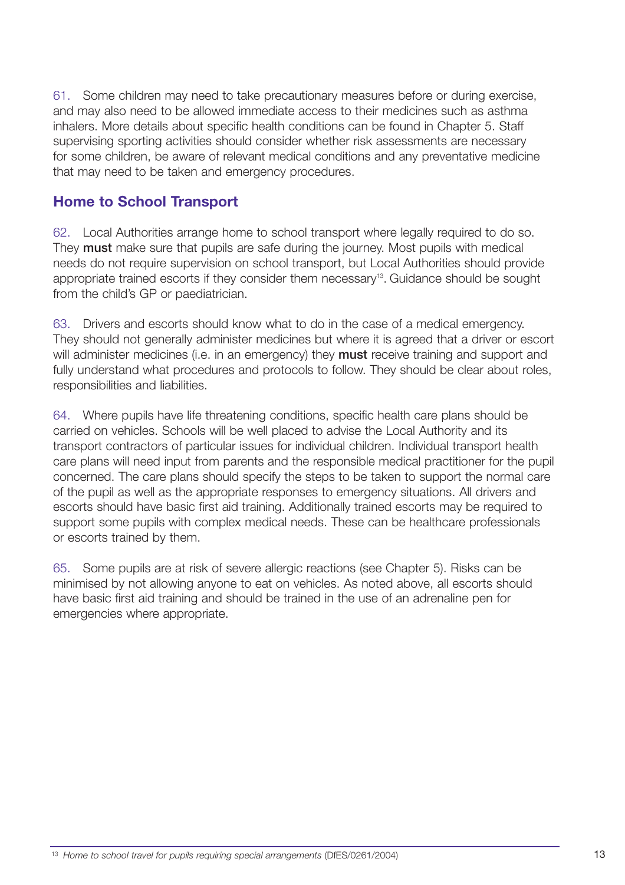61. Some children may need to take precautionary measures before or during exercise, and may also need to be allowed immediate access to their medicines such as asthma inhalers. More details about specific health conditions can be found in Chapter 5. Staff supervising sporting activities should consider whether risk assessments are necessary for some children, be aware of relevant medical conditions and any preventative medicine that may need to be taken and emergency procedures.

## Home to School Transport

62. Local Authorities arrange home to school transport where legally required to do so. They **must** make sure that pupils are safe during the journey. Most pupils with medical needs do not require supervision on school transport, but Local Authorities should provide appropriate trained escorts if they consider them necessary[13]. Guidance should be sought from the child's GP or paediatrician.

63. Drivers and escorts should know what to do in the case of a medical emergency. They should not generally administer medicines but where it is agreed that a driver or escort will administer medicines (i.e. in an emergency) they **must** receive training and support and fully understand what procedures and protocols to follow. They should be clear about roles, responsibilities and liabilities.

64. Where pupils have life threatening conditions, specific health care plans should be carried on vehicles. Schools will be well placed to advise the Local Authority and its transport contractors of particular issues for individual children. Individual transport health care plans will need input from parents and the responsible medical practitioner for the pupil concerned. The care plans should specify the steps to be taken to support the normal care of the pupil as well as the appropriate responses to emergency situations. All drivers and escorts should have basic first aid training. Additionally trained escorts may be required to support some pupils with complex medical needs. These can be healthcare professionals or escorts trained by them.

65. Some pupils are at risk of severe allergic reactions (see Chapter 5). Risks can be minimised by not allowing anyone to eat on vehicles. As noted above, all escorts should have basic first aid training and should be trained in the use of an adrenaline pen for emergencies where appropriate.

---

[13] *Home to school travel for pupils requiring special arrangements* (DfES/0261/2004)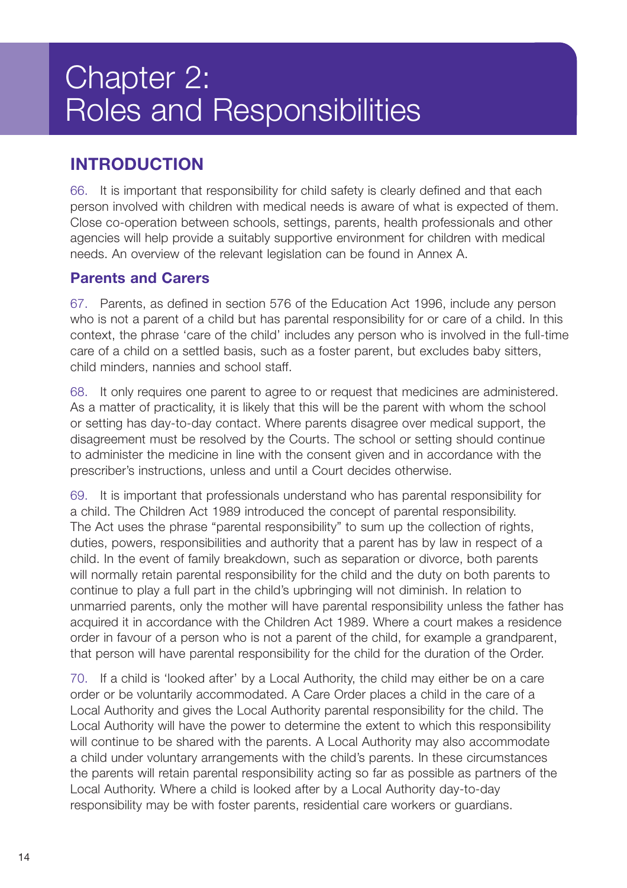# Chapter 2: Roles and Responsibilities

## INTRODUCTION

66. It is important that responsibility for child safety is clearly defined and that each person involved with children with medical needs is aware of what is expected of them. Close co-operation between schools, settings, parents, health professionals and other agencies will help provide a suitably supportive environment for children with medical needs. An overview of the relevant legislation can be found in Annex A.

### Parents and Carers

67. Parents, as defined in section 576 of the Education Act 1996, include any person who is not a parent of a child but has parental responsibility for or care of a child. In this context, the phrase 'care of the child' includes any person who is involved in the full-time care of a child on a settled basis, such as a foster parent, but excludes baby sitters, child minders, nannies and school staff.

68. It only requires one parent to agree to or request that medicines are administered. As a matter of practicality, it is likely that this will be the parent with whom the school or setting has day-to-day contact. Where parents disagree over medical support, the disagreement must be resolved by the Courts. The school or setting should continue to administer the medicine in line with the consent given and in accordance with the prescriber's instructions, unless and until a Court decides otherwise.

69. It is important that professionals understand who has parental responsibility for a child. The Children Act 1989 introduced the concept of parental responsibility. The Act uses the phrase "parental responsibility" to sum up the collection of rights, duties, powers, responsibilities and authority that a parent has by law in respect of a child. In the event of family breakdown, such as separation or divorce, both parents will normally retain parental responsibility for the child and the duty on both parents to continue to play a full part in the child's upbringing will not diminish. In relation to unmarried parents, only the mother will have parental responsibility unless the father has acquired it in accordance with the Children Act 1989. Where a court makes a residence order in favour of a person who is not a parent of the child, for example a grandparent, that person will have parental responsibility for the child for the duration of the Order.

70. If a child is 'looked after' by a Local Authority, the child may either be on a care order or be voluntarily accommodated. A Care Order places a child in the care of a Local Authority and gives the Local Authority parental responsibility for the child. The Local Authority will have the power to determine the extent to which this responsibility will continue to be shared with the parents. A Local Authority may also accommodate a child under voluntary arrangements with the child's parents. In these circumstances the parents will retain parental responsibility acting so far as possible as partners of the Local Authority. Where a child is looked after by a Local Authority day-to-day responsibility may be with foster parents, residential care workers or guardians.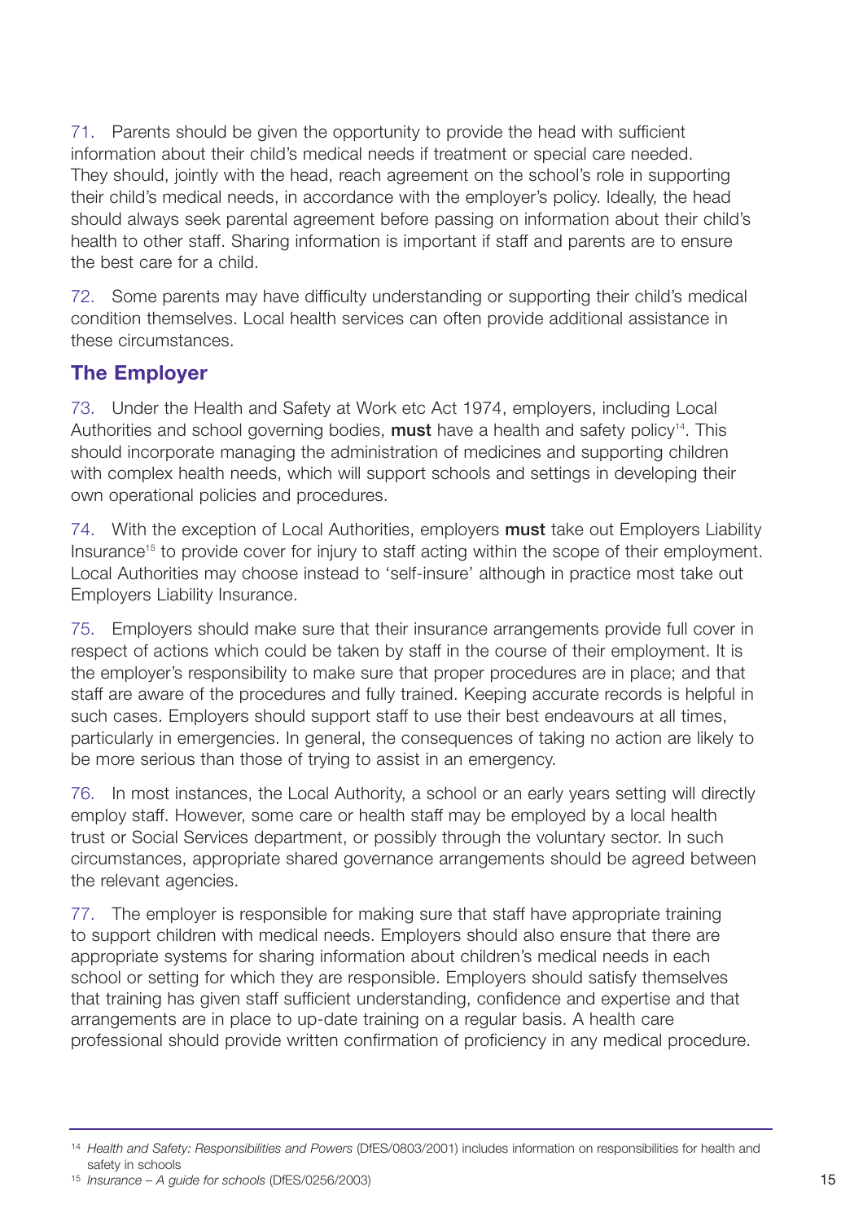71. Parents should be given the opportunity to provide the head with sufficient information about their child's medical needs if treatment or special care needed. They should, jointly with the head, reach agreement on the school's role in supporting their child's medical needs, in accordance with the employer's policy. Ideally, the head should always seek parental agreement before passing on information about their child's health to other staff. Sharing information is important if staff and parents are to ensure the best care for a child.

72. Some parents may have difficulty understanding or supporting their child's medical condition themselves. Local health services can often provide additional assistance in these circumstances.

## The Employer

73. Under the Health and Safety at Work etc Act 1974, employers, including Local Authorities and school governing bodies, **must** have a health and safety policy[14]. This should incorporate managing the administration of medicines and supporting children with complex health needs, which will support schools and settings in developing their own operational policies and procedures.

74. With the exception of Local Authorities, employers **must** take out Employers Liability Insurance[15] to provide cover for injury to staff acting within the scope of their employment. Local Authorities may choose instead to 'self-insure' although in practice most take out Employers Liability Insurance.

75. Employers should make sure that their insurance arrangements provide full cover in respect of actions which could be taken by staff in the course of their employment. It is the employer's responsibility to make sure that proper procedures are in place; and that staff are aware of the procedures and fully trained. Keeping accurate records is helpful in such cases. Employers should support staff to use their best endeavours at all times, particularly in emergencies. In general, the consequences of taking no action are likely to be more serious than those of trying to assist in an emergency.

76. In most instances, the Local Authority, a school or an early years setting will directly employ staff. However, some care or health staff may be employed by a local health trust or Social Services department, or possibly through the voluntary sector. In such circumstances, appropriate shared governance arrangements should be agreed between the relevant agencies.

77. The employer is responsible for making sure that staff have appropriate training to support children with medical needs. Employers should also ensure that there are appropriate systems for sharing information about children's medical needs in each school or setting for which they are responsible. Employers should satisfy themselves that training has given staff sufficient understanding, confidence and expertise and that arrangements are in place to up-date training on a regular basis. A health care professional should provide written confirmation of proficiency in any medical procedure.

---

[14] *Health and Safety: Responsibilities and Powers* (DfES/0803/2001) includes information on responsibilities for health and safety in schools

[15] *Insurance – A guide for schools* (DfES/0256/2003)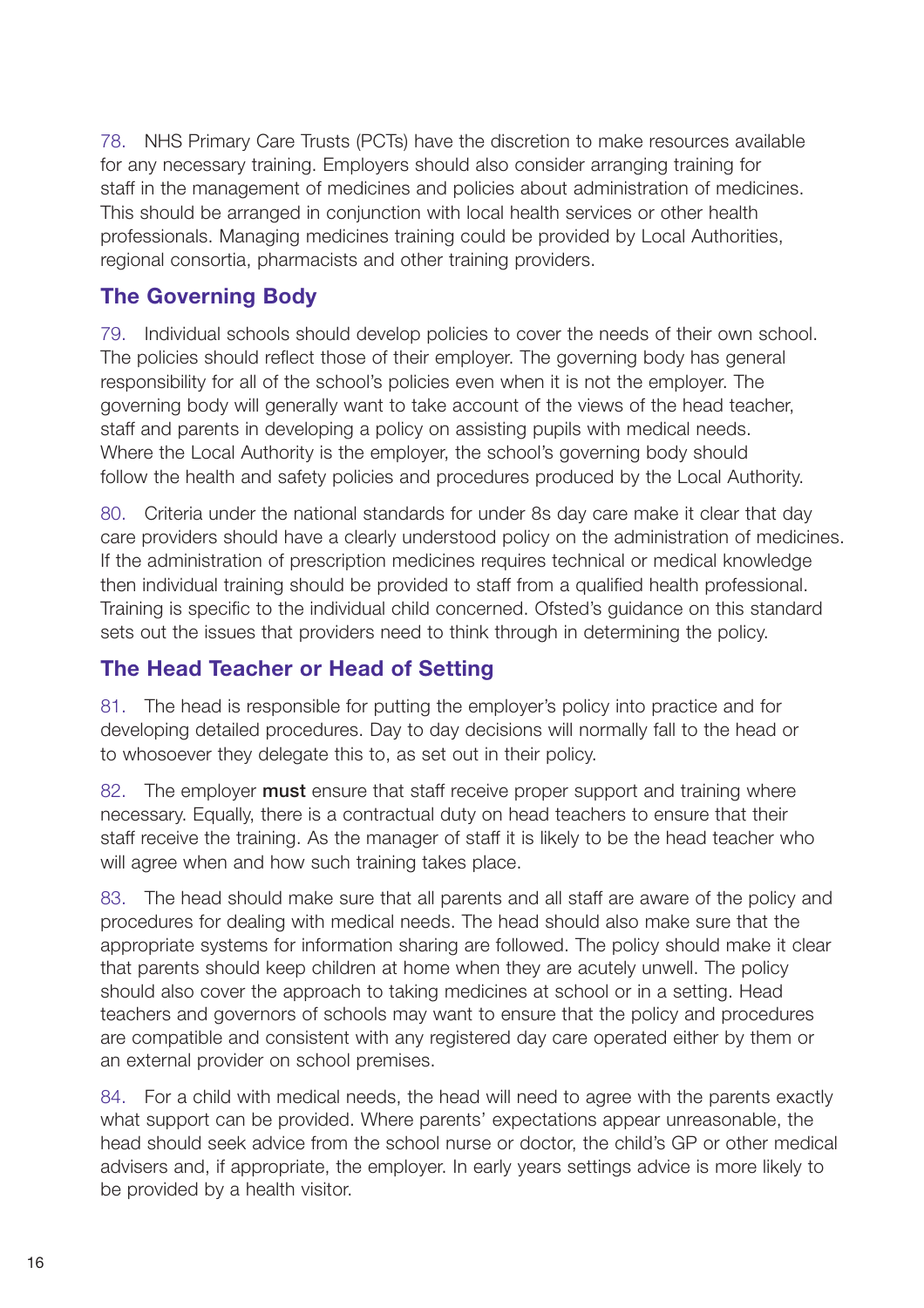78. NHS Primary Care Trusts (PCTs) have the discretion to make resources available for any necessary training. Employers should also consider arranging training for staff in the management of medicines and policies about administration of medicines. This should be arranged in conjunction with local health services or other health professionals. Managing medicines training could be provided by Local Authorities, regional consortia, pharmacists and other training providers.

## The Governing Body

79. Individual schools should develop policies to cover the needs of their own school. The policies should reflect those of their employer. The governing body has general responsibility for all of the school's policies even when it is not the employer. The governing body will generally want to take account of the views of the head teacher, staff and parents in developing a policy on assisting pupils with medical needs. Where the Local Authority is the employer, the school's governing body should follow the health and safety policies and procedures produced by the Local Authority.

80. Criteria under the national standards for under 8s day care make it clear that day care providers should have a clearly understood policy on the administration of medicines. If the administration of prescription medicines requires technical or medical knowledge then individual training should be provided to staff from a qualified health professional. Training is specific to the individual child concerned. Ofsted's guidance on this standard sets out the issues that providers need to think through in determining the policy.

## The Head Teacher or Head of Setting

81. The head is responsible for putting the employer's policy into practice and for developing detailed procedures. Day to day decisions will normally fall to the head or to whosoever they delegate this to, as set out in their policy.

82. The employer **must** ensure that staff receive proper support and training where necessary. Equally, there is a contractual duty on head teachers to ensure that their staff receive the training. As the manager of staff it is likely to be the head teacher who will agree when and how such training takes place.

83. The head should make sure that all parents and all staff are aware of the policy and procedures for dealing with medical needs. The head should also make sure that the appropriate systems for information sharing are followed. The policy should make it clear that parents should keep children at home when they are acutely unwell. The policy should also cover the approach to taking medicines at school or in a setting. Head teachers and governors of schools may want to ensure that the policy and procedures are compatible and consistent with any registered day care operated either by them or an external provider on school premises.

84. For a child with medical needs, the head will need to agree with the parents exactly what support can be provided. Where parents' expectations appear unreasonable, the head should seek advice from the school nurse or doctor, the child's GP or other medical advisers and, if appropriate, the employer. In early years settings advice is more likely to be provided by a health visitor.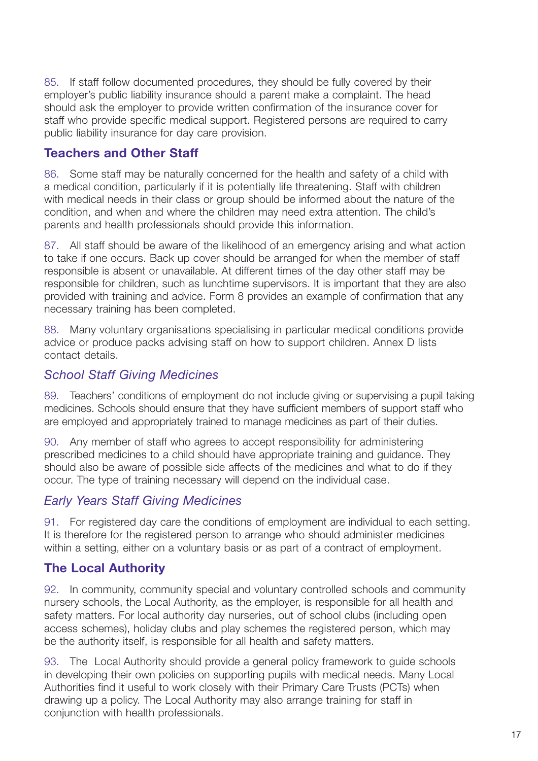85. If staff follow documented procedures, they should be fully covered by their employer's public liability insurance should a parent make a complaint. The head should ask the employer to provide written confirmation of the insurance cover for staff who provide specific medical support. Registered persons are required to carry public liability insurance for day care provision.

## Teachers and Other Staff

86. Some staff may be naturally concerned for the health and safety of a child with a medical condition, particularly if it is potentially life threatening. Staff with children with medical needs in their class or group should be informed about the nature of the condition, and when and where the children may need extra attention. The child's parents and health professionals should provide this information.

87. All staff should be aware of the likelihood of an emergency arising and what action to take if one occurs. Back up cover should be arranged for when the member of staff responsible is absent or unavailable. At different times of the day other staff may be responsible for children, such as lunchtime supervisors. It is important that they are also provided with training and advice. Form 8 provides an example of confirmation that any necessary training has been completed.

88. Many voluntary organisations specialising in particular medical conditions provide advice or produce packs advising staff on how to support children. Annex D lists contact details.

### *School Staff Giving Medicines*

89. Teachers' conditions of employment do not include giving or supervising a pupil taking medicines. Schools should ensure that they have sufficient members of support staff who are employed and appropriately trained to manage medicines as part of their duties.

90. Any member of staff who agrees to accept responsibility for administering prescribed medicines to a child should have appropriate training and guidance. They should also be aware of possible side affects of the medicines and what to do if they occur. The type of training necessary will depend on the individual case.

### *Early Years Staff Giving Medicines*

91. For registered day care the conditions of employment are individual to each setting. It is therefore for the registered person to arrange who should administer medicines within a setting, either on a voluntary basis or as part of a contract of employment.

## The Local Authority

92. In community, community special and voluntary controlled schools and community nursery schools, the Local Authority, as the employer, is responsible for all health and safety matters. For local authority day nurseries, out of school clubs (including open access schemes), holiday clubs and play schemes the registered person, which may be the authority itself, is responsible for all health and safety matters.

93. The Local Authority should provide a general policy framework to guide schools in developing their own policies on supporting pupils with medical needs. Many Local Authorities find it useful to work closely with their Primary Care Trusts (PCTs) when drawing up a policy. The Local Authority may also arrange training for staff in conjunction with health professionals.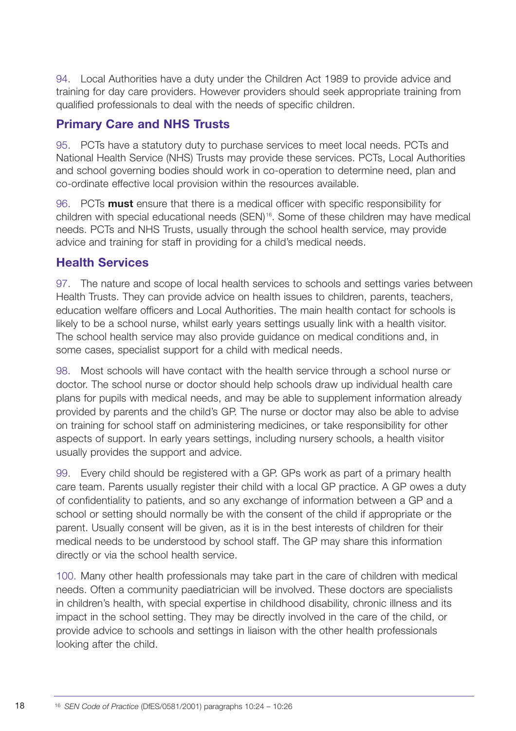94. Local Authorities have a duty under the Children Act 1989 to provide advice and training for day care providers. However providers should seek appropriate training from qualified professionals to deal with the needs of specific children.

## Primary Care and NHS Trusts

95. PCTs have a statutory duty to purchase services to meet local needs. PCTs and National Health Service (NHS) Trusts may provide these services. PCTs, Local Authorities and school governing bodies should work in co-operation to determine need, plan and co-ordinate effective local provision within the resources available.

96. PCTs **must** ensure that there is a medical officer with specific responsibility for children with special educational needs (SEN)[16]. Some of these children may have medical needs. PCTs and NHS Trusts, usually through the school health service, may provide advice and training for staff in providing for a child's medical needs.

## Health Services

97. The nature and scope of local health services to schools and settings varies between Health Trusts. They can provide advice on health issues to children, parents, teachers, education welfare officers and Local Authorities. The main health contact for schools is likely to be a school nurse, whilst early years settings usually link with a health visitor. The school health service may also provide guidance on medical conditions and, in some cases, specialist support for a child with medical needs.

98. Most schools will have contact with the health service through a school nurse or doctor. The school nurse or doctor should help schools draw up individual health care plans for pupils with medical needs, and may be able to supplement information already provided by parents and the child's GP. The nurse or doctor may also be able to advise on training for school staff on administering medicines, or take responsibility for other aspects of support. In early years settings, including nursery schools, a health visitor usually provides the support and advice.

99. Every child should be registered with a GP. GPs work as part of a primary health care team. Parents usually register their child with a local GP practice. A GP owes a duty of confidentiality to patients, and so any exchange of information between a GP and a school or setting should normally be with the consent of the child if appropriate or the parent. Usually consent will be given, as it is in the best interests of children for their medical needs to be understood by school staff. The GP may share this information directly or via the school health service.

100. Many other health professionals may take part in the care of children with medical needs. Often a community paediatrician will be involved. These doctors are specialists in children's health, with special expertise in childhood disability, chronic illness and its impact in the school setting. They may be directly involved in the care of the child, or provide advice to schools and settings in liaison with the other health professionals looking after the child.

---

[16] *SEN Code of Practice* (DfES/0581/2001) paragraphs 10:24 – 10:26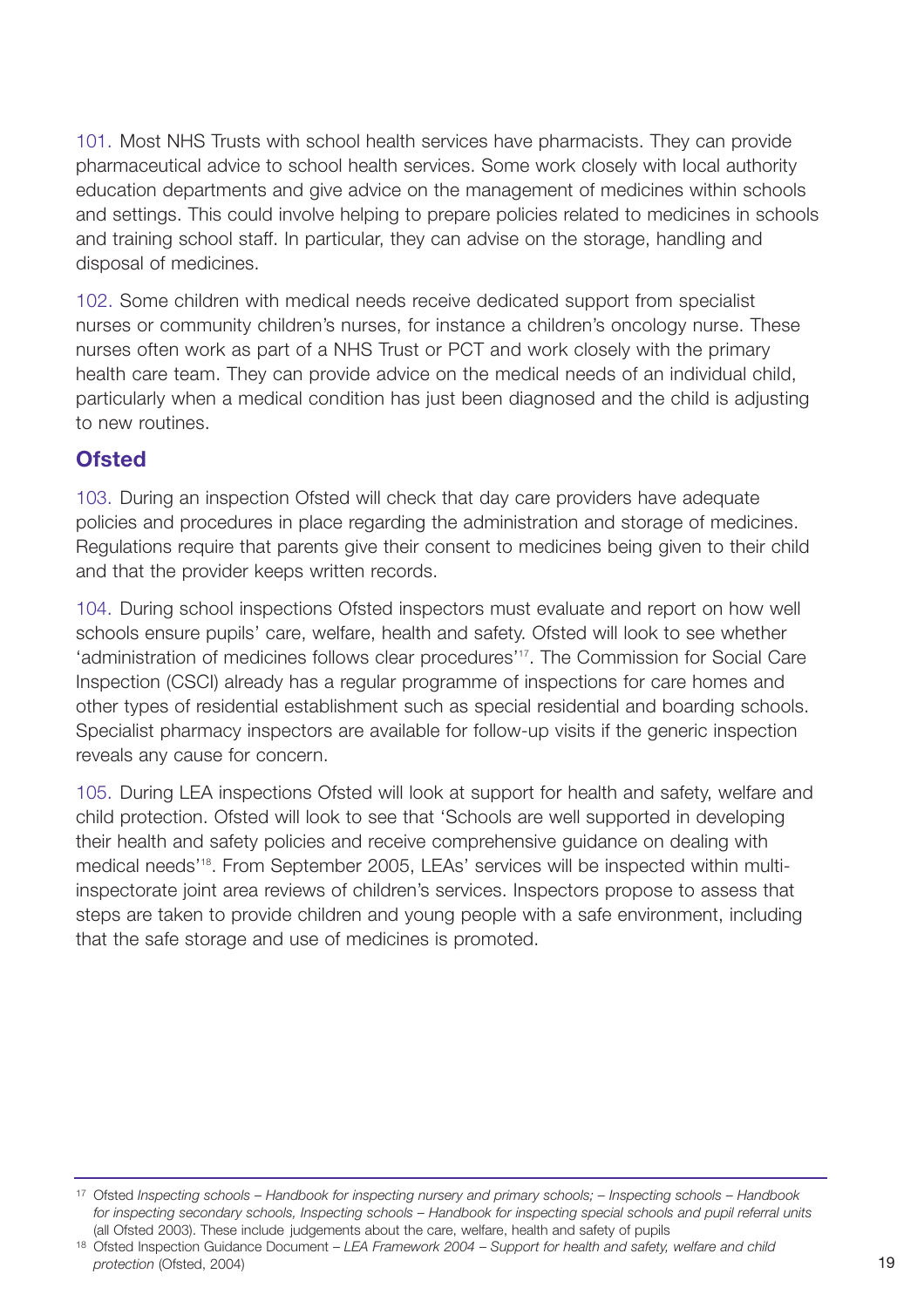101. Most NHS Trusts with school health services have pharmacists. They can provide pharmaceutical advice to school health services. Some work closely with local authority education departments and give advice on the management of medicines within schools and settings. This could involve helping to prepare policies related to medicines in schools and training school staff. In particular, they can advise on the storage, handling and disposal of medicines.

102. Some children with medical needs receive dedicated support from specialist nurses or community children's nurses, for instance a children's oncology nurse. These nurses often work as part of a NHS Trust or PCT and work closely with the primary health care team. They can provide advice on the medical needs of an individual child, particularly when a medical condition has just been diagnosed and the child is adjusting to new routines.

## Ofsted

103. During an inspection Ofsted will check that day care providers have adequate policies and procedures in place regarding the administration and storage of medicines. Regulations require that parents give their consent to medicines being given to their child and that the provider keeps written records.

104. During school inspections Ofsted inspectors must evaluate and report on how well schools ensure pupils' care, welfare, health and safety. Ofsted will look to see whether 'administration of medicines follows clear procedures'[17]. The Commission for Social Care Inspection (CSCI) already has a regular programme of inspections for care homes and other types of residential establishment such as special residential and boarding schools. Specialist pharmacy inspectors are available for follow-up visits if the generic inspection reveals any cause for concern.

105. During LEA inspections Ofsted will look at support for health and safety, welfare and child protection. Ofsted will look to see that 'Schools are well supported in developing their health and safety policies and receive comprehensive guidance on dealing with medical needs'[18]. From September 2005, LEAs' services will be inspected within multi-inspectorate joint area reviews of children's services. Inspectors propose to assess that steps are taken to provide children and young people with a safe environment, including that the safe storage and use of medicines is promoted.

---

[17] Ofsted *Inspecting schools – Handbook for inspecting nursery and primary schools; – Inspecting schools – Handbook for inspecting secondary schools, Inspecting schools – Handbook for inspecting special schools and pupil referral units* (all Ofsted 2003). These include judgements about the care, welfare, health and safety of pupils

[18] Ofsted Inspection Guidance Document – *LEA Framework 2004 – Support for health and safety, welfare and child protection* (Ofsted, 2004)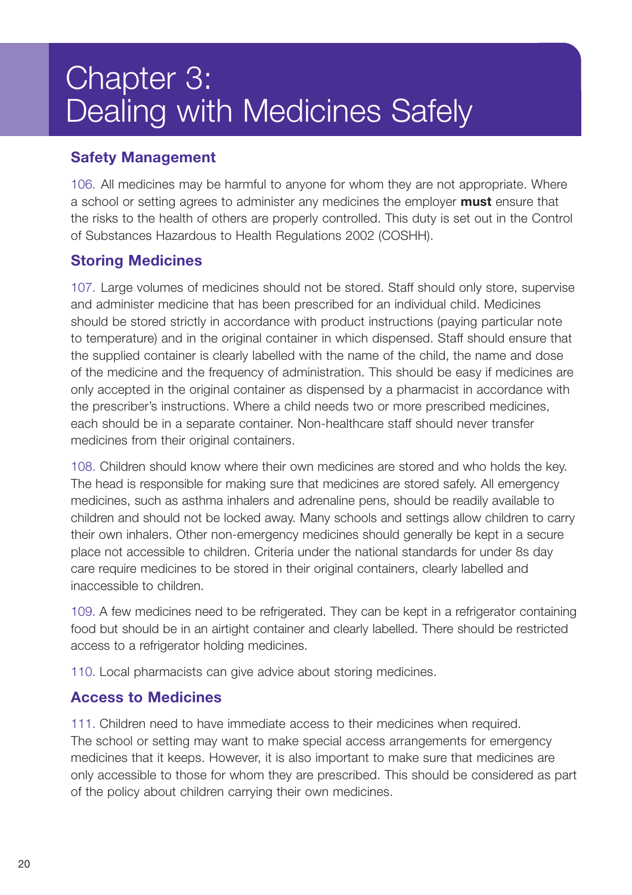# Chapter 3: Dealing with Medicines Safely

## Safety Management

106. All medicines may be harmful to anyone for whom they are not appropriate. Where a school or setting agrees to administer any medicines the employer **must** ensure that the risks to the health of others are properly controlled. This duty is set out in the Control of Substances Hazardous to Health Regulations 2002 (COSHH).

## Storing Medicines

107. Large volumes of medicines should not be stored. Staff should only store, supervise and administer medicine that has been prescribed for an individual child. Medicines should be stored strictly in accordance with product instructions (paying particular note to temperature) and in the original container in which dispensed. Staff should ensure that the supplied container is clearly labelled with the name of the child, the name and dose of the medicine and the frequency of administration. This should be easy if medicines are only accepted in the original container as dispensed by a pharmacist in accordance with the prescriber's instructions. Where a child needs two or more prescribed medicines, each should be in a separate container. Non-healthcare staff should never transfer medicines from their original containers.

108. Children should know where their own medicines are stored and who holds the key. The head is responsible for making sure that medicines are stored safely. All emergency medicines, such as asthma inhalers and adrenaline pens, should be readily available to children and should not be locked away. Many schools and settings allow children to carry their own inhalers. Other non-emergency medicines should generally be kept in a secure place not accessible to children. Criteria under the national standards for under 8s day care require medicines to be stored in their original containers, clearly labelled and inaccessible to children.

109. A few medicines need to be refrigerated. They can be kept in a refrigerator containing food but should be in an airtight container and clearly labelled. There should be restricted access to a refrigerator holding medicines.

110. Local pharmacists can give advice about storing medicines.

## Access to Medicines

111. Children need to have immediate access to their medicines when required. The school or setting may want to make special access arrangements for emergency medicines that it keeps. However, it is also important to make sure that medicines are only accessible to those for whom they are prescribed. This should be considered as part of the policy about children carrying their own medicines.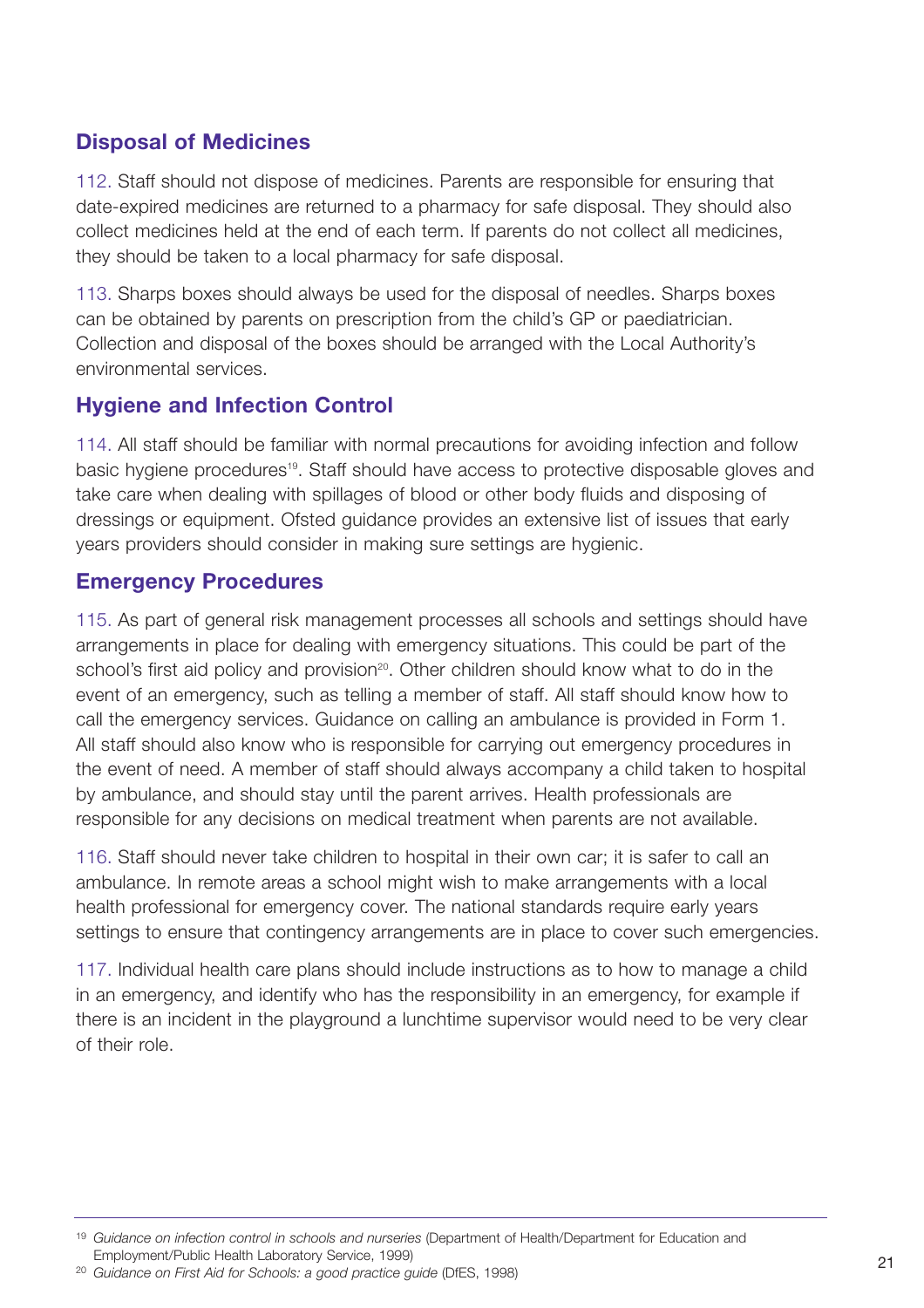## Disposal of Medicines

112. Staff should not dispose of medicines. Parents are responsible for ensuring that date-expired medicines are returned to a pharmacy for safe disposal. They should also collect medicines held at the end of each term. If parents do not collect all medicines, they should be taken to a local pharmacy for safe disposal.

113. Sharps boxes should always be used for the disposal of needles. Sharps boxes can be obtained by parents on prescription from the child's GP or paediatrician. Collection and disposal of the boxes should be arranged with the Local Authority's environmental services.

## Hygiene and Infection Control

114. All staff should be familiar with normal precautions for avoiding infection and follow basic hygiene procedures[19]. Staff should have access to protective disposable gloves and take care when dealing with spillages of blood or other body fluids and disposing of dressings or equipment. Ofsted guidance provides an extensive list of issues that early years providers should consider in making sure settings are hygienic.

## Emergency Procedures

115. As part of general risk management processes all schools and settings should have arrangements in place for dealing with emergency situations. This could be part of the school's first aid policy and provision[20]. Other children should know what to do in the event of an emergency, such as telling a member of staff. All staff should know how to call the emergency services. Guidance on calling an ambulance is provided in Form 1. All staff should also know who is responsible for carrying out emergency procedures in the event of need. A member of staff should always accompany a child taken to hospital by ambulance, and should stay until the parent arrives. Health professionals are responsible for any decisions on medical treatment when parents are not available.

116. Staff should never take children to hospital in their own car; it is safer to call an ambulance. In remote areas a school might wish to make arrangements with a local health professional for emergency cover. The national standards require early years settings to ensure that contingency arrangements are in place to cover such emergencies.

117. Individual health care plans should include instructions as to how to manage a child in an emergency, and identify who has the responsibility in an emergency, for example if there is an incident in the playground a lunchtime supervisor would need to be very clear of their role.

---

[19] *Guidance on infection control in schools and nurseries* (Department of Health/Department for Education and Employment/Public Health Laboratory Service, 1999)

[20] *Guidance on First Aid for Schools: a good practice guide* (DfES, 1998)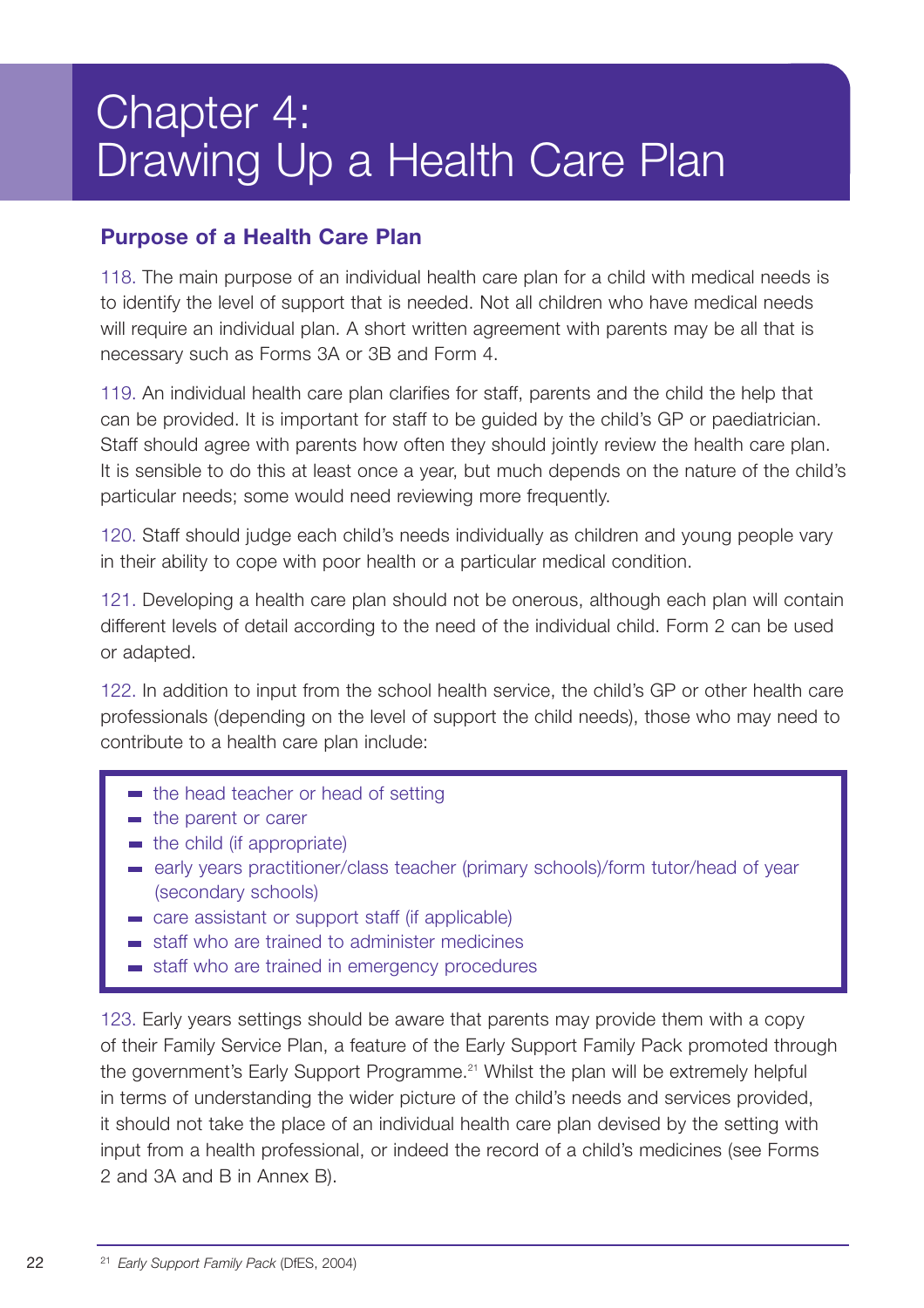# Chapter 4: Drawing Up a Health Care Plan

## Purpose of a Health Care Plan

118. The main purpose of an individual health care plan for a child with medical needs is to identify the level of support that is needed. Not all children who have medical needs will require an individual plan. A short written agreement with parents may be all that is necessary such as Forms 3A or 3B and Form 4.

119. An individual health care plan clarifies for staff, parents and the child the help that can be provided. It is important for staff to be guided by the child's GP or paediatrician. Staff should agree with parents how often they should jointly review the health care plan. It is sensible to do this at least once a year, but much depends on the nature of the child's particular needs; some would need reviewing more frequently.

120. Staff should judge each child's needs individually as children and young people vary in their ability to cope with poor health or a particular medical condition.

121. Developing a health care plan should not be onerous, although each plan will contain different levels of detail according to the need of the individual child. Form 2 can be used or adapted.

122. In addition to input from the school health service, the child's GP or other health care professionals (depending on the level of support the child needs), those who may need to contribute to a health care plan include:

- the head teacher or head of setting
- the parent or carer
- the child (if appropriate)
- early years practitioner/class teacher (primary schools)/form tutor/head of year (secondary schools)
- care assistant or support staff (if applicable)
- staff who are trained to administer medicines
- staff who are trained in emergency procedures

123. Early years settings should be aware that parents may provide them with a copy of their Family Service Plan, a feature of the Early Support Family Pack promoted through the government's Early Support Programme.[21] Whilst the plan will be extremely helpful in terms of understanding the wider picture of the child's needs and services provided, it should not take the place of an individual health care plan devised by the setting with input from a health professional, or indeed the record of a child's medicines (see Forms 2 and 3A and B in Annex B).

[21] *Early Support Family Pack* (DfES, 2004)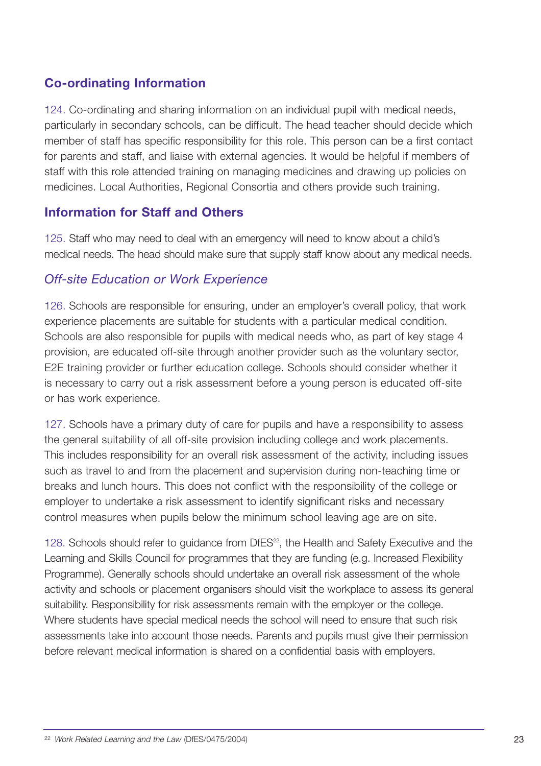## Co-ordinating Information

124. Co-ordinating and sharing information on an individual pupil with medical needs, particularly in secondary schools, can be difficult. The head teacher should decide which member of staff has specific responsibility for this role. This person can be a first contact for parents and staff, and liaise with external agencies. It would be helpful if members of staff with this role attended training on managing medicines and drawing up policies on medicines. Local Authorities, Regional Consortia and others provide such training.

## Information for Staff and Others

125. Staff who may need to deal with an emergency will need to know about a child's medical needs. The head should make sure that supply staff know about any medical needs.

### *Off-site Education or Work Experience*

126. Schools are responsible for ensuring, under an employer's overall policy, that work experience placements are suitable for students with a particular medical condition. Schools are also responsible for pupils with medical needs who, as part of key stage 4 provision, are educated off-site through another provider such as the voluntary sector, E2E training provider or further education college. Schools should consider whether it is necessary to carry out a risk assessment before a young person is educated off-site or has work experience.

127. Schools have a primary duty of care for pupils and have a responsibility to assess the general suitability of all off-site provision including college and work placements. This includes responsibility for an overall risk assessment of the activity, including issues such as travel to and from the placement and supervision during non-teaching time or breaks and lunch hours. This does not conflict with the responsibility of the college or employer to undertake a risk assessment to identify significant risks and necessary control measures when pupils below the minimum school leaving age are on site.

128. Schools should refer to guidance from DfES[22], the Health and Safety Executive and the Learning and Skills Council for programmes that they are funding (e.g. Increased Flexibility Programme). Generally schools should undertake an overall risk assessment of the whole activity and schools or placement organisers should visit the workplace to assess its general suitability. Responsibility for risk assessments remain with the employer or the college. Where students have special medical needs the school will need to ensure that such risk assessments take into account those needs. Parents and pupils must give their permission before relevant medical information is shared on a confidential basis with employers.

[22] *Work Related Learning and the Law* (DfES/0475/2004)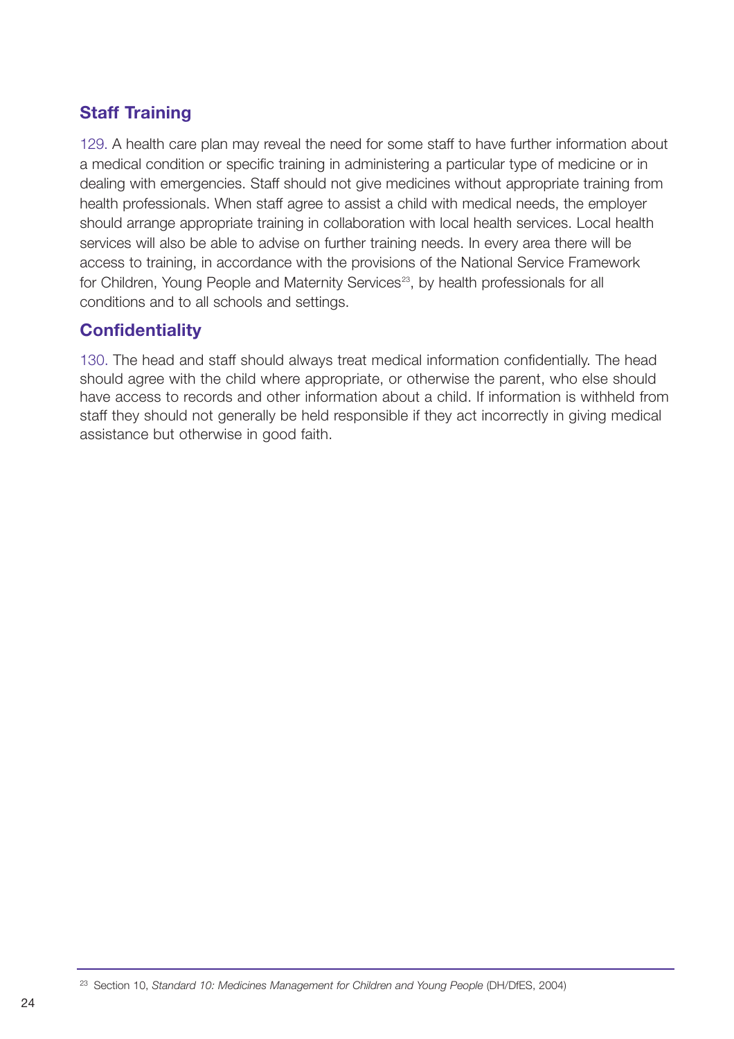## Staff Training

129. A health care plan may reveal the need for some staff to have further information about a medical condition or specific training in administering a particular type of medicine or in dealing with emergencies. Staff should not give medicines without appropriate training from health professionals. When staff agree to assist a child with medical needs, the employer should arrange appropriate training in collaboration with local health services. Local health services will also be able to advise on further training needs. In every area there will be access to training, in accordance with the provisions of the National Service Framework for Children, Young People and Maternity Services[23], by health professionals for all conditions and to all schools and settings.

## Confidentiality

130. The head and staff should always treat medical information confidentially. The head should agree with the child where appropriate, or otherwise the parent, who else should have access to records and other information about a child. If information is withheld from staff they should not generally be held responsible if they act incorrectly in giving medical assistance but otherwise in good faith.

---

[23] Section 10, *Standard 10: Medicines Management for Children and Young People* (DH/DfES, 2004)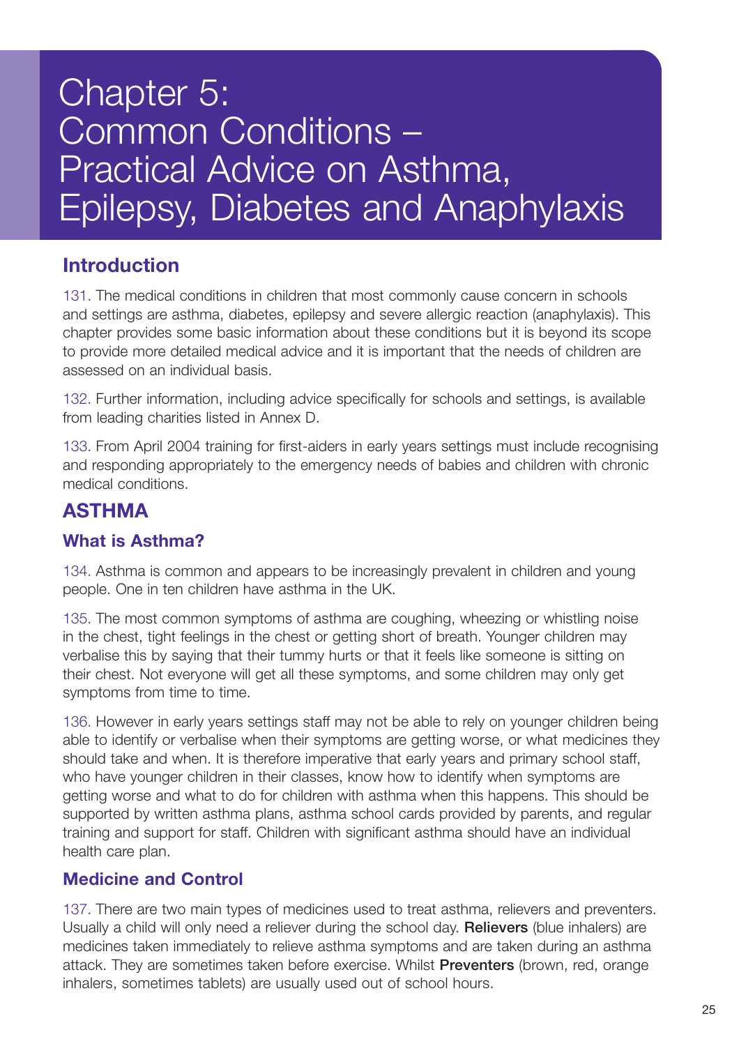# Chapter 5: Common Conditions – Practical Advice on Asthma, Epilepsy, Diabetes and Anaphylaxis

## Introduction

131. The medical conditions in children that most commonly cause concern in schools and settings are asthma, diabetes, epilepsy and severe allergic reaction (anaphylaxis). This chapter provides some basic information about these conditions but it is beyond its scope to provide more detailed medical advice and it is important that the needs of children are assessed on an individual basis.

132. Further information, including advice specifically for schools and settings, is available from leading charities listed in Annex D.

133. From April 2004 training for first-aiders in early years settings must include recognising and responding appropriately to the emergency needs of babies and children with chronic medical conditions.

## ASTHMA

### What is Asthma?

134. Asthma is common and appears to be increasingly prevalent in children and young people. One in ten children have asthma in the UK.

135. The most common symptoms of asthma are coughing, wheezing or whistling noise in the chest, tight feelings in the chest or getting short of breath. Younger children may verbalise this by saying that their tummy hurts or that it feels like someone is sitting on their chest. Not everyone will get all these symptoms, and some children may only get symptoms from time to time.

136. However in early years settings staff may not be able to rely on younger children being able to identify or verbalise when their symptoms are getting worse, or what medicines they should take and when. It is therefore imperative that early years and primary school staff, who have younger children in their classes, know how to identify when symptoms are getting worse and what to do for children with asthma when this happens. This should be supported by written asthma plans, asthma school cards provided by parents, and regular training and support for staff. Children with significant asthma should have an individual health care plan.

### Medicine and Control

137. There are two main types of medicines used to treat asthma, relievers and preventers. Usually a child will only need a reliever during the school day. **Relievers** (blue inhalers) are medicines taken immediately to relieve asthma symptoms and are taken during an asthma attack. They are sometimes taken before exercise. Whilst **Preventers** (brown, red, orange inhalers, sometimes tablets) are usually used out of school hours.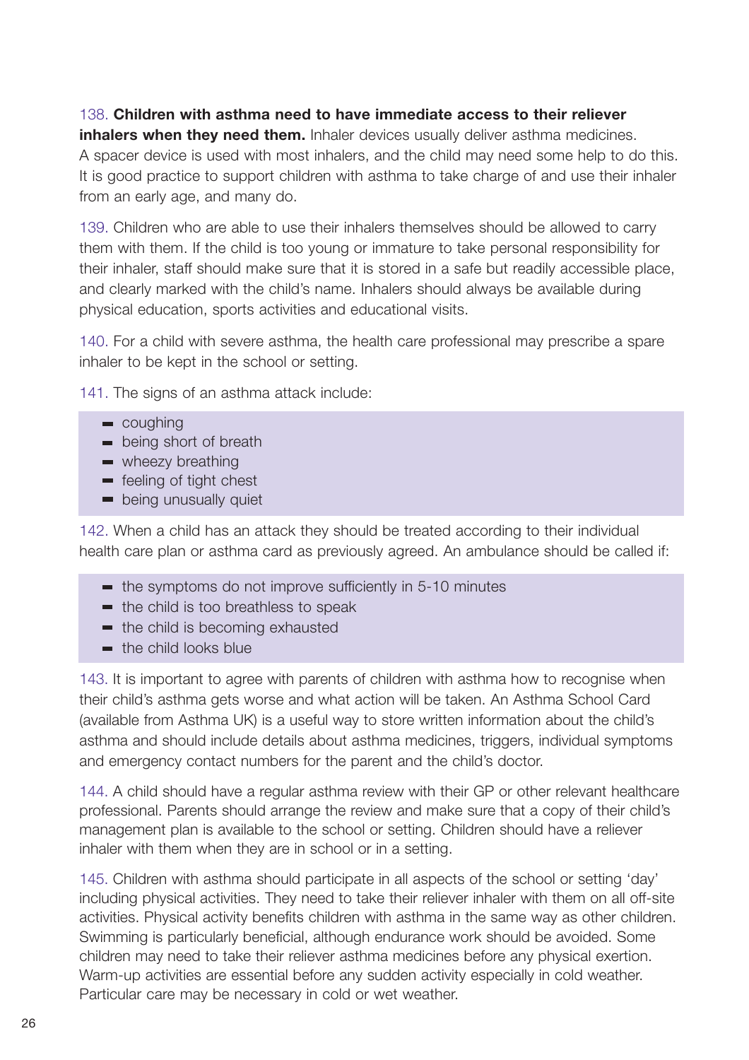138. **Children with asthma need to have immediate access to their reliever inhalers when they need them.** Inhaler devices usually deliver asthma medicines. A spacer device is used with most inhalers, and the child may need some help to do this. It is good practice to support children with asthma to take charge of and use their inhaler from an early age, and many do.

139. Children who are able to use their inhalers themselves should be allowed to carry them with them. If the child is too young or immature to take personal responsibility for their inhaler, staff should make sure that it is stored in a safe but readily accessible place, and clearly marked with the child's name. Inhalers should always be available during physical education, sports activities and educational visits.

140. For a child with severe asthma, the health care professional may prescribe a spare inhaler to be kept in the school or setting.

141. The signs of an asthma attack include:

- coughing
- being short of breath
- wheezy breathing
- feeling of tight chest
- being unusually quiet

142. When a child has an attack they should be treated according to their individual health care plan or asthma card as previously agreed. An ambulance should be called if:

- the symptoms do not improve sufficiently in 5-10 minutes
- the child is too breathless to speak
- the child is becoming exhausted
- the child looks blue

143. It is important to agree with parents of children with asthma how to recognise when their child's asthma gets worse and what action will be taken. An Asthma School Card (available from Asthma UK) is a useful way to store written information about the child's asthma and should include details about asthma medicines, triggers, individual symptoms and emergency contact numbers for the parent and the child's doctor.

144. A child should have a regular asthma review with their GP or other relevant healthcare professional. Parents should arrange the review and make sure that a copy of their child's management plan is available to the school or setting. Children should have a reliever inhaler with them when they are in school or in a setting.

145. Children with asthma should participate in all aspects of the school or setting 'day' including physical activities. They need to take their reliever inhaler with them on all off-site activities. Physical activity benefits children with asthma in the same way as other children. Swimming is particularly beneficial, although endurance work should be avoided. Some children may need to take their reliever asthma medicines before any physical exertion. Warm-up activities are essential before any sudden activity especially in cold weather. Particular care may be necessary in cold or wet weather.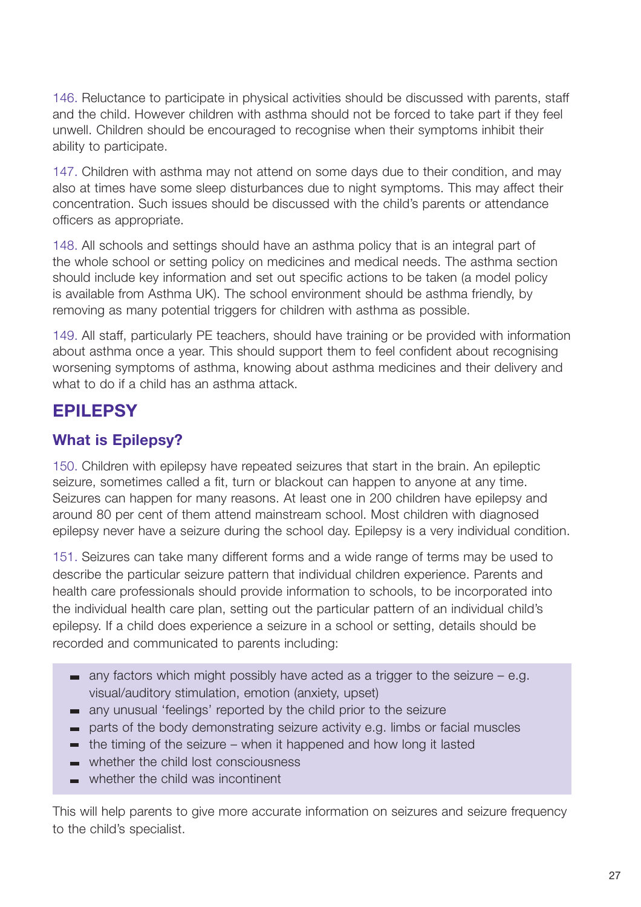146. Reluctance to participate in physical activities should be discussed with parents, staff and the child. However children with asthma should not be forced to take part if they feel unwell. Children should be encouraged to recognise when their symptoms inhibit their ability to participate.

147. Children with asthma may not attend on some days due to their condition, and may also at times have some sleep disturbances due to night symptoms. This may affect their concentration. Such issues should be discussed with the child's parents or attendance officers as appropriate.

148. All schools and settings should have an asthma policy that is an integral part of the whole school or setting policy on medicines and medical needs. The asthma section should include key information and set out specific actions to be taken (a model policy is available from Asthma UK). The school environment should be asthma friendly, by removing as many potential triggers for children with asthma as possible.

149. All staff, particularly PE teachers, should have training or be provided with information about asthma once a year. This should support them to feel confident about recognising worsening symptoms of asthma, knowing about asthma medicines and their delivery and what to do if a child has an asthma attack.

## EPILEPSY

### What is Epilepsy?

150. Children with epilepsy have repeated seizures that start in the brain. An epileptic seizure, sometimes called a fit, turn or blackout can happen to anyone at any time. Seizures can happen for many reasons. At least one in 200 children have epilepsy and around 80 per cent of them attend mainstream school. Most children with diagnosed epilepsy never have a seizure during the school day. Epilepsy is a very individual condition.

151. Seizures can take many different forms and a wide range of terms may be used to describe the particular seizure pattern that individual children experience. Parents and health care professionals should provide information to schools, to be incorporated into the individual health care plan, setting out the particular pattern of an individual child's epilepsy. If a child does experience a seizure in a school or setting, details should be recorded and communicated to parents including:

- any factors which might possibly have acted as a trigger to the seizure – e.g. visual/auditory stimulation, emotion (anxiety, upset)
- any unusual 'feelings' reported by the child prior to the seizure
- parts of the body demonstrating seizure activity e.g. limbs or facial muscles
- the timing of the seizure – when it happened and how long it lasted
- whether the child lost consciousness
- whether the child was incontinent

This will help parents to give more accurate information on seizures and seizure frequency to the child's specialist.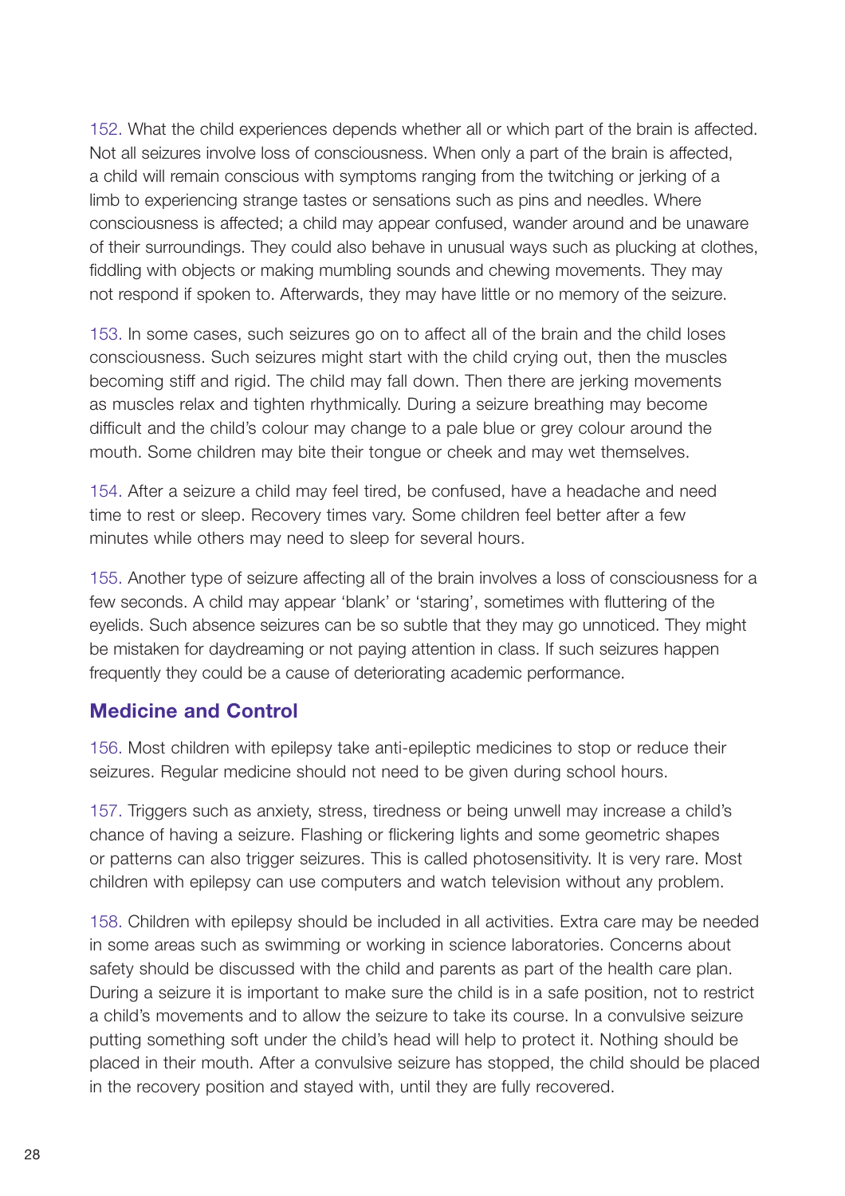152. What the child experiences depends whether all or which part of the brain is affected. Not all seizures involve loss of consciousness. When only a part of the brain is affected, a child will remain conscious with symptoms ranging from the twitching or jerking of a limb to experiencing strange tastes or sensations such as pins and needles. Where consciousness is affected; a child may appear confused, wander around and be unaware of their surroundings. They could also behave in unusual ways such as plucking at clothes, fiddling with objects or making mumbling sounds and chewing movements. They may not respond if spoken to. Afterwards, they may have little or no memory of the seizure.

153. In some cases, such seizures go on to affect all of the brain and the child loses consciousness. Such seizures might start with the child crying out, then the muscles becoming stiff and rigid. The child may fall down. Then there are jerking movements as muscles relax and tighten rhythmically. During a seizure breathing may become difficult and the child's colour may change to a pale blue or grey colour around the mouth. Some children may bite their tongue or cheek and may wet themselves.

154. After a seizure a child may feel tired, be confused, have a headache and need time to rest or sleep. Recovery times vary. Some children feel better after a few minutes while others may need to sleep for several hours.

155. Another type of seizure affecting all of the brain involves a loss of consciousness for a few seconds. A child may appear 'blank' or 'staring', sometimes with fluttering of the eyelids. Such absence seizures can be so subtle that they may go unnoticed. They might be mistaken for daydreaming or not paying attention in class. If such seizures happen frequently they could be a cause of deteriorating academic performance.

## Medicine and Control

156. Most children with epilepsy take anti-epileptic medicines to stop or reduce their seizures. Regular medicine should not need to be given during school hours.

157. Triggers such as anxiety, stress, tiredness or being unwell may increase a child's chance of having a seizure. Flashing or flickering lights and some geometric shapes or patterns can also trigger seizures. This is called photosensitivity. It is very rare. Most children with epilepsy can use computers and watch television without any problem.

158. Children with epilepsy should be included in all activities. Extra care may be needed in some areas such as swimming or working in science laboratories. Concerns about safety should be discussed with the child and parents as part of the health care plan. During a seizure it is important to make sure the child is in a safe position, not to restrict a child's movements and to allow the seizure to take its course. In a convulsive seizure putting something soft under the child's head will help to protect it. Nothing should be placed in their mouth. After a convulsive seizure has stopped, the child should be placed in the recovery position and stayed with, until they are fully recovered.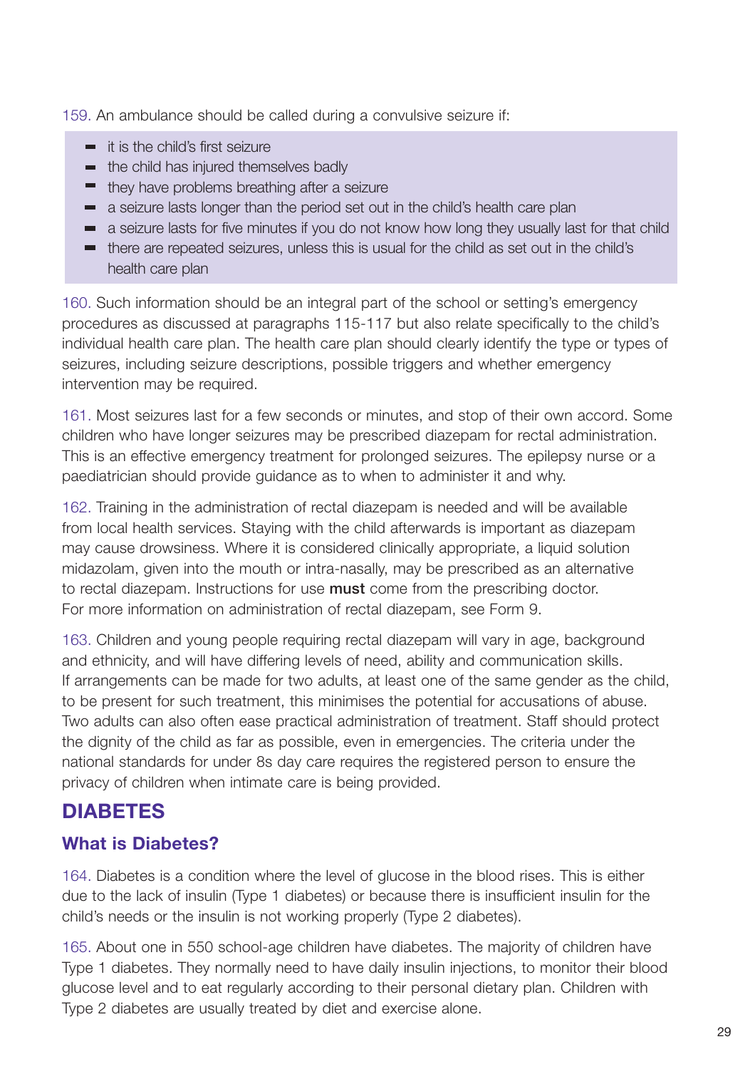159. An ambulance should be called during a convulsive seizure if:

- it is the child's first seizure
- the child has injured themselves badly
- they have problems breathing after a seizure
- a seizure lasts longer than the period set out in the child's health care plan
- a seizure lasts for five minutes if you do not know how long they usually last for that child
- there are repeated seizures, unless this is usual for the child as set out in the child's health care plan

160. Such information should be an integral part of the school or setting's emergency procedures as discussed at paragraphs 115-117 but also relate specifically to the child's individual health care plan. The health care plan should clearly identify the type or types of seizures, including seizure descriptions, possible triggers and whether emergency intervention may be required.

161. Most seizures last for a few seconds or minutes, and stop of their own accord. Some children who have longer seizures may be prescribed diazepam for rectal administration. This is an effective emergency treatment for prolonged seizures. The epilepsy nurse or a paediatrician should provide guidance as to when to administer it and why.

162. Training in the administration of rectal diazepam is needed and will be available from local health services. Staying with the child afterwards is important as diazepam may cause drowsiness. Where it is considered clinically appropriate, a liquid solution midazolam, given into the mouth or intra-nasally, may be prescribed as an alternative to rectal diazepam. Instructions for use **must** come from the prescribing doctor. For more information on administration of rectal diazepam, see Form 9.

163. Children and young people requiring rectal diazepam will vary in age, background and ethnicity, and will have differing levels of need, ability and communication skills. If arrangements can be made for two adults, at least one of the same gender as the child, to be present for such treatment, this minimises the potential for accusations of abuse. Two adults can also often ease practical administration of treatment. Staff should protect the dignity of the child as far as possible, even in emergencies. The criteria under the national standards for under 8s day care requires the registered person to ensure the privacy of children when intimate care is being provided.

## DIABETES

### What is Diabetes?

164. Diabetes is a condition where the level of glucose in the blood rises. This is either due to the lack of insulin (Type 1 diabetes) or because there is insufficient insulin for the child's needs or the insulin is not working properly (Type 2 diabetes).

165. About one in 550 school-age children have diabetes. The majority of children have Type 1 diabetes. They normally need to have daily insulin injections, to monitor their blood glucose level and to eat regularly according to their personal dietary plan. Children with Type 2 diabetes are usually treated by diet and exercise alone.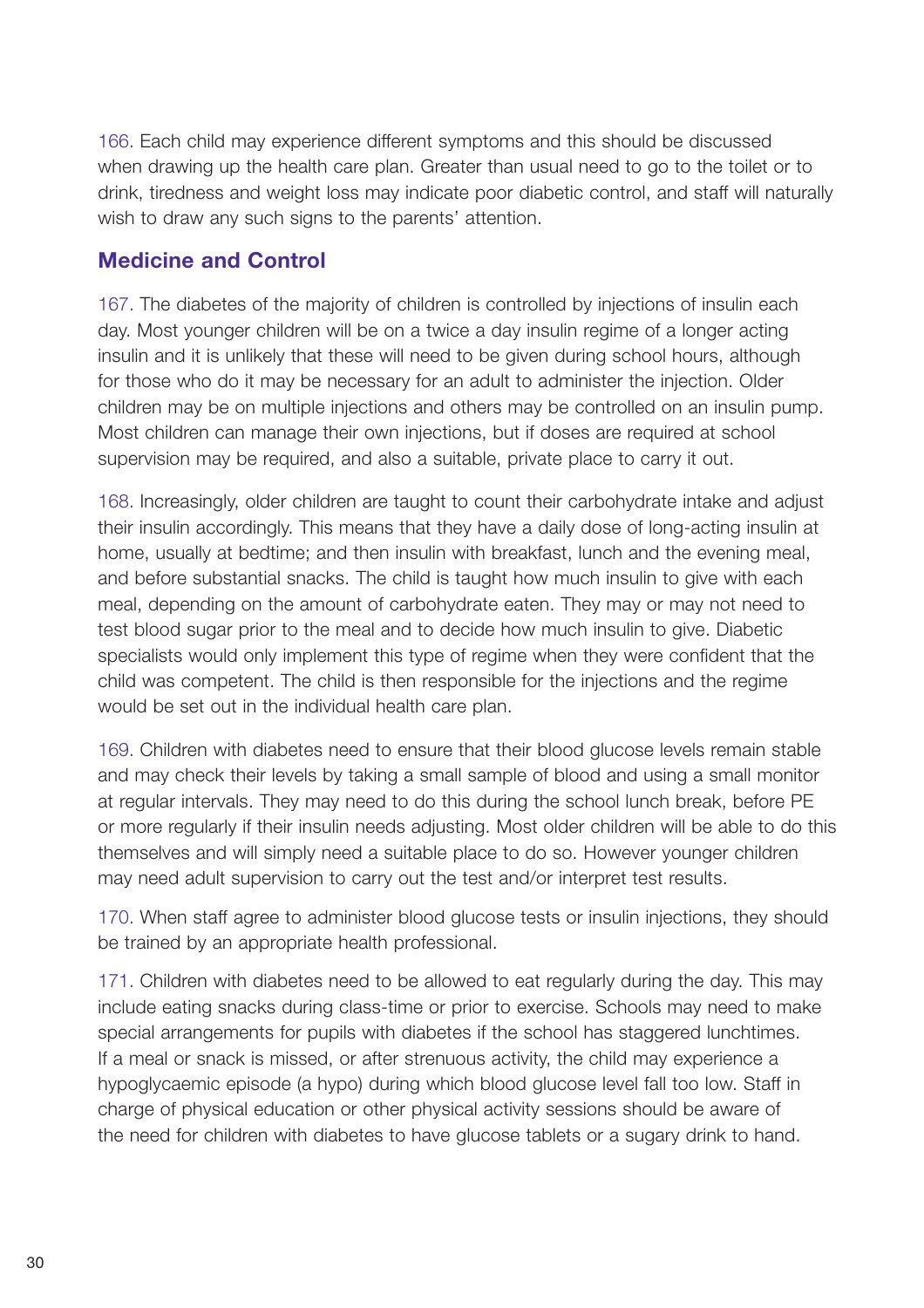166. Each child may experience different symptoms and this should be discussed when drawing up the health care plan. Greater than usual need to go to the toilet or to drink, tiredness and weight loss may indicate poor diabetic control, and staff will naturally wish to draw any such signs to the parents' attention.

## Medicine and Control

167. The diabetes of the majority of children is controlled by injections of insulin each day. Most younger children will be on a twice a day insulin regime of a longer acting insulin and it is unlikely that these will need to be given during school hours, although for those who do it may be necessary for an adult to administer the injection. Older children may be on multiple injections and others may be controlled on an insulin pump. Most children can manage their own injections, but if doses are required at school supervision may be required, and also a suitable, private place to carry it out.

168. Increasingly, older children are taught to count their carbohydrate intake and adjust their insulin accordingly. This means that they have a daily dose of long-acting insulin at home, usually at bedtime; and then insulin with breakfast, lunch and the evening meal, and before substantial snacks. The child is taught how much insulin to give with each meal, depending on the amount of carbohydrate eaten. They may or may not need to test blood sugar prior to the meal and to decide how much insulin to give. Diabetic specialists would only implement this type of regime when they were confident that the child was competent. The child is then responsible for the injections and the regime would be set out in the individual health care plan.

169. Children with diabetes need to ensure that their blood glucose levels remain stable and may check their levels by taking a small sample of blood and using a small monitor at regular intervals. They may need to do this during the school lunch break, before PE or more regularly if their insulin needs adjusting. Most older children will be able to do this themselves and will simply need a suitable place to do so. However younger children may need adult supervision to carry out the test and/or interpret test results.

170. When staff agree to administer blood glucose tests or insulin injections, they should be trained by an appropriate health professional.

171. Children with diabetes need to be allowed to eat regularly during the day. This may include eating snacks during class-time or prior to exercise. Schools may need to make special arrangements for pupils with diabetes if the school has staggered lunchtimes. If a meal or snack is missed, or after strenuous activity, the child may experience a hypoglycaemic episode (a hypo) during which blood glucose level fall too low. Staff in charge of physical education or other physical activity sessions should be aware of the need for children with diabetes to have glucose tablets or a sugary drink to hand.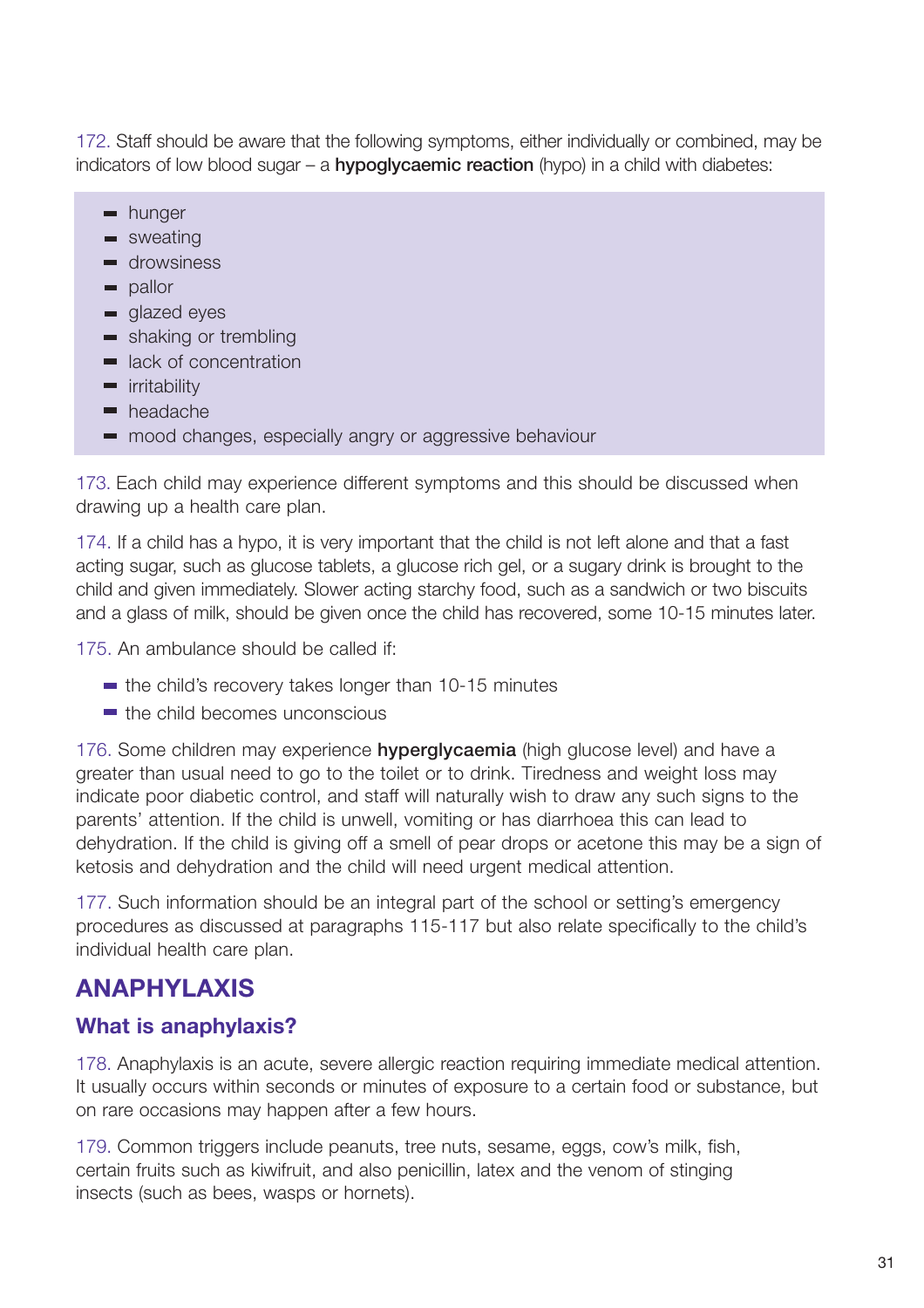172. Staff should be aware that the following symptoms, either individually or combined, may be indicators of low blood sugar – a **hypoglycaemic reaction** (hypo) in a child with diabetes:

- hunger
- sweating
- drowsiness
- pallor
- glazed eyes
- shaking or trembling
- lack of concentration
- irritability
- headache
- mood changes, especially angry or aggressive behaviour

173. Each child may experience different symptoms and this should be discussed when drawing up a health care plan.

174. If a child has a hypo, it is very important that the child is not left alone and that a fast acting sugar, such as glucose tablets, a glucose rich gel, or a sugary drink is brought to the child and given immediately. Slower acting starchy food, such as a sandwich or two biscuits and a glass of milk, should be given once the child has recovered, some 10-15 minutes later.

175. An ambulance should be called if:

- the child's recovery takes longer than 10-15 minutes
- the child becomes unconscious

176. Some children may experience **hyperglycaemia** (high glucose level) and have a greater than usual need to go to the toilet or to drink. Tiredness and weight loss may indicate poor diabetic control, and staff will naturally wish to draw any such signs to the parents' attention. If the child is unwell, vomiting or has diarrhoea this can lead to dehydration. If the child is giving off a smell of pear drops or acetone this may be a sign of ketosis and dehydration and the child will need urgent medical attention.

177. Such information should be an integral part of the school or setting's emergency procedures as discussed at paragraphs 115-117 but also relate specifically to the child's individual health care plan.

## ANAPHYLAXIS

### What is anaphylaxis?

178. Anaphylaxis is an acute, severe allergic reaction requiring immediate medical attention. It usually occurs within seconds or minutes of exposure to a certain food or substance, but on rare occasions may happen after a few hours.

179. Common triggers include peanuts, tree nuts, sesame, eggs, cow's milk, fish, certain fruits such as kiwifruit, and also penicillin, latex and the venom of stinging insects (such as bees, wasps or hornets).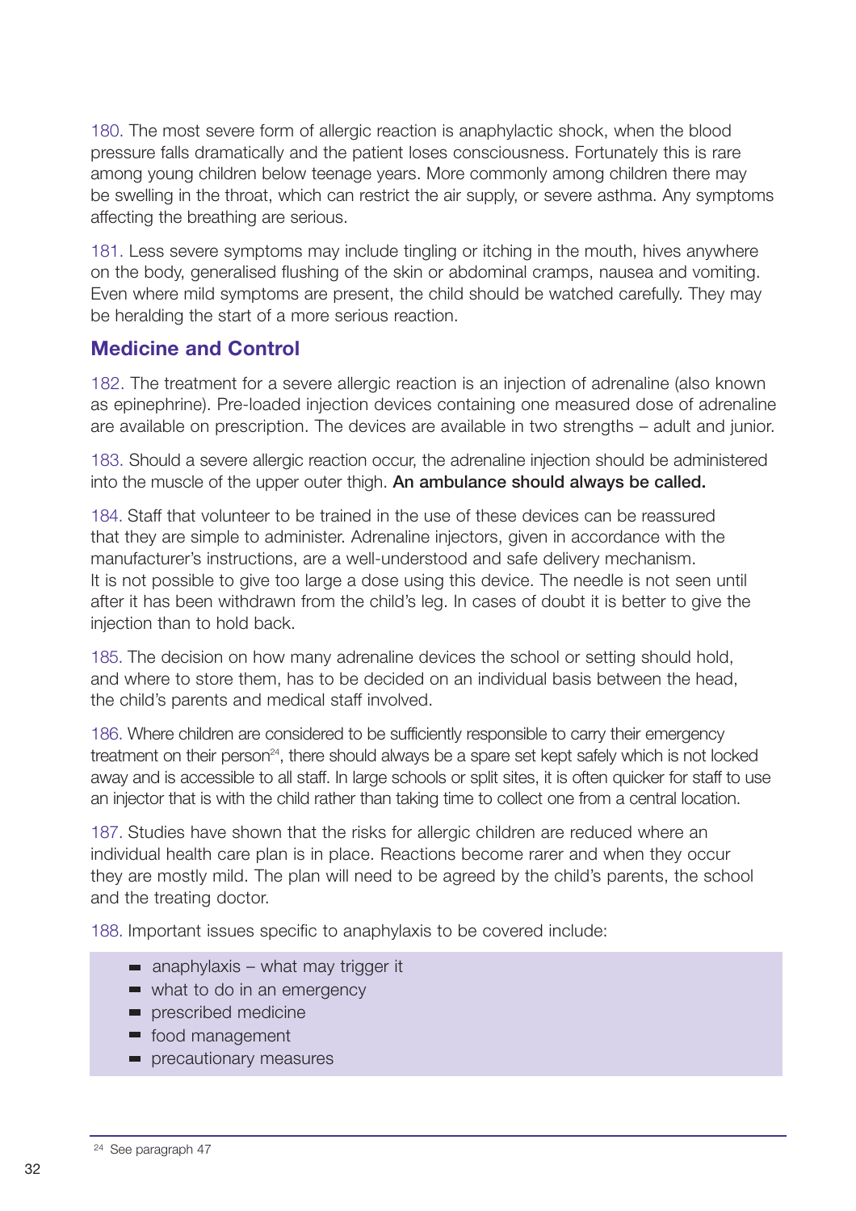180. The most severe form of allergic reaction is anaphylactic shock, when the blood pressure falls dramatically and the patient loses consciousness. Fortunately this is rare among young children below teenage years. More commonly among children there may be swelling in the throat, which can restrict the air supply, or severe asthma. Any symptoms affecting the breathing are serious.

181. Less severe symptoms may include tingling or itching in the mouth, hives anywhere on the body, generalised flushing of the skin or abdominal cramps, nausea and vomiting. Even where mild symptoms are present, the child should be watched carefully. They may be heralding the start of a more serious reaction.

## Medicine and Control

182. The treatment for a severe allergic reaction is an injection of adrenaline (also known as epinephrine). Pre-loaded injection devices containing one measured dose of adrenaline are available on prescription. The devices are available in two strengths – adult and junior.

183. Should a severe allergic reaction occur, the adrenaline injection should be administered into the muscle of the upper outer thigh. **An ambulance should always be called.**

184. Staff that volunteer to be trained in the use of these devices can be reassured that they are simple to administer. Adrenaline injectors, given in accordance with the manufacturer's instructions, are a well-understood and safe delivery mechanism. It is not possible to give too large a dose using this device. The needle is not seen until after it has been withdrawn from the child's leg. In cases of doubt it is better to give the injection than to hold back.

185. The decision on how many adrenaline devices the school or setting should hold, and where to store them, has to be decided on an individual basis between the head, the child's parents and medical staff involved.

186. Where children are considered to be sufficiently responsible to carry their emergency treatment on their person[24], there should always be a spare set kept safely which is not locked away and is accessible to all staff. In large schools or split sites, it is often quicker for staff to use an injector that is with the child rather than taking time to collect one from a central location.

187. Studies have shown that the risks for allergic children are reduced where an individual health care plan is in place. Reactions become rarer and when they occur they are mostly mild. The plan will need to be agreed by the child's parents, the school and the treating doctor.

188. Important issues specific to anaphylaxis to be covered include:

- anaphylaxis – what may trigger it
- what to do in an emergency
- prescribed medicine
- food management
- precautionary measures

[24] See paragraph 47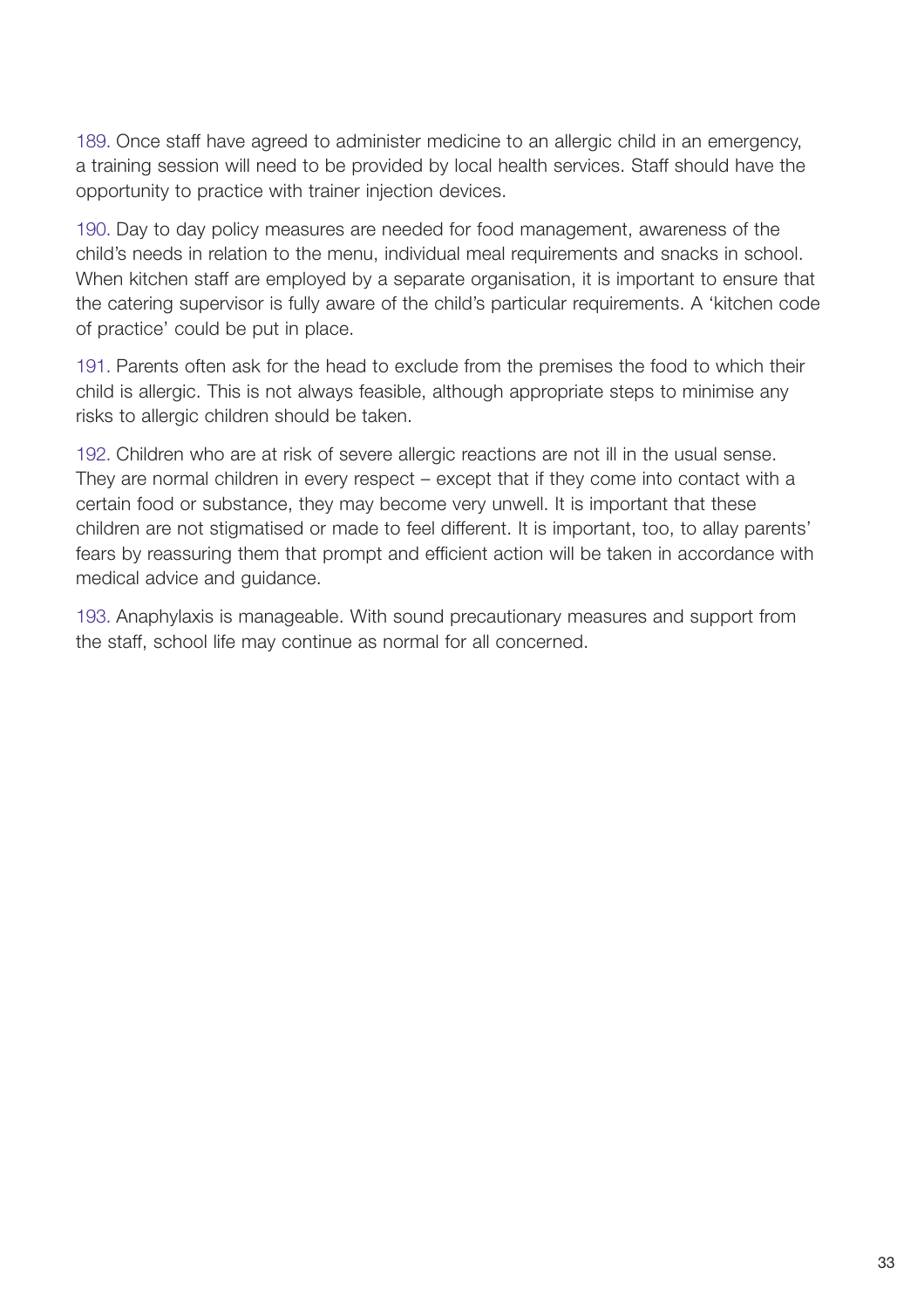189. Once staff have agreed to administer medicine to an allergic child in an emergency, a training session will need to be provided by local health services. Staff should have the opportunity to practice with trainer injection devices.

190. Day to day policy measures are needed for food management, awareness of the child's needs in relation to the menu, individual meal requirements and snacks in school. When kitchen staff are employed by a separate organisation, it is important to ensure that the catering supervisor is fully aware of the child's particular requirements. A 'kitchen code of practice' could be put in place.

191. Parents often ask for the head to exclude from the premises the food to which their child is allergic. This is not always feasible, although appropriate steps to minimise any risks to allergic children should be taken.

192. Children who are at risk of severe allergic reactions are not ill in the usual sense. They are normal children in every respect – except that if they come into contact with a certain food or substance, they may become very unwell. It is important that these children are not stigmatised or made to feel different. It is important, too, to allay parents' fears by reassuring them that prompt and efficient action will be taken in accordance with medical advice and guidance.

193. Anaphylaxis is manageable. With sound precautionary measures and support from the staff, school life may continue as normal for all concerned.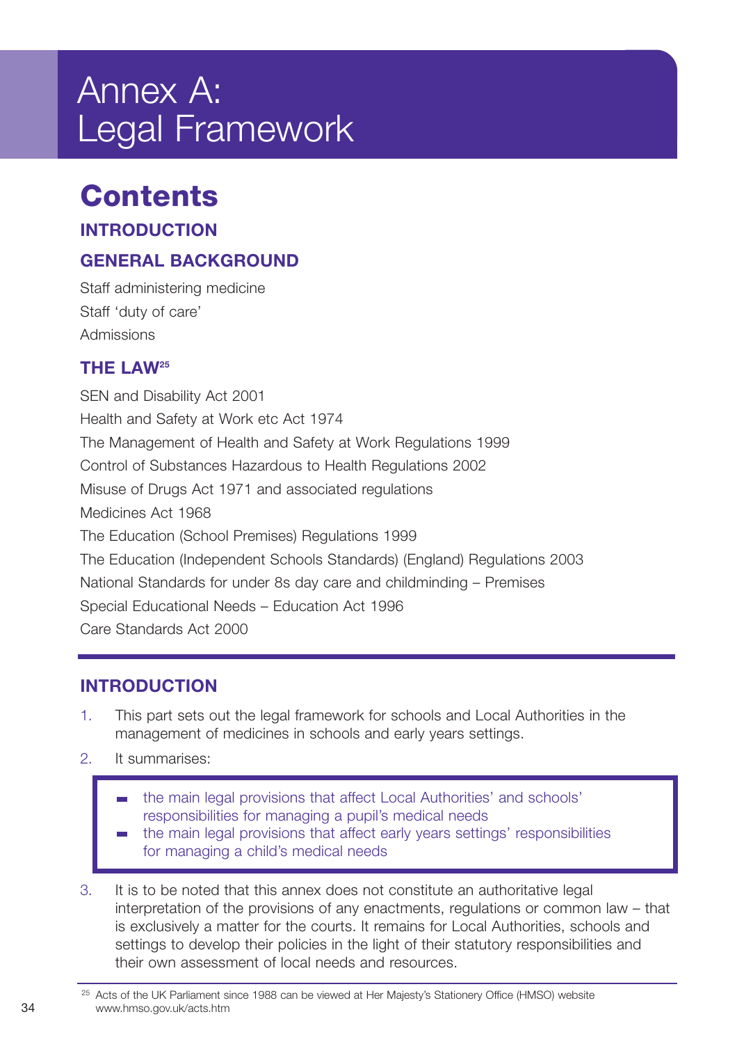# Annex A: Legal Framework

## Contents

### INTRODUCTION

### GENERAL BACKGROUND

Staff administering medicine

Staff 'duty of care'

Admissions

### THE LAW[25]

SEN and Disability Act 2001

Health and Safety at Work etc Act 1974

The Management of Health and Safety at Work Regulations 1999

Control of Substances Hazardous to Health Regulations 2002

Misuse of Drugs Act 1971 and associated regulations

Medicines Act 1968

The Education (School Premises) Regulations 1999

The Education (Independent Schools Standards) (England) Regulations 2003

National Standards for under 8s day care and childminding – Premises

Special Educational Needs – Education Act 1996

Care Standards Act 2000

---

## INTRODUCTION

1. This part sets out the legal framework for schools and Local Authorities in the management of medicines in schools and early years settings.
2. It summarises:
   - the main legal provisions that affect Local Authorities' and schools' responsibilities for managing a pupil's medical needs
   - the main legal provisions that affect early years settings' responsibilities for managing a child's medical needs
3. It is to be noted that this annex does not constitute an authoritative legal interpretation of the provisions of any enactments, regulations or common law – that is exclusively a matter for the courts. It remains for Local Authorities, schools and settings to develop their policies in the light of their statutory responsibilities and their own assessment of local needs and resources.

---

[25] Acts of the UK Parliament since 1988 can be viewed at Her Majesty's Stationery Office (HMSO) website www.hmso.gov.uk/acts.htm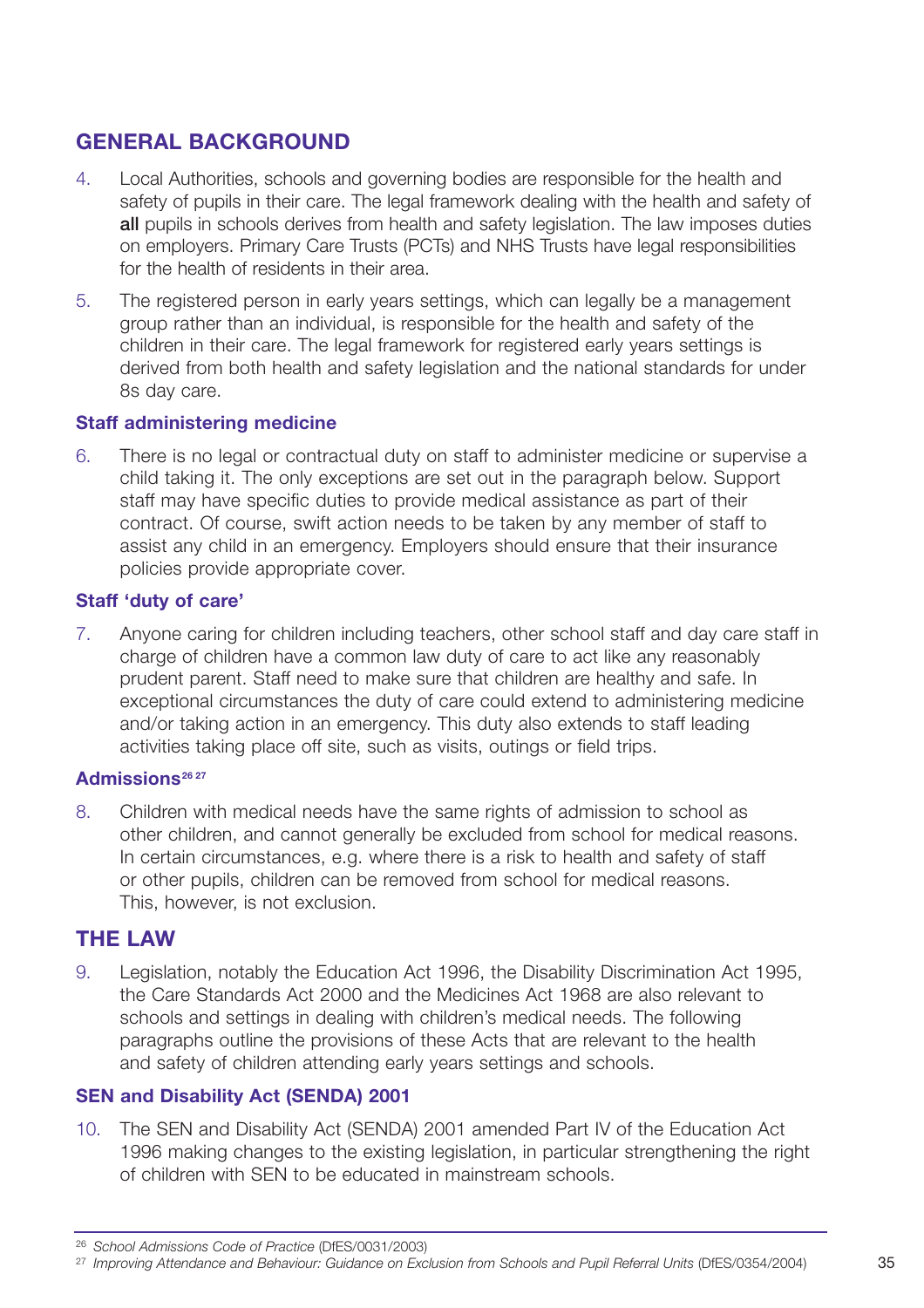## GENERAL BACKGROUND

4. Local Authorities, schools and governing bodies are responsible for the health and safety of pupils in their care. The legal framework dealing with the health and safety of **all** pupils in schools derives from health and safety legislation. The law imposes duties on employers. Primary Care Trusts (PCTs) and NHS Trusts have legal responsibilities for the health of residents in their area.

5. The registered person in early years settings, which can legally be a management group rather than an individual, is responsible for the health and safety of the children in their care. The legal framework for registered early years settings is derived from both health and safety legislation and the national standards for under 8s day care.

### Staff administering medicine

6. There is no legal or contractual duty on staff to administer medicine or supervise a child taking it. The only exceptions are set out in the paragraph below. Support staff may have specific duties to provide medical assistance as part of their contract. Of course, swift action needs to be taken by any member of staff to assist any child in an emergency. Employers should ensure that their insurance policies provide appropriate cover.

### Staff 'duty of care'

7. Anyone caring for children including teachers, other school staff and day care staff in charge of children have a common law duty of care to act like any reasonably prudent parent. Staff need to make sure that children are healthy and safe. In exceptional circumstances the duty of care could extend to administering medicine and/or taking action in an emergency. This duty also extends to staff leading activities taking place off site, such as visits, outings or field trips.

### Admissions[26 27]

8. Children with medical needs have the same rights of admission to school as other children, and cannot generally be excluded from school for medical reasons. In certain circumstances, e.g. where there is a risk to health and safety of staff or other pupils, children can be removed from school for medical reasons. This, however, is not exclusion.

## THE LAW

9. Legislation, notably the Education Act 1996, the Disability Discrimination Act 1995, the Care Standards Act 2000 and the Medicines Act 1968 are also relevant to schools and settings in dealing with children's medical needs. The following paragraphs outline the provisions of these Acts that are relevant to the health and safety of children attending early years settings and schools.

### SEN and Disability Act (SENDA) 2001

10. The SEN and Disability Act (SENDA) 2001 amended Part IV of the Education Act 1996 making changes to the existing legislation, in particular strengthening the right of children with SEN to be educated in mainstream schools.

---

[26] *School Admissions Code of Practice* (DfES/0031/2003)

[27] *Improving Attendance and Behaviour: Guidance on Exclusion from Schools and Pupil Referral Units* (DfES/0354/2004)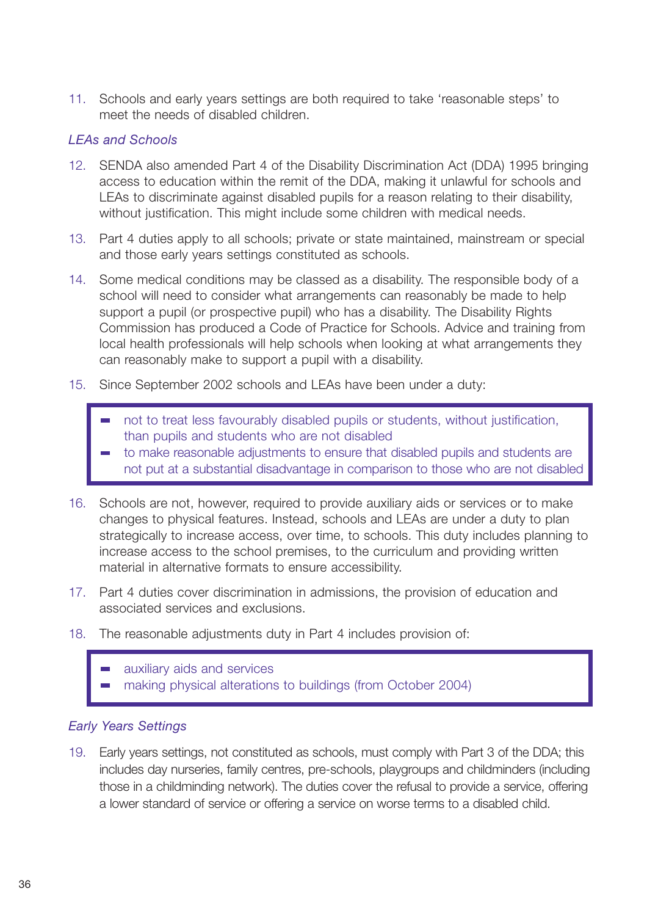11. Schools and early years settings are both required to take 'reasonable steps' to meet the needs of disabled children.

*LEAs and Schools*

12. SENDA also amended Part 4 of the Disability Discrimination Act (DDA) 1995 bringing access to education within the remit of the DDA, making it unlawful for schools and LEAs to discriminate against disabled pupils for a reason relating to their disability, without justification. This might include some children with medical needs.

13. Part 4 duties apply to all schools; private or state maintained, mainstream or special and those early years settings constituted as schools.

14. Some medical conditions may be classed as a disability. The responsible body of a school will need to consider what arrangements can reasonably be made to help support a pupil (or prospective pupil) who has a disability. The Disability Rights Commission has produced a Code of Practice for Schools. Advice and training from local health professionals will help schools when looking at what arrangements they can reasonably make to support a pupil with a disability.

15. Since September 2002 schools and LEAs have been under a duty:

- not to treat less favourably disabled pupils or students, without justification, than pupils and students who are not disabled
- to make reasonable adjustments to ensure that disabled pupils and students are not put at a substantial disadvantage in comparison to those who are not disabled

16. Schools are not, however, required to provide auxiliary aids or services or to make changes to physical features. Instead, schools and LEAs are under a duty to plan strategically to increase access, over time, to schools. This duty includes planning to increase access to the school premises, to the curriculum and providing written material in alternative formats to ensure accessibility.

17. Part 4 duties cover discrimination in admissions, the provision of education and associated services and exclusions.

18. The reasonable adjustments duty in Part 4 includes provision of:

- auxiliary aids and services
- making physical alterations to buildings (from October 2004)

*Early Years Settings*

19. Early years settings, not constituted as schools, must comply with Part 3 of the DDA; this includes day nurseries, family centres, pre-schools, playgroups and childminders (including those in a childminding network). The duties cover the refusal to provide a service, offering a lower standard of service or offering a service on worse terms to a disabled child.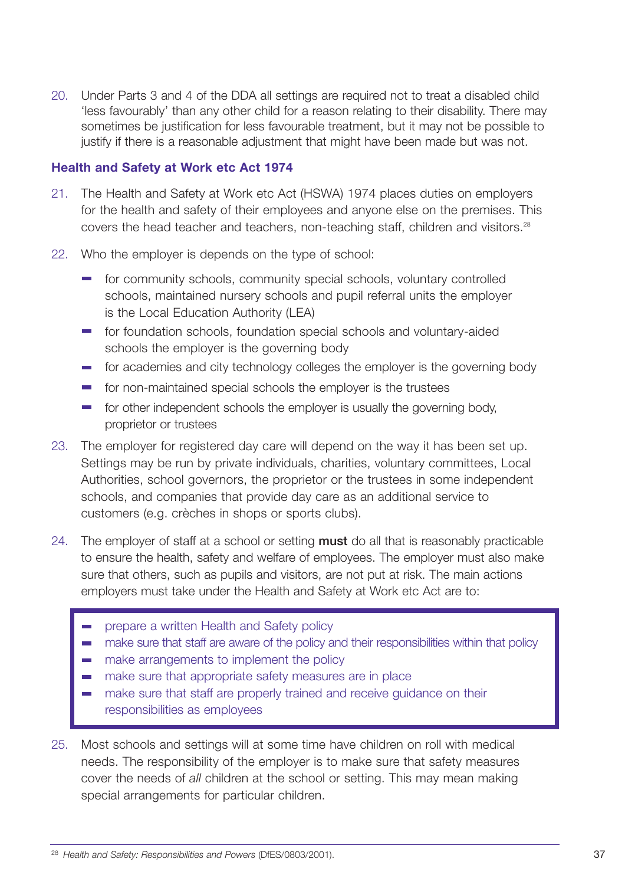20. Under Parts 3 and 4 of the DDA all settings are required not to treat a disabled child 'less favourably' than any other child for a reason relating to their disability. There may sometimes be justification for less favourable treatment, but it may not be possible to justify if there is a reasonable adjustment that might have been made but was not.

### Health and Safety at Work etc Act 1974

21. The Health and Safety at Work etc Act (HSWA) 1974 places duties on employers for the health and safety of their employees and anyone else on the premises. This covers the head teacher and teachers, non-teaching staff, children and visitors.[28]

22. Who the employer is depends on the type of school:

    - for community schools, community special schools, voluntary controlled schools, maintained nursery schools and pupil referral units the employer is the Local Education Authority (LEA)
    - for foundation schools, foundation special schools and voluntary-aided schools the employer is the governing body
    - for academies and city technology colleges the employer is the governing body
    - for non-maintained special schools the employer is the trustees
    - for other independent schools the employer is usually the governing body, proprietor or trustees

23. The employer for registered day care will depend on the way it has been set up. Settings may be run by private individuals, charities, voluntary committees, Local Authorities, school governors, the proprietor or the trustees in some independent schools, and companies that provide day care as an additional service to customers (e.g. crèches in shops or sports clubs).

24. The employer of staff at a school or setting **must** do all that is reasonably practicable to ensure the health, safety and welfare of employees. The employer must also make sure that others, such as pupils and visitors, are not put at risk. The main actions employers must take under the Health and Safety at Work etc Act are to:

    - prepare a written Health and Safety policy
    - make sure that staff are aware of the policy and their responsibilities within that policy
    - make arrangements to implement the policy
    - make sure that appropriate safety measures are in place
    - make sure that staff are properly trained and receive guidance on their responsibilities as employees

25. Most schools and settings will at some time have children on roll with medical needs. The responsibility of the employer is to make sure that safety measures cover the needs of *all* children at the school or setting. This may mean making special arrangements for particular children.

[28] *Health and Safety: Responsibilities and Powers* (DfES/0803/2001).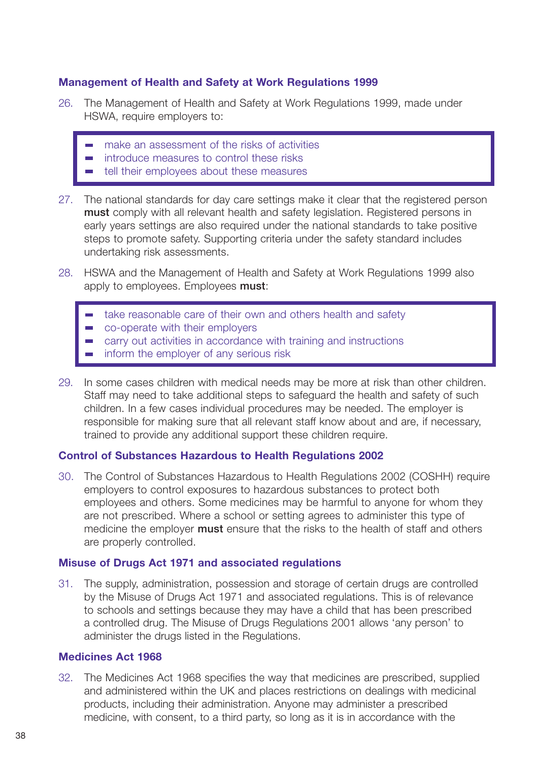### Management of Health and Safety at Work Regulations 1999

26. The Management of Health and Safety at Work Regulations 1999, made under HSWA, require employers to:

- make an assessment of the risks of activities
- introduce measures to control these risks
- tell their employees about these measures

27. The national standards for day care settings make it clear that the registered person **must** comply with all relevant health and safety legislation. Registered persons in early years settings are also required under the national standards to take positive steps to promote safety. Supporting criteria under the safety standard includes undertaking risk assessments.

28. HSWA and the Management of Health and Safety at Work Regulations 1999 also apply to employees. Employees **must**:

- take reasonable care of their own and others health and safety
- co-operate with their employers
- carry out activities in accordance with training and instructions
- inform the employer of any serious risk

29. In some cases children with medical needs may be more at risk than other children. Staff may need to take additional steps to safeguard the health and safety of such children. In a few cases individual procedures may be needed. The employer is responsible for making sure that all relevant staff know about and are, if necessary, trained to provide any additional support these children require.

### Control of Substances Hazardous to Health Regulations 2002

30. The Control of Substances Hazardous to Health Regulations 2002 (COSHH) require employers to control exposures to hazardous substances to protect both employees and others. Some medicines may be harmful to anyone for whom they are not prescribed. Where a school or setting agrees to administer this type of medicine the employer **must** ensure that the risks to the health of staff and others are properly controlled.

### Misuse of Drugs Act 1971 and associated regulations

31. The supply, administration, possession and storage of certain drugs are controlled by the Misuse of Drugs Act 1971 and associated regulations. This is of relevance to schools and settings because they may have a child that has been prescribed a controlled drug. The Misuse of Drugs Regulations 2001 allows 'any person' to administer the drugs listed in the Regulations.

### Medicines Act 1968

32. The Medicines Act 1968 specifies the way that medicines are prescribed, supplied and administered within the UK and places restrictions on dealings with medicinal products, including their administration. Anyone may administer a prescribed medicine, with consent, to a third party, so long as it is in accordance with the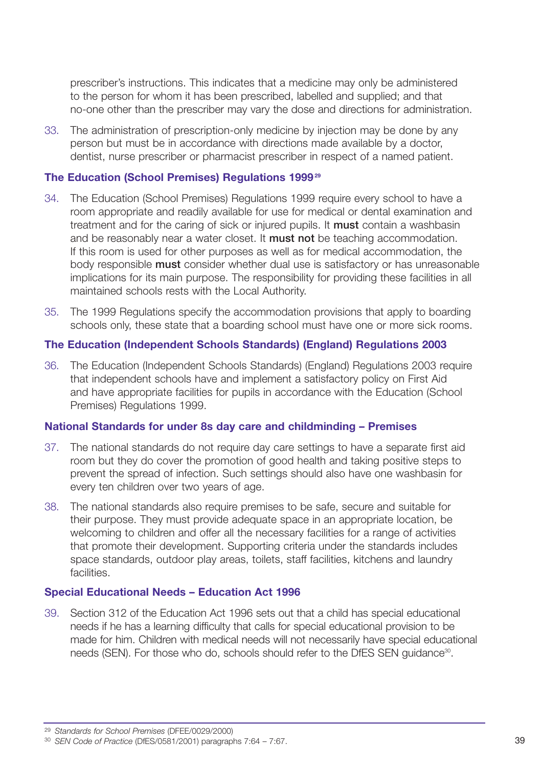prescriber's instructions. This indicates that a medicine may only be administered to the person for whom it has been prescribed, labelled and supplied; and that no-one other than the prescriber may vary the dose and directions for administration.

33. The administration of prescription-only medicine by injection may be done by any person but must be in accordance with directions made available by a doctor, dentist, nurse prescriber or pharmacist prescriber in respect of a named patient.

### The Education (School Premises) Regulations 1999[29]

34. The Education (School Premises) Regulations 1999 require every school to have a room appropriate and readily available for use for medical or dental examination and treatment and for the caring of sick or injured pupils. It **must** contain a washbasin and be reasonably near a water closet. It **must not** be teaching accommodation. If this room is used for other purposes as well as for medical accommodation, the body responsible **must** consider whether dual use is satisfactory or has unreasonable implications for its main purpose. The responsibility for providing these facilities in all maintained schools rests with the Local Authority.

35. The 1999 Regulations specify the accommodation provisions that apply to boarding schools only, these state that a boarding school must have one or more sick rooms.

### The Education (Independent Schools Standards) (England) Regulations 2003

36. The Education (Independent Schools Standards) (England) Regulations 2003 require that independent schools have and implement a satisfactory policy on First Aid and have appropriate facilities for pupils in accordance with the Education (School Premises) Regulations 1999.

### National Standards for under 8s day care and childminding – Premises

37. The national standards do not require day care settings to have a separate first aid room but they do cover the promotion of good health and taking positive steps to prevent the spread of infection. Such settings should also have one washbasin for every ten children over two years of age.

38. The national standards also require premises to be safe, secure and suitable for their purpose. They must provide adequate space in an appropriate location, be welcoming to children and offer all the necessary facilities for a range of activities that promote their development. Supporting criteria under the standards includes space standards, outdoor play areas, toilets, staff facilities, kitchens and laundry facilities.

### Special Educational Needs – Education Act 1996

39. Section 312 of the Education Act 1996 sets out that a child has special educational needs if he has a learning difficulty that calls for special educational provision to be made for him. Children with medical needs will not necessarily have special educational needs (SEN). For those who do, schools should refer to the DfES SEN guidance[30].

---

[29] *Standards for School Premises* (DFEE/0029/2000)

[30] *SEN Code of Practice* (DfES/0581/2001) paragraphs 7:64 – 7:67.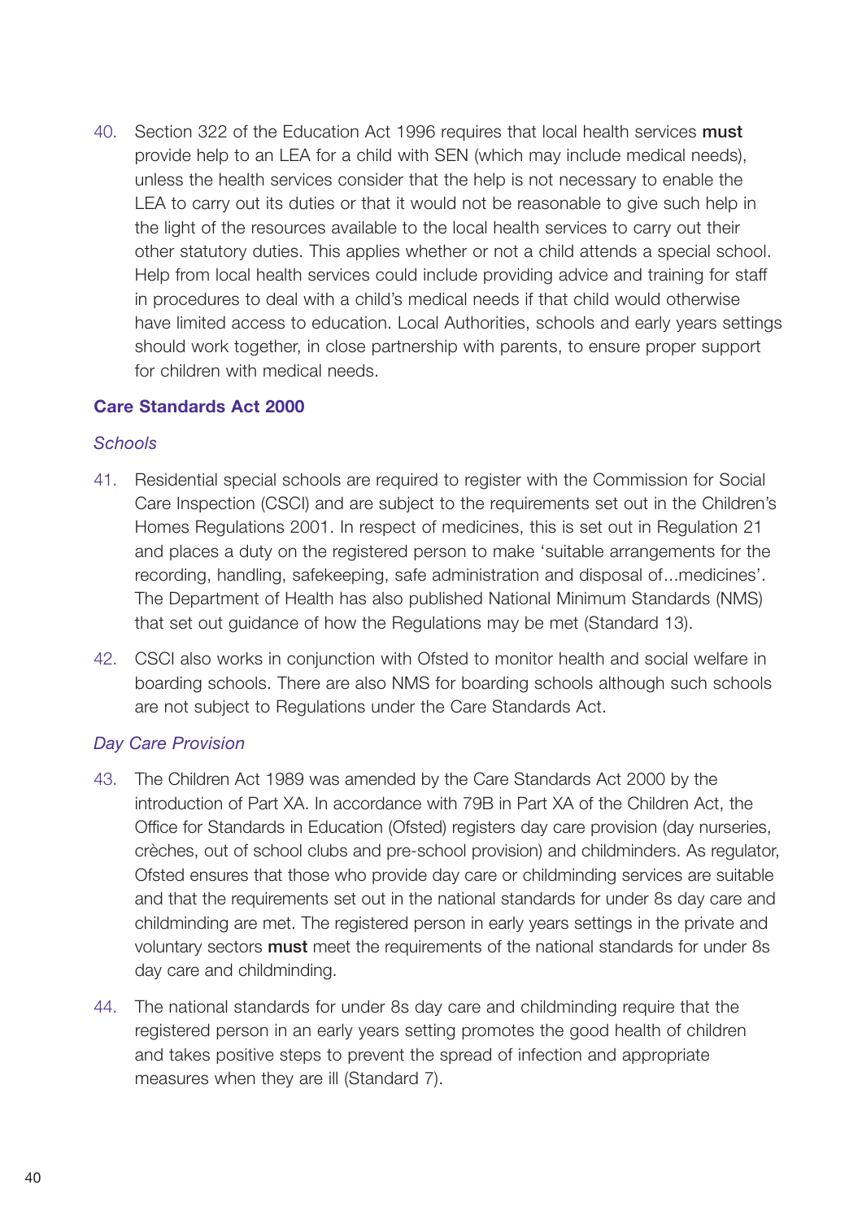40. Section 322 of the Education Act 1996 requires that local health services **must** provide help to an LEA for a child with SEN (which may include medical needs), unless the health services consider that the help is not necessary to enable the LEA to carry out its duties or that it would not be reasonable to give such help in the light of the resources available to the local health services to carry out their other statutory duties. This applies whether or not a child attends a special school. Help from local health services could include providing advice and training for staff in procedures to deal with a child's medical needs if that child would otherwise have limited access to education. Local Authorities, schools and early years settings should work together, in close partnership with parents, to ensure proper support for children with medical needs.

### Care Standards Act 2000

*Schools*

41. Residential special schools are required to register with the Commission for Social Care Inspection (CSCI) and are subject to the requirements set out in the Children's Homes Regulations 2001. In respect of medicines, this is set out in Regulation 21 and places a duty on the registered person to make 'suitable arrangements for the recording, handling, safekeeping, safe administration and disposal of...medicines'. The Department of Health has also published National Minimum Standards (NMS) that set out guidance of how the Regulations may be met (Standard 13).

42. CSCI also works in conjunction with Ofsted to monitor health and social welfare in boarding schools. There are also NMS for boarding schools although such schools are not subject to Regulations under the Care Standards Act.

*Day Care Provision*

43. The Children Act 1989 was amended by the Care Standards Act 2000 by the introduction of Part XA. In accordance with 79B in Part XA of the Children Act, the Office for Standards in Education (Ofsted) registers day care provision (day nurseries, crèches, out of school clubs and pre-school provision) and childminders. As regulator, Ofsted ensures that those who provide day care or childminding services are suitable and that the requirements set out in the national standards for under 8s day care and childminding are met. The registered person in early years settings in the private and voluntary sectors **must** meet the requirements of the national standards for under 8s day care and childminding.

44. The national standards for under 8s day care and childminding require that the registered person in an early years setting promotes the good health of children and takes positive steps to prevent the spread of infection and appropriate measures when they are ill (Standard 7).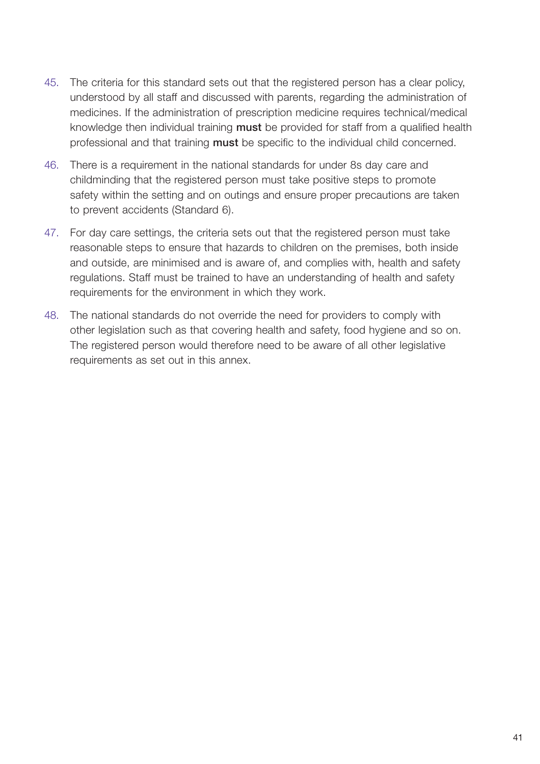45. The criteria for this standard sets out that the registered person has a clear policy, understood by all staff and discussed with parents, regarding the administration of medicines. If the administration of prescription medicine requires technical/medical knowledge then individual training **must** be provided for staff from a qualified health professional and that training **must** be specific to the individual child concerned.

46. There is a requirement in the national standards for under 8s day care and childminding that the registered person must take positive steps to promote safety within the setting and on outings and ensure proper precautions are taken to prevent accidents (Standard 6).

47. For day care settings, the criteria sets out that the registered person must take reasonable steps to ensure that hazards to children on the premises, both inside and outside, are minimised and is aware of, and complies with, health and safety regulations. Staff must be trained to have an understanding of health and safety requirements for the environment in which they work.

48. The national standards do not override the need for providers to comply with other legislation such as that covering health and safety, food hygiene and so on. The registered person would therefore need to be aware of all other legislative requirements as set out in this annex.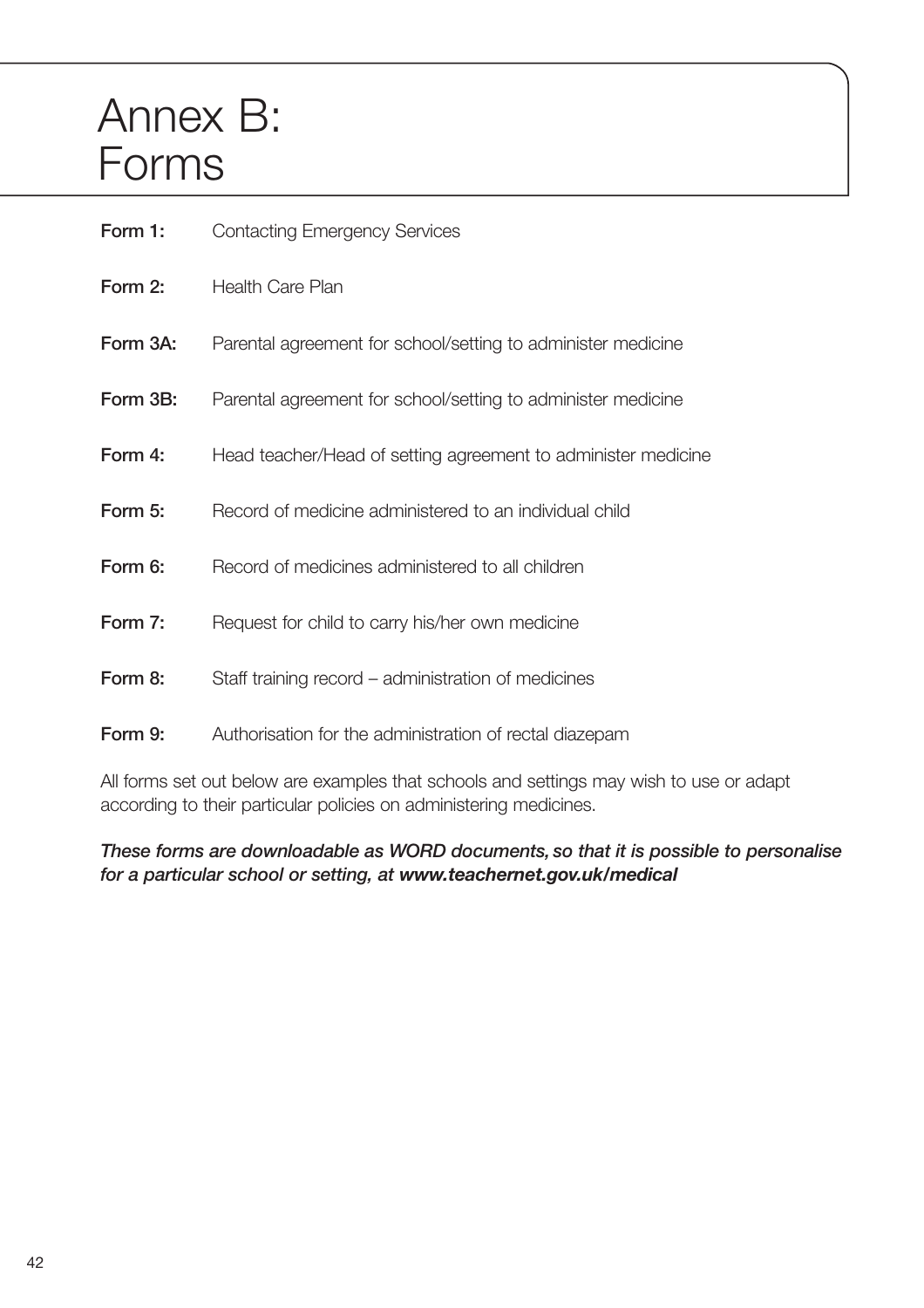# Annex B: Forms

**Form 1:** Contacting Emergency Services

**Form 2:** Health Care Plan

**Form 3A:** Parental agreement for school/setting to administer medicine

**Form 3B:** Parental agreement for school/setting to administer medicine

**Form 4:** Head teacher/Head of setting agreement to administer medicine

**Form 5:** Record of medicine administered to an individual child

**Form 6:** Record of medicines administered to all children

**Form 7:** Request for child to carry his/her own medicine

**Form 8:** Staff training record – administration of medicines

**Form 9:** Authorisation for the administration of rectal diazepam

All forms set out below are examples that schools and settings may wish to use or adapt according to their particular policies on administering medicines.

***These forms are downloadable as WORD documents, so that it is possible to personalise for a particular school or setting, at www.teachernet.gov.uk/medical***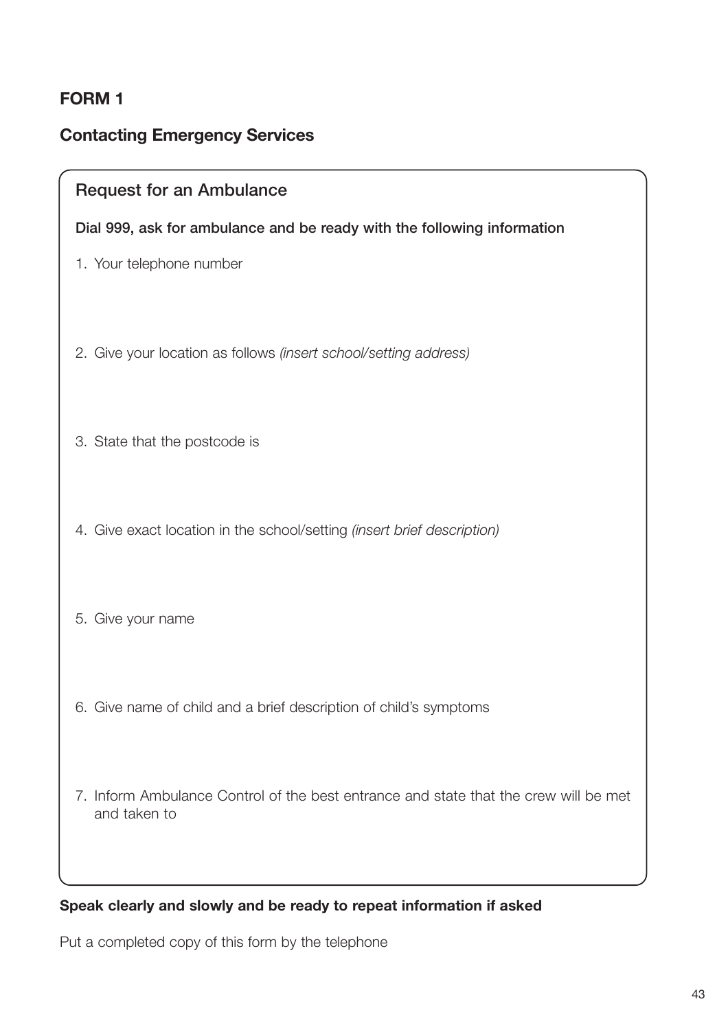## FORM 1

## Contacting Emergency Services

### Request for an Ambulance

**Dial 999, ask for ambulance and be ready with the following information**

1. Your telephone number

2. Give your location as follows *(insert school/setting address)*

3. State that the postcode is

4. Give exact location in the school/setting *(insert brief description)*

5. Give your name

6. Give name of child and a brief description of child's symptoms

7. Inform Ambulance Control of the best entrance and state that the crew will be met and taken to

**Speak clearly and slowly and be ready to repeat information if asked**

Put a completed copy of this form by the telephone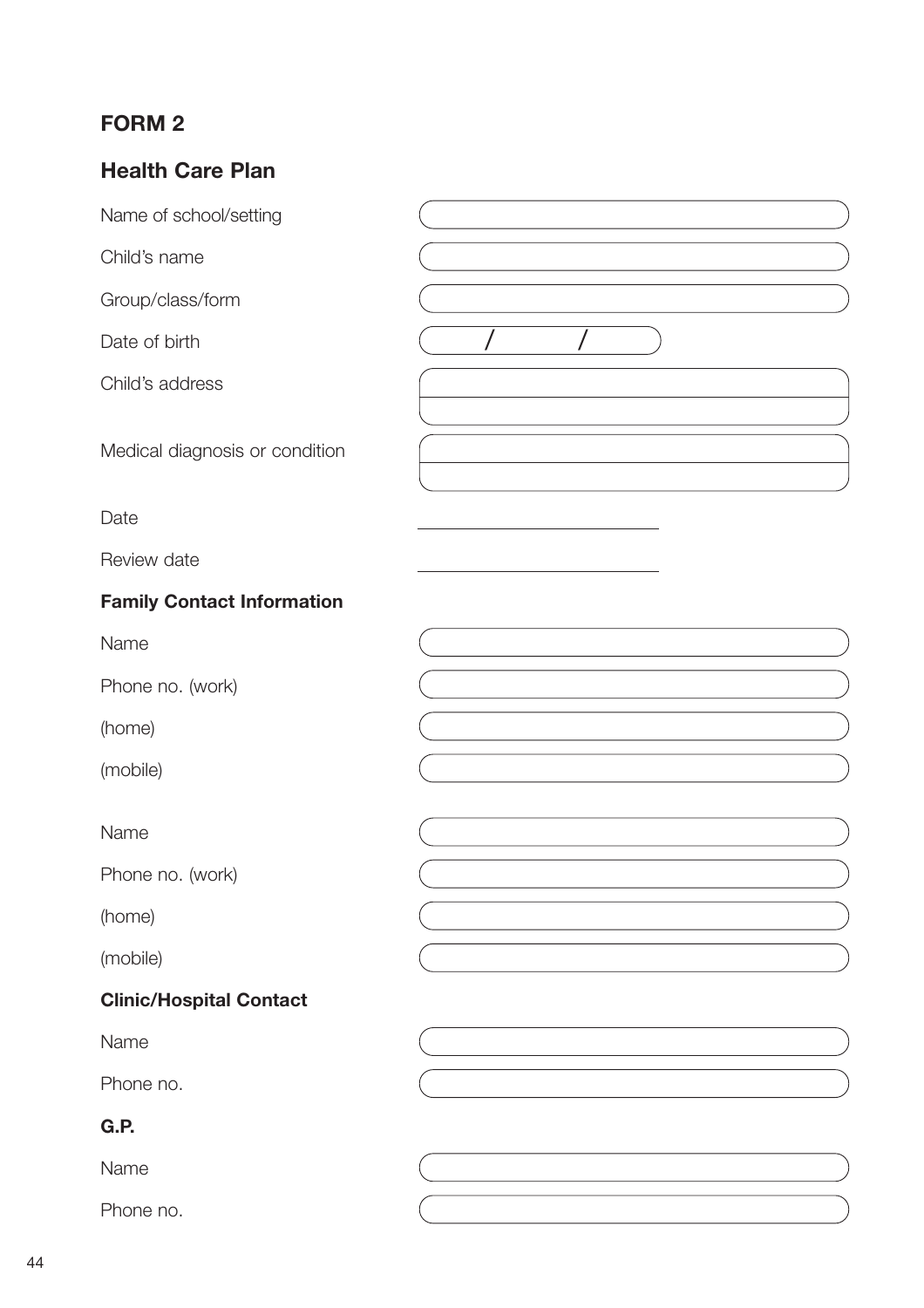## FORM 2

## Health Care Plan

Name of school/setting

Child's name

Group/class/form

Date of birth &nbsp;&nbsp;&nbsp; / &nbsp;&nbsp;&nbsp; /

Child's address

Medical diagnosis or condition

Date

Review date

**Family Contact Information**

Name

Phone no. (work)

(home)

(mobile)

Name

Phone no. (work)

(home)

(mobile)

**Clinic/Hospital Contact**

Name

Phone no.

**G.P.**

Name

Phone no.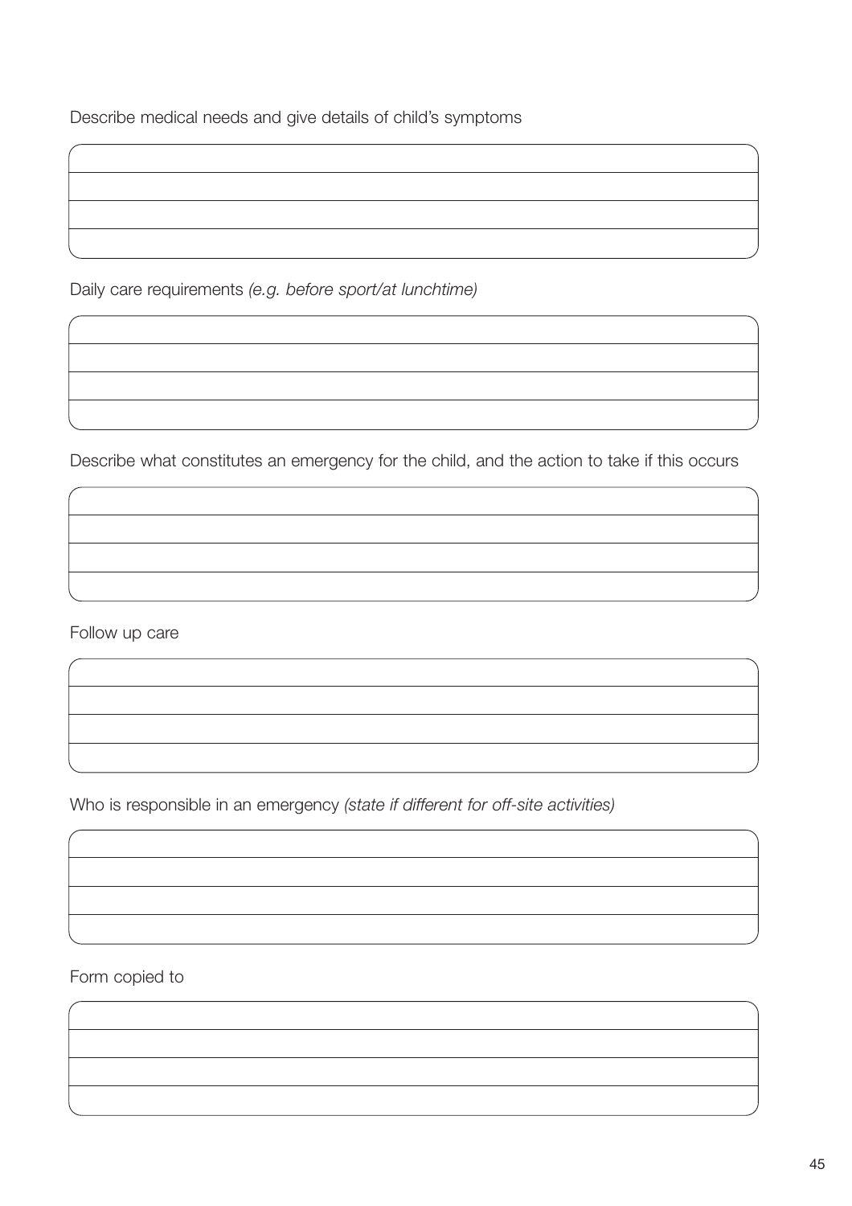Describe medical needs and give details of child's symptoms

| |
|---|
| |
| |
| |

Daily care requirements *(e.g. before sport/at lunchtime)*

| |
|---|
| |
| |
| |

Describe what constitutes an emergency for the child, and the action to take if this occurs

| |
|---|
| |
| |
| |

Follow up care

| |
|---|
| |
| |
| |

Who is responsible in an emergency *(state if different for off-site activities)*

| |
|---|
| |
| |
| |

Form copied to

| |
|---|
| |
| |
| |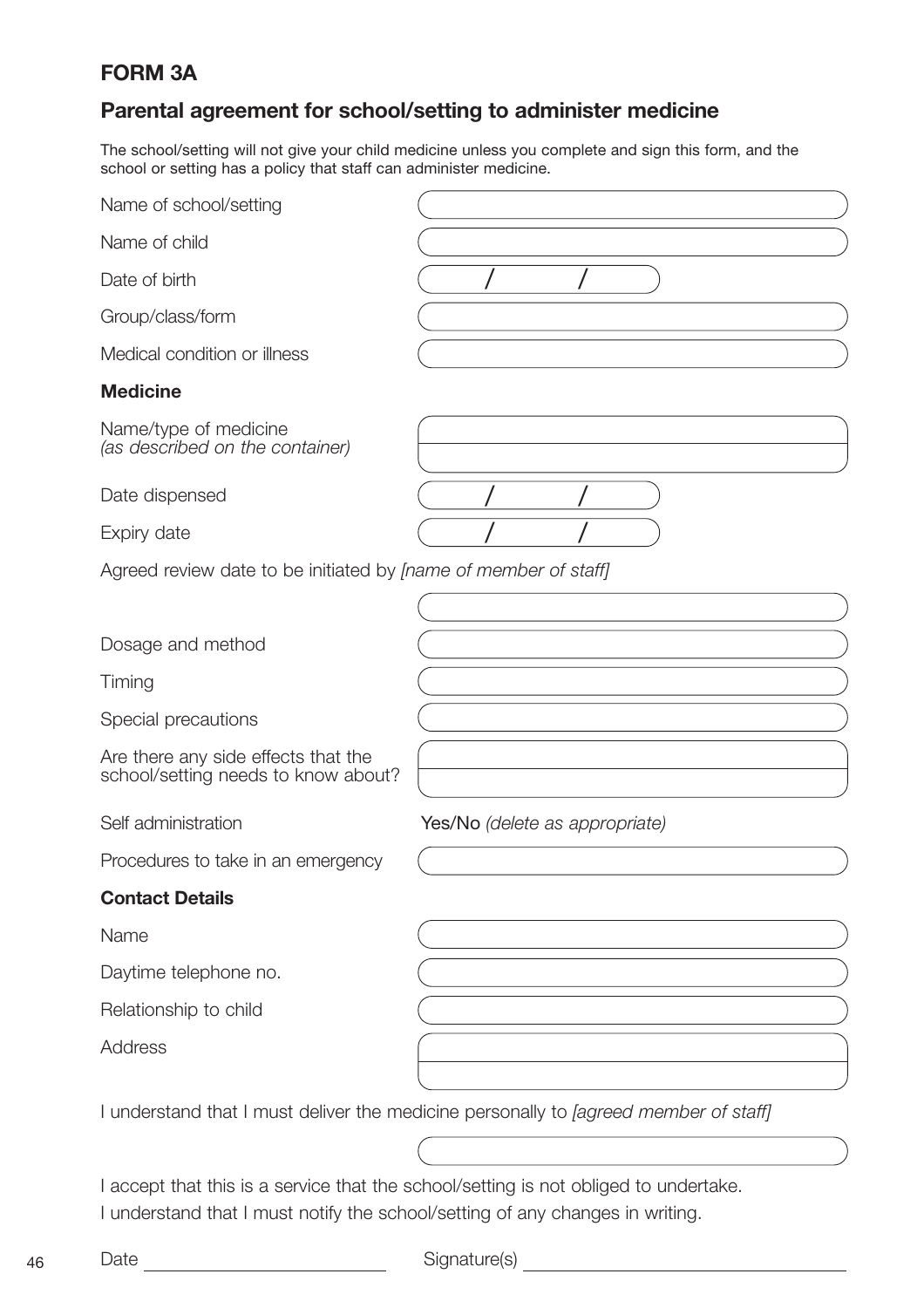# FORM 3A

## Parental agreement for school/setting to administer medicine

The school/setting will not give your child medicine unless you complete and sign this form, and the school or setting has a policy that staff can administer medicine.

| | |
|---|---|
| Name of school/setting | |
| Name of child | |
| Date of birth | / / |
| Group/class/form | |
| Medical condition or illness | |

### Medicine

| | |
|---|---|
| Name/type of medicine *(as described on the container)* | |
| Date dispensed | / / |
| Expiry date | / / |

Agreed review date to be initiated by *[name of member of staff]*

| | |
|---|---|
| | |
| Dosage and method | |
| Timing | |
| Special precautions | |
| Are there any side effects that the school/setting needs to know about? | |
| Self administration | Yes/No *(delete as appropriate)* |
| Procedures to take in an emergency | |

### Contact Details

| | |
|---|---|
| Name | |
| Daytime telephone no. | |
| Relationship to child | |
| Address | |

I understand that I must deliver the medicine personally to *[agreed member of staff]*

I accept that this is a service that the school/setting is not obliged to undertake.

I understand that I must notify the school/setting of any changes in writing.

Date \_\_\_\_\_\_\_\_\_\_\_\_\_\_\_\_\_\_\_\_ Signature(s) \_\_\_\_\_\_\_\_\_\_\_\_\_\_\_\_\_\_\_\_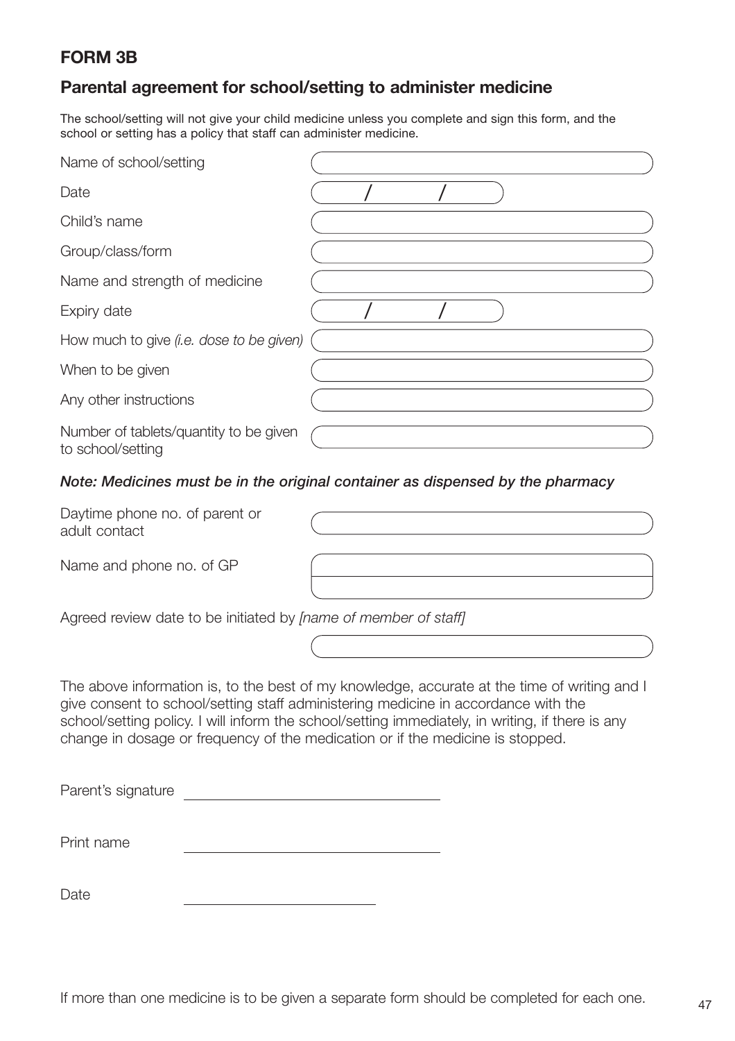## FORM 3B

## Parental agreement for school/setting to administer medicine

The school/setting will not give your child medicine unless you complete and sign this form, and the school or setting has a policy that staff can administer medicine.

| | |
|---|---|
| Name of school/setting | |
| Date | / / |
| Child's name | |
| Group/class/form | |
| Name and strength of medicine | |
| Expiry date | / / |
| How much to give *(i.e. dose to be given)* | |
| When to be given | |
| Any other instructions | |
| Number of tablets/quantity to be given to school/setting | |

***Note: Medicines must be in the original container as dispensed by the pharmacy***

| | |
|---|---|
| Daytime phone no. of parent or adult contact | |
| Name and phone no. of GP | |
| | |

Agreed review date to be initiated by *[name of member of staff]*

The above information is, to the best of my knowledge, accurate at the time of writing and I give consent to school/setting staff administering medicine in accordance with the school/setting policy. I will inform the school/setting immediately, in writing, if there is any change in dosage or frequency of the medication or if the medicine is stopped.

Parent's signature \_\_\_\_\_\_\_\_\_\_\_\_\_\_\_\_\_\_\_\_\_\_\_\_\_\_\_\_

Print name \_\_\_\_\_\_\_\_\_\_\_\_\_\_\_\_\_\_\_\_\_\_\_\_\_\_\_\_

Date \_\_\_\_\_\_\_\_\_\_\_\_\_\_\_\_\_\_\_\_\_\_

If more than one medicine is to be given a separate form should be completed for each one.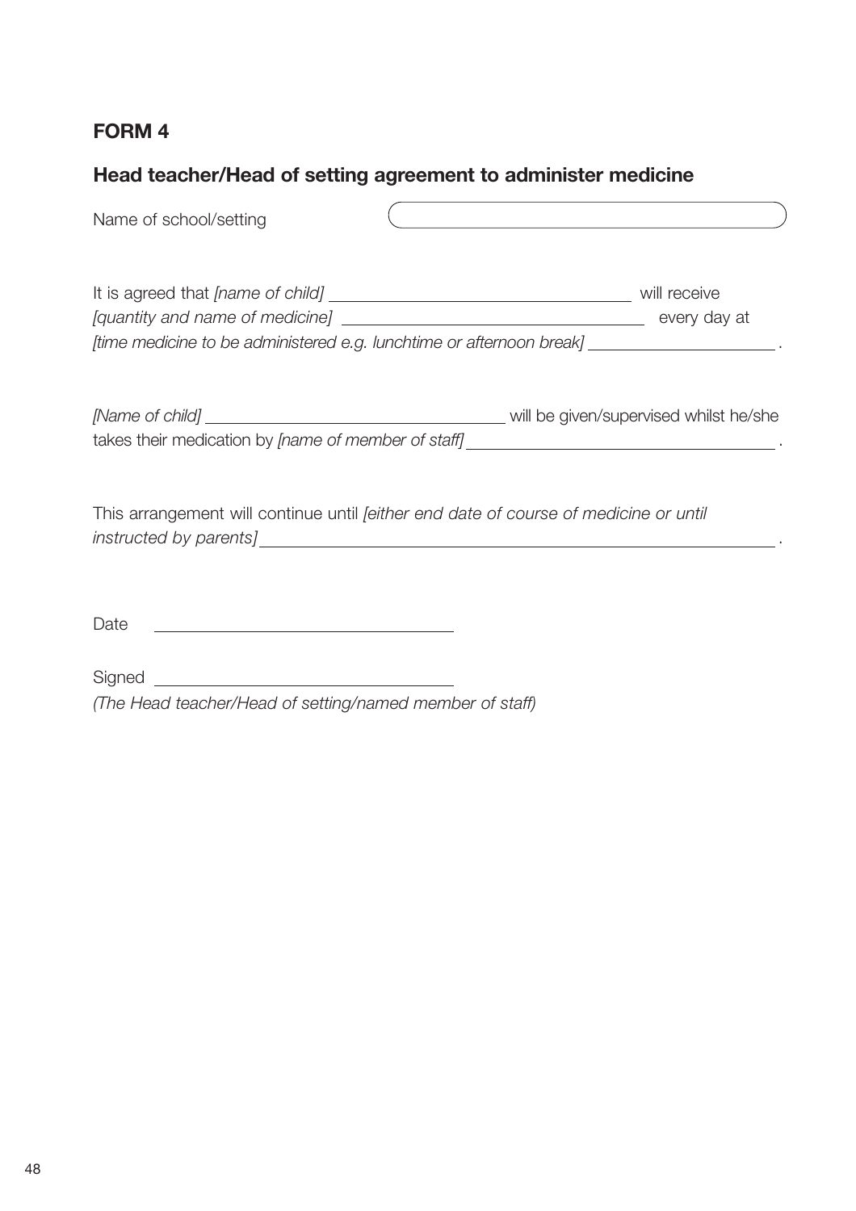## FORM 4

### Head teacher/Head of setting agreement to administer medicine

Name of school/setting ____________________

It is agreed that *[name of child]* ____________________ will receive *[quantity and name of medicine]* ____________________ every day at *[time medicine to be administered e.g. lunchtime or afternoon break]* ____________________.

*[Name of child]* ____________________ will be given/supervised whilst he/she takes their medication by *[name of member of staff]* ____________________.

This arrangement will continue until *[either end date of course of medicine or until instructed by parents]* ____________________.

Date ____________________

Signed ____________________
*(The Head teacher/Head of setting/named member of staff)*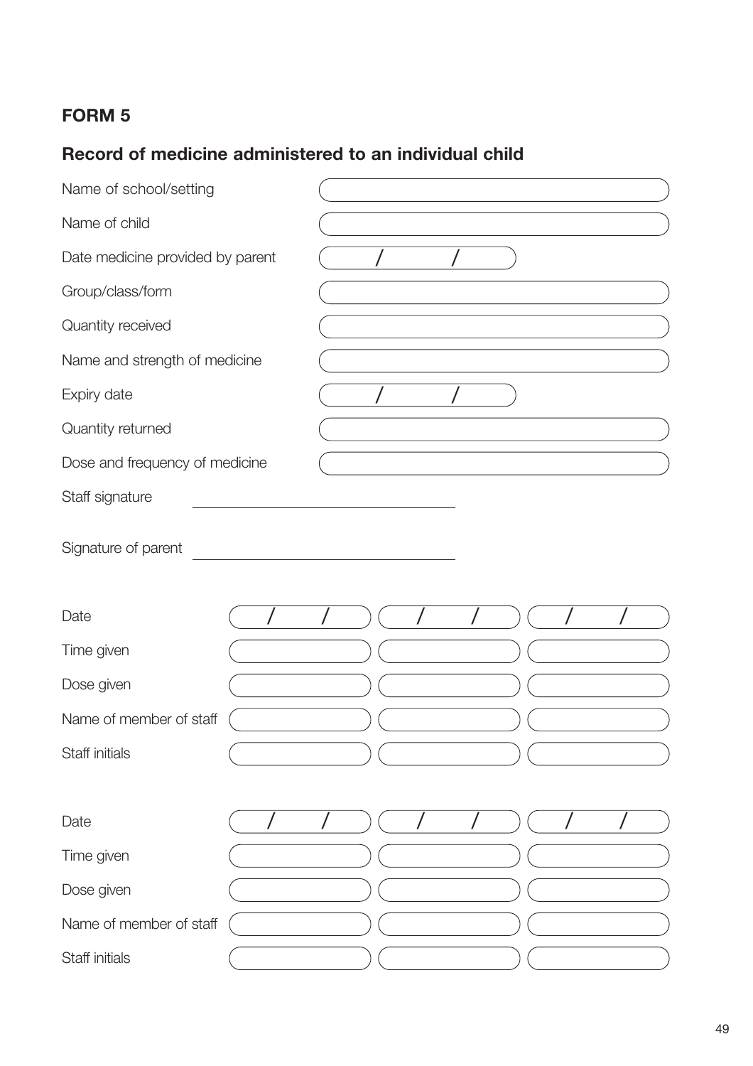# FORM 5

## Record of medicine administered to an individual child

| | |
|---|---|
| Name of school/setting | |
| Name of child | |
| Date medicine provided by parent | / / |
| Group/class/form | |
| Quantity received | |
| Name and strength of medicine | |
| Expiry date | / / |
| Quantity returned | |
| Dose and frequency of medicine | |

Staff signature \_\_\_\_\_\_\_\_\_\_\_\_\_\_\_\_\_\_\_\_\_\_\_\_

Signature of parent \_\_\_\_\_\_\_\_\_\_\_\_\_\_\_\_\_\_\_\_\_\_\_\_

| | | | |
|---|---|---|---|
| Date | / / | / / | / / |
| Time given | | | |
| Dose given | | | |
| Name of member of staff | | | |
| Staff initials | | | |

| | | | |
|---|---|---|---|
| Date | / / | / / | / / |
| Time given | | | |
| Dose given | | | |
| Name of member of staff | | | |
| Staff initials | | | |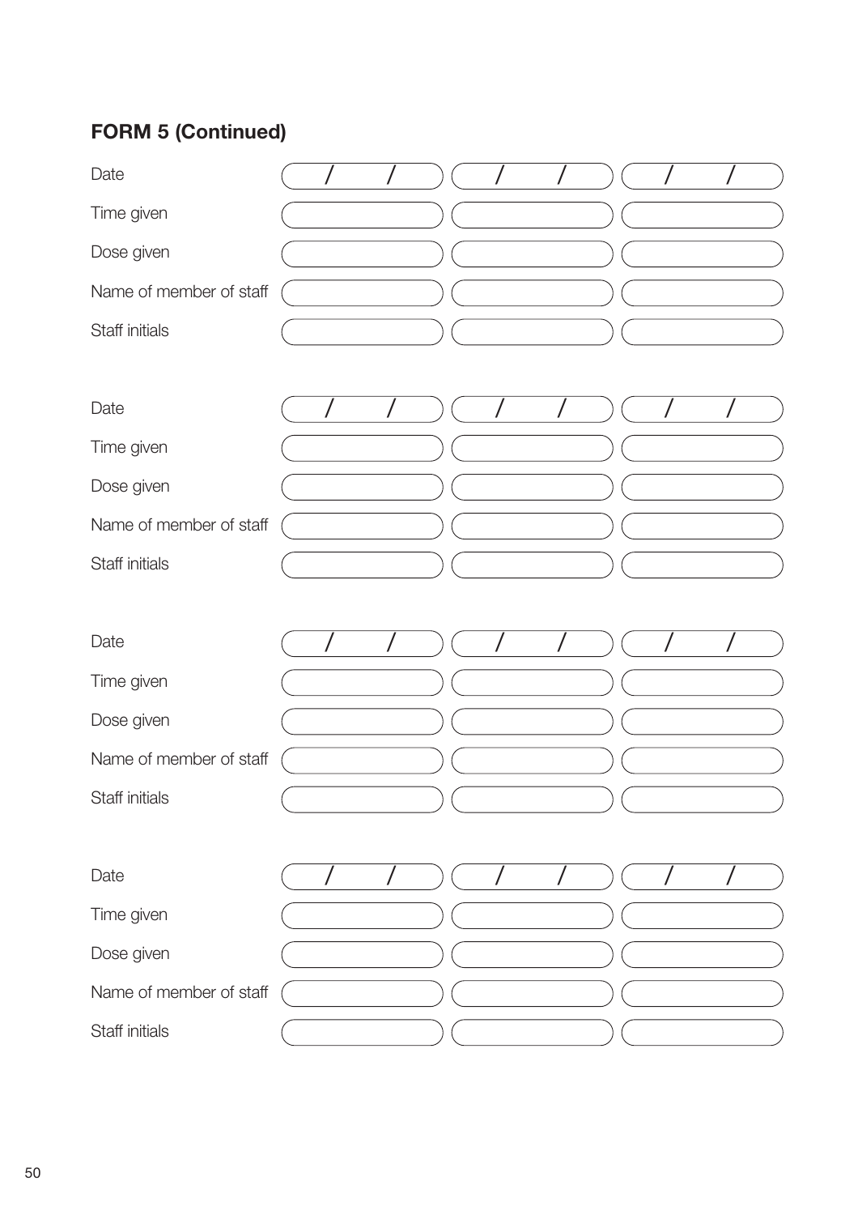## FORM 5 (Continued)

| | | | |
|---|---|---|---|
| Date | / / | / / | / / |
| Time given | | | |
| Dose given | | | |
| Name of member of staff | | | |
| Staff initials | | | |

| | | | |
|---|---|---|---|
| Date | / / | / / | / / |
| Time given | | | |
| Dose given | | | |
| Name of member of staff | | | |
| Staff initials | | | |

| | | | |
|---|---|---|---|
| Date | / / | / / | / / |
| Time given | | | |
| Dose given | | | |
| Name of member of staff | | | |
| Staff initials | | | |

| | | | |
|---|---|---|---|
| Date | / / | / / | / / |
| Time given | | | |
| Dose given | | | |
| Name of member of staff | | | |
| Staff initials | | | |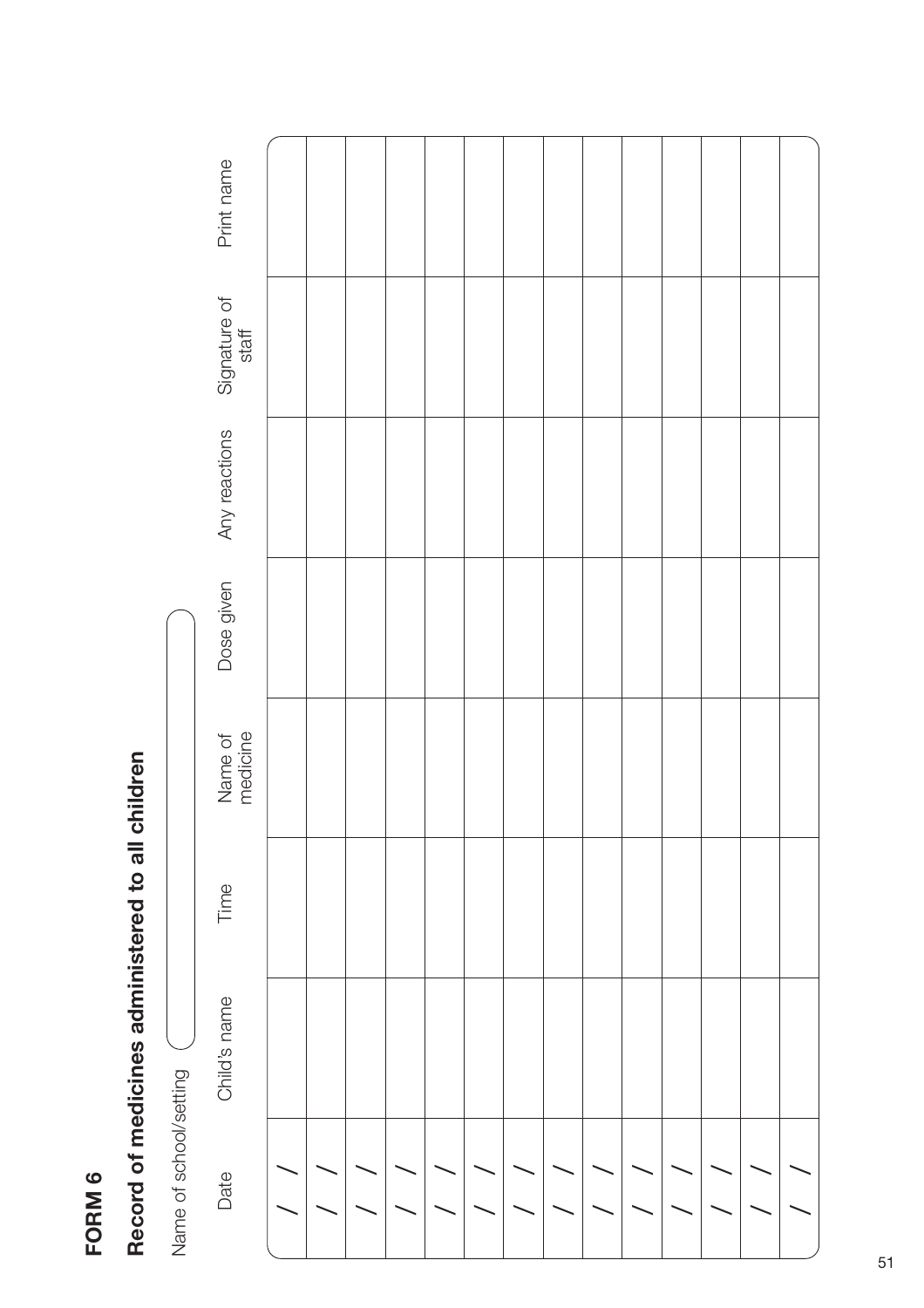**FORM 6**

## Record of medicines administered to all children

Name of school/setting

| Date | Child's name | Time | Name of medicine | Dose given | Any reactions | Signature of staff | Print name |
|---|---|---|---|---|---|---|---|
| / / | | | | | | | |
| / / | | | | | | | |
| / / | | | | | | | |
| / / | | | | | | | |
| / / | | | | | | | |
| / / | | | | | | | |
| / / | | | | | | | |
| / / | | | | | | | |
| / / | | | | | | | |
| / / | | | | | | | |
| / / | | | | | | | |
| / / | | | | | | | |
| / / | | | | | | | |
| / / | | | | | | | |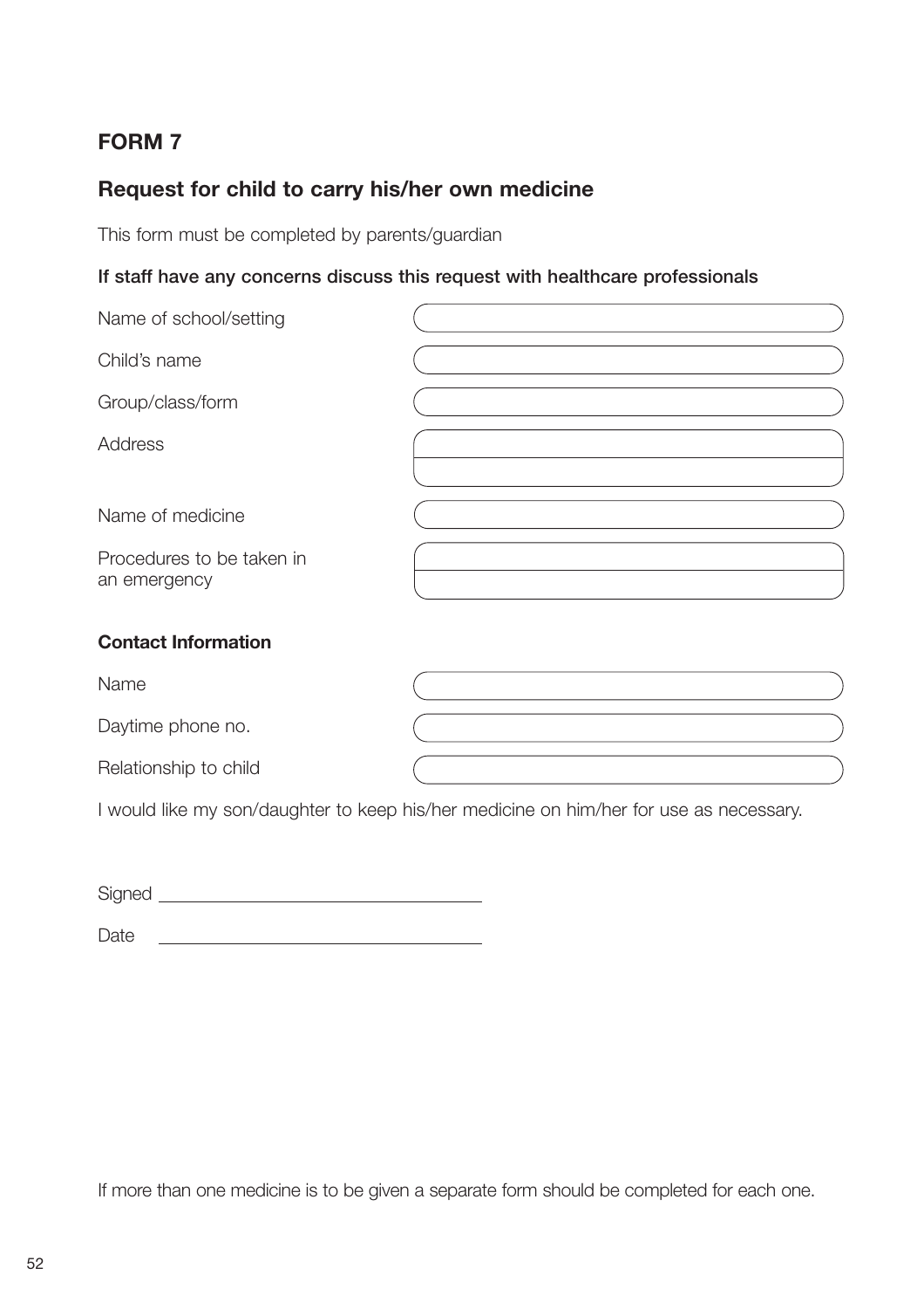## FORM 7

## Request for child to carry his/her own medicine

This form must be completed by parents/guardian

**If staff have any concerns discuss this request with healthcare professionals**

| | |
|---|---|
| Name of school/setting | |
| Child's name | |
| Group/class/form | |
| Address | |
| | |
| Name of medicine | |
| Procedures to be taken in an emergency | |
| | |

**Contact Information**

| | |
|---|---|
| Name | |
| Daytime phone no. | |
| Relationship to child | |

I would like my son/daughter to keep his/her medicine on him/her for use as necessary.

Signed ______________________________

Date ______________________________

If more than one medicine is to be given a separate form should be completed for each one.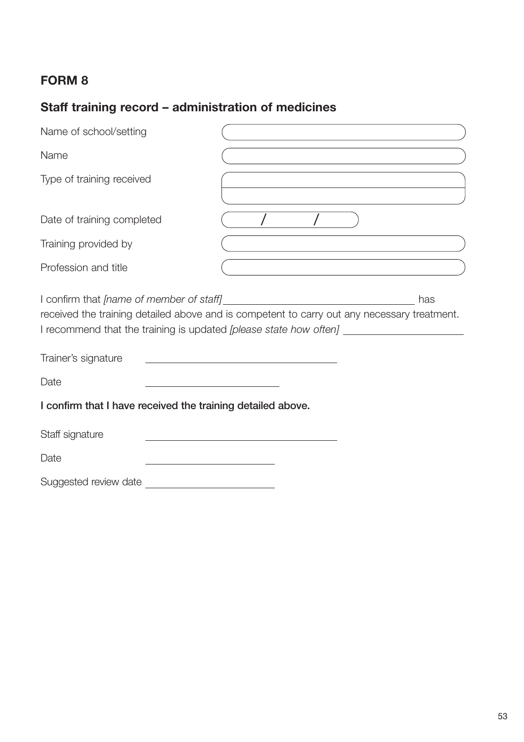## FORM 8

### Staff training record – administration of medicines

Name of school/setting ______________________

Name ______________________

Type of training received ______________________

Date of training completed ____ / ____ / ____

Training provided by ______________________

Profession and title ______________________

I confirm that *[name of member of staff]* ______________________ has received the training detailed above and is competent to carry out any necessary treatment. I recommend that the training is updated *[please state how often]* ______________________

Trainer's signature ______________________

Date ______________________

**I confirm that I have received the training detailed above.**

Staff signature ______________________

Date ______________________

Suggested review date ______________________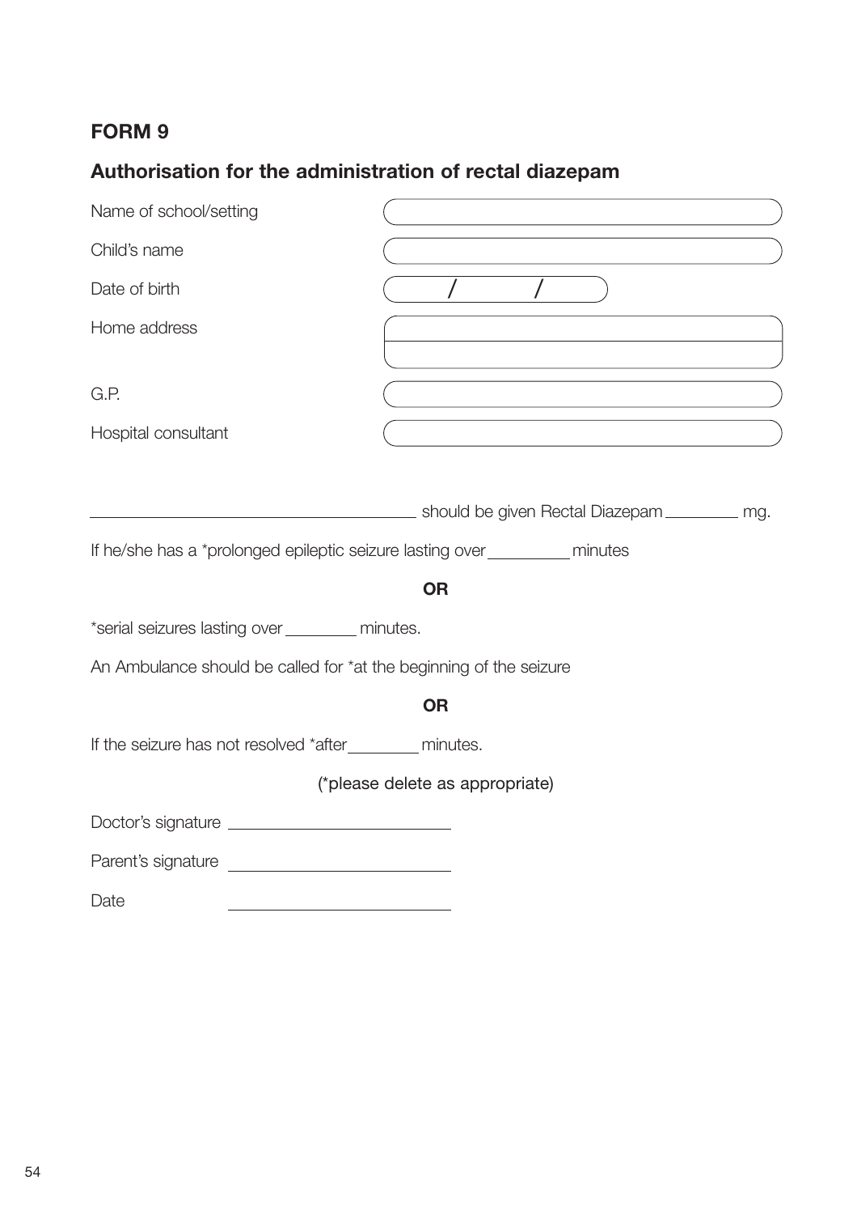## FORM 9

### Authorisation for the administration of rectal diazepam

| | |
|---|---|
| Name of school/setting | |
| Child's name | |
| Date of birth | / / |
| Home address | |
| | |
| G.P. | |
| Hospital consultant | |

\_\_\_\_\_\_\_\_\_\_\_\_\_\_\_\_\_\_\_\_\_\_\_\_\_\_\_\_\_\_\_\_\_\_\_\_\_\_\_\_ should be given Rectal Diazepam \_\_\_\_\_\_\_\_\_ mg.

If he/she has a *prolonged epileptic seizure lasting over \_\_\_\_\_\_\_\_\_\_ minutes

**OR**

*serial seizures lasting over \_\_\_\_\_\_\_\_\_ minutes.

An Ambulance should be called for *at the beginning of the seizure

**OR**

If the seizure has not resolved *after \_\_\_\_\_\_\_\_\_ minutes.

(*please delete as appropriate)

Doctor's signature \_\_\_\_\_\_\_\_\_\_\_\_\_\_\_\_\_\_\_\_\_\_\_\_\_\_\_\_

Parent's signature \_\_\_\_\_\_\_\_\_\_\_\_\_\_\_\_\_\_\_\_\_\_\_\_\_\_\_\_

Date \_\_\_\_\_\_\_\_\_\_\_\_\_\_\_\_\_\_\_\_\_\_\_\_\_\_\_\_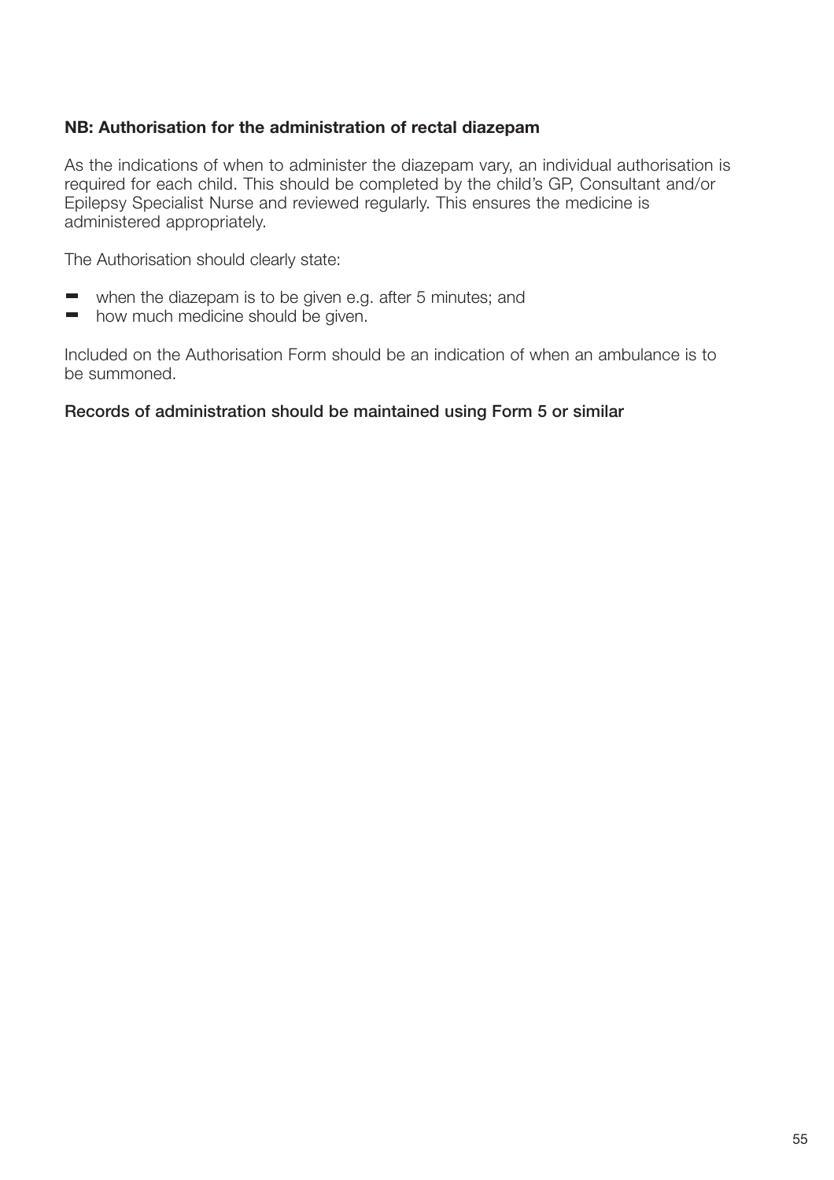**NB: Authorisation for the administration of rectal diazepam**

As the indications of when to administer the diazepam vary, an individual authorisation is required for each child. This should be completed by the child's GP, Consultant and/or Epilepsy Specialist Nurse and reviewed regularly. This ensures the medicine is administered appropriately.

The Authorisation should clearly state:

- when the diazepam is to be given e.g. after 5 minutes; and
- how much medicine should be given.

Included on the Authorisation Form should be an indication of when an ambulance is to be summoned.

**Records of administration should be maintained using Form 5 or similar**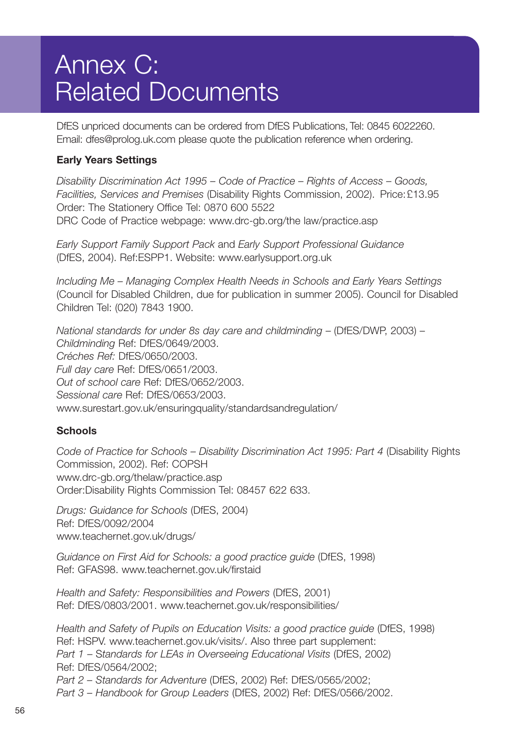# Annex C: Related Documents

DfES unpriced documents can be ordered from DfES Publications, Tel: 0845 6022260. Email: dfes@prolog.uk.com please quote the publication reference when ordering.

**Early Years Settings**

*Disability Discrimination Act 1995 – Code of Practice – Rights of Access – Goods, Facilities, Services and Premises* (Disability Rights Commission, 2002). Price: £13.95
Order: The Stationery Office Tel: 0870 600 5522
DRC Code of Practice webpage: www.drc-gb.org/the law/practice.asp

*Early Support Family Support Pack* and *Early Support Professional Guidance* (DfES, 2004). Ref:ESPP1. Website: www.earlysupport.org.uk

*Including Me – Managing Complex Health Needs in Schools and Early Years Settings* (Council for Disabled Children, due for publication in summer 2005). Council for Disabled Children Tel: (020) 7843 1900.

*National standards for under 8s day care and childminding* – (DfES/DWP, 2003) –
*Childminding* Ref: DfES/0649/2003.
*Créches Ref:* DfES/0650/2003.
*Full day care* Ref: DfES/0651/2003.
*Out of school care* Ref: DfES/0652/2003.
*Sessional care* Ref: DfES/0653/2003.
www.surestart.gov.uk/ensuringquality/standardsandregulation/

**Schools**

*Code of Practice for Schools – Disability Discrimination Act 1995: Part 4* (Disability Rights Commission, 2002). Ref: COPSH
www.drc-gb.org/thelaw/practice.asp
Order:Disability Rights Commission Tel: 08457 622 633.

*Drugs: Guidance for Schools* (DfES, 2004)
Ref: DfES/0092/2004
www.teachernet.gov.uk/drugs/

*Guidance on First Aid for Schools: a good practice guide* (DfES, 1998)
Ref: GFAS98. www.teachernet.gov.uk/firstaid

*Health and Safety: Responsibilities and Powers* (DfES, 2001)
Ref: DfES/0803/2001. www.teachernet.gov.uk/responsibilities/

*Health and Safety of Pupils on Education Visits: a good practice guide* (DfES, 1998)
Ref: HSPV. www.teachernet.gov.uk/visits/. Also three part supplement:
*Part 1 – Standards for LEAs in Overseeing Educational Visits* (DfES, 2002)
Ref: DfES/0564/2002;
*Part 2 – Standards for Adventure* (DfES, 2002) Ref: DfES/0565/2002;
*Part 3 – Handbook for Group Leaders* (DfES, 2002) Ref: DfES/0566/2002.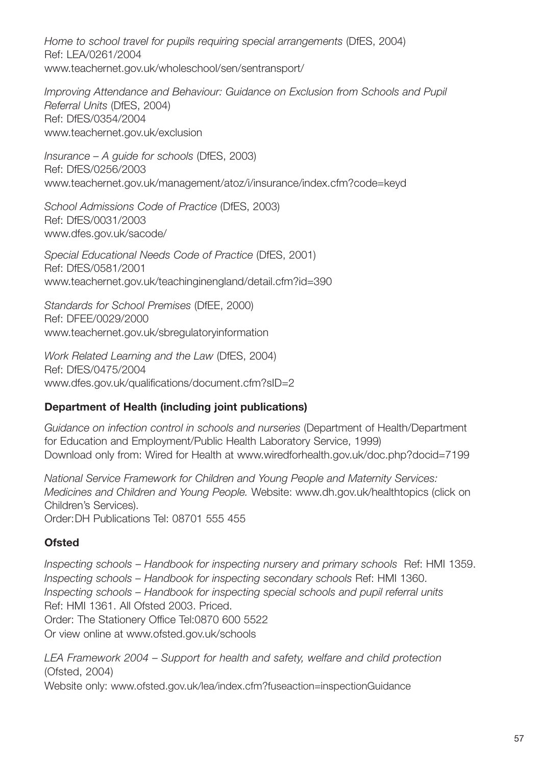*Home to school travel for pupils requiring special arrangements* (DfES, 2004)
Ref: LEA/0261/2004
www.teachernet.gov.uk/wholeschool/sen/sentransport/

*Improving Attendance and Behaviour: Guidance on Exclusion from Schools and Pupil Referral Units* (DfES, 2004)
Ref: DfES/0354/2004
www.teachernet.gov.uk/exclusion

*Insurance – A guide for schools* (DfES, 2003)
Ref: DfES/0256/2003
www.teachernet.gov.uk/management/atoz/i/insurance/index.cfm?code=keyd

*School Admissions Code of Practice* (DfES, 2003)
Ref: DfES/0031/2003
www.dfes.gov.uk/sacode/

*Special Educational Needs Code of Practice* (DfES, 2001)
Ref: DfES/0581/2001
www.teachernet.gov.uk/teachinginengland/detail.cfm?id=390

*Standards for School Premises* (DfEE, 2000)
Ref: DFEE/0029/2000
www.teachernet.gov.uk/sbregulatoryinformation

*Work Related Learning and the Law* (DfES, 2004)
Ref: DfES/0475/2004
www.dfes.gov.uk/qualifications/document.cfm?sID=2

### Department of Health (including joint publications)

*Guidance on infection control in schools and nurseries* (Department of Health/Department for Education and Employment/Public Health Laboratory Service, 1999)
Download only from: Wired for Health at www.wiredforhealth.gov.uk/doc.php?docid=7199

*National Service Framework for Children and Young People and Maternity Services: Medicines and Children and Young People.* Website: www.dh.gov.uk/healthtopics (click on Children's Services).
Order: DH Publications Tel: 08701 555 455

### Ofsted

*Inspecting schools – Handbook for inspecting nursery and primary schools* Ref: HMI 1359.
*Inspecting schools – Handbook for inspecting secondary schools* Ref: HMI 1360.
*Inspecting schools – Handbook for inspecting special schools and pupil referral units*
Ref: HMI 1361. All Ofsted 2003. Priced.
Order: The Stationery Office Tel:0870 600 5522
Or view online at www.ofsted.gov.uk/schools

*LEA Framework 2004 – Support for health and safety, welfare and child protection* (Ofsted, 2004)
Website only: www.ofsted.gov.uk/lea/index.cfm?fuseaction=inspectionGuidance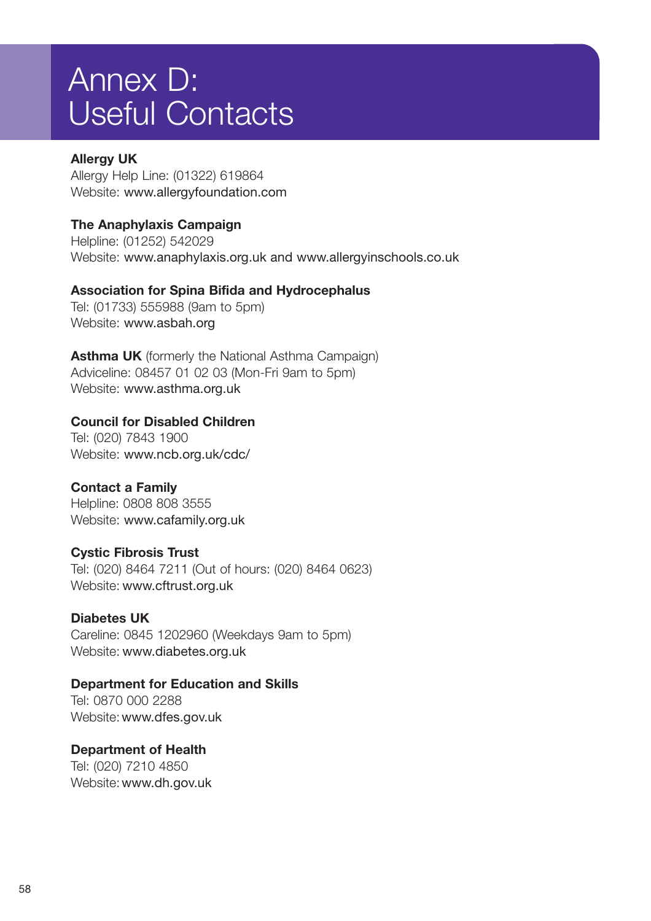# Annex D: Useful Contacts

**Allergy UK**
Allergy Help Line: (01322) 619864
Website: www.allergyfoundation.com

**The Anaphylaxis Campaign**
Helpline: (01252) 542029
Website: www.anaphylaxis.org.uk and www.allergyinschools.co.uk

**Association for Spina Bifida and Hydrocephalus**
Tel: (01733) 555988 (9am to 5pm)
Website: www.asbah.org

**Asthma UK** (formerly the National Asthma Campaign)
Adviceline: 08457 01 02 03 (Mon-Fri 9am to 5pm)
Website: www.asthma.org.uk

**Council for Disabled Children**
Tel: (020) 7843 1900
Website: www.ncb.org.uk/cdc/

**Contact a Family**
Helpline: 0808 808 3555
Website: www.cafamily.org.uk

**Cystic Fibrosis Trust**
Tel: (020) 8464 7211 (Out of hours: (020) 8464 0623)
Website: www.cftrust.org.uk

**Diabetes UK**
Careline: 0845 1202960 (Weekdays 9am to 5pm)
Website: www.diabetes.org.uk

**Department for Education and Skills**
Tel: 0870 000 2288
Website: www.dfes.gov.uk

**Department of Health**
Tel: (020) 7210 4850
Website: www.dh.gov.uk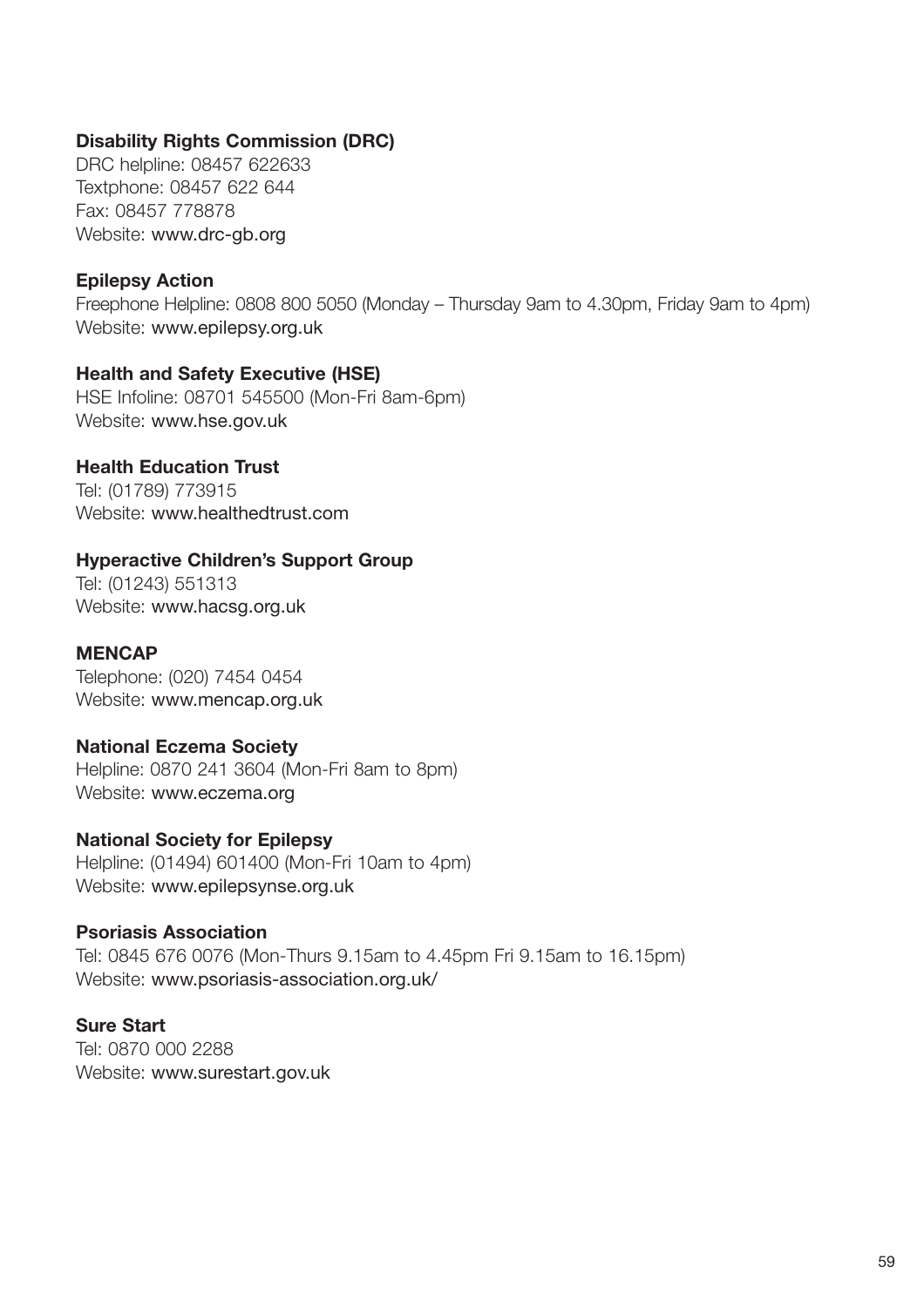**Disability Rights Commission (DRC)**
DRC helpline: 08457 622633
Textphone: 08457 622 644
Fax: 08457 778878
Website: www.drc-gb.org

**Epilepsy Action**
Freephone Helpline: 0808 800 5050 (Monday – Thursday 9am to 4.30pm, Friday 9am to 4pm)
Website: www.epilepsy.org.uk

**Health and Safety Executive (HSE)**
HSE Infoline: 08701 545500 (Mon-Fri 8am-6pm)
Website: www.hse.gov.uk

**Health Education Trust**
Tel: (01789) 773915
Website: www.healthedtrust.com

**Hyperactive Children's Support Group**
Tel: (01243) 551313
Website: www.hacsg.org.uk

**MENCAP**
Telephone: (020) 7454 0454
Website: www.mencap.org.uk

**National Eczema Society**
Helpline: 0870 241 3604 (Mon-Fri 8am to 8pm)
Website: www.eczema.org

**National Society for Epilepsy**
Helpline: (01494) 601400 (Mon-Fri 10am to 4pm)
Website: www.epilepsynse.org.uk

**Psoriasis Association**
Tel: 0845 676 0076 (Mon-Thurs 9.15am to 4.45pm Fri 9.15am to 16.15pm)
Website: www.psoriasis-association.org.uk/

**Sure Start**
Tel: 0870 000 2288
Website: www.surestart.gov.uk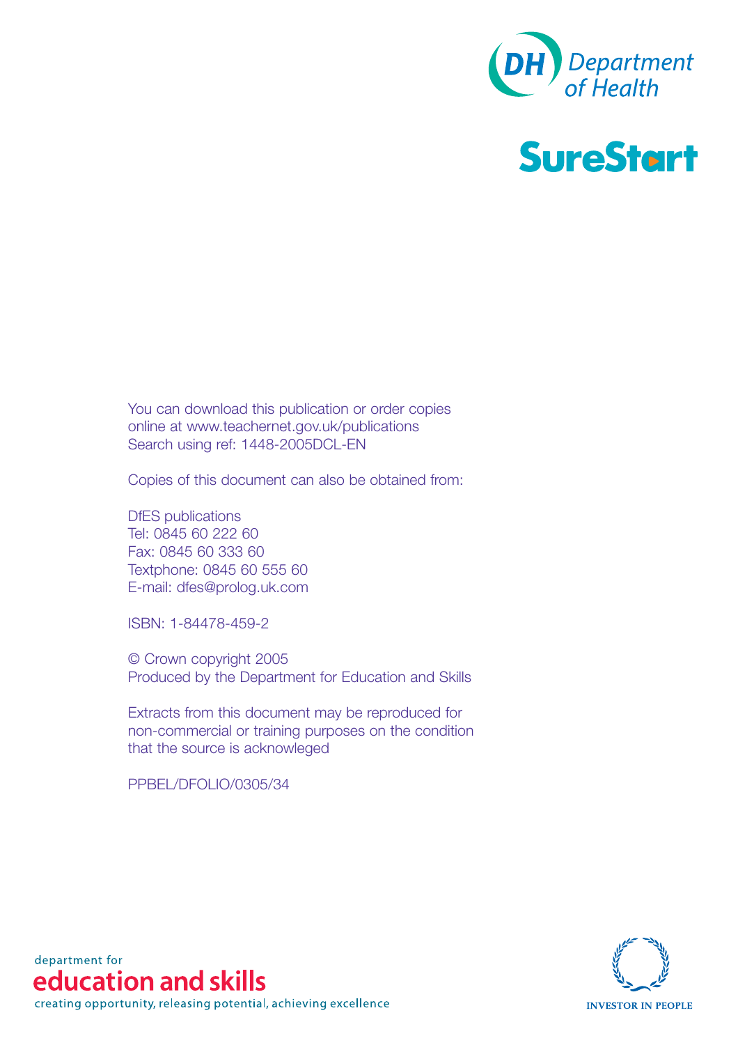DH Department of Health

SureStart

You can download this publication or order copies online at www.teachernet.gov.uk/publications
Search using ref: 1448-2005DCL-EN

Copies of this document can also be obtained from:

DfES publications
Tel: 0845 60 222 60
Fax: 0845 60 333 60
Textphone: 0845 60 555 60
E-mail: dfes@prolog.uk.com

ISBN: 1-84478-459-2

© Crown copyright 2005
Produced by the Department for Education and Skills

Extracts from this document may be reproduced for non-commercial or training purposes on the condition that the source is acknowleged

PPBEL/DFOLIO/0305/34

department for
education and skills
creating opportunity, releasing potential, achieving excellence

INVESTOR IN PEOPLE